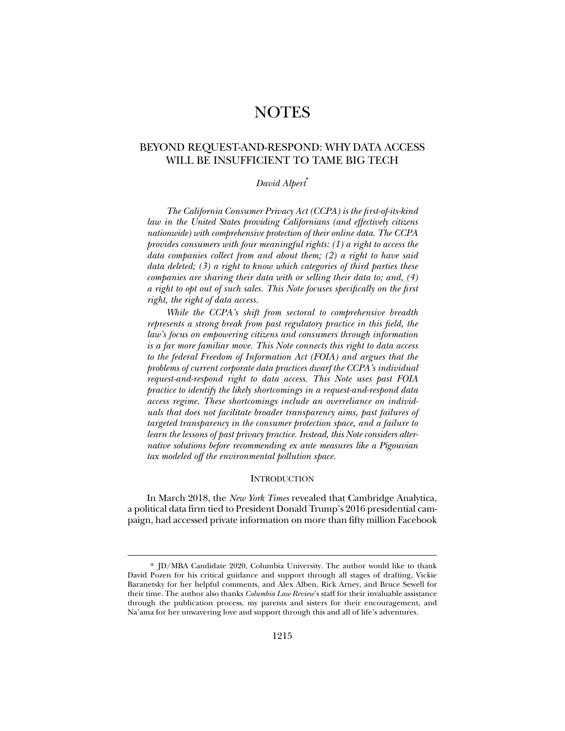# NOTES

## BEYOND REQUEST-AND-RESPOND: WHY DATA ACCESS WILL BE INSUFFICIENT TO TAME BIG TECH

*David Alpert*[*]

*The California Consumer Privacy Act (CCPA) is the first-of-its-kind law in the United States providing Californians (and effectively citizens nationwide) with comprehensive protection of their online data. The CCPA provides consumers with four meaningful rights: (1) a right to access the data companies collect from and about them; (2) a right to have said data deleted; (3) a right to know which categories of third parties these companies are sharing their data with or selling their data to; and, (4) a right to opt out of such sales. This Note focuses specifically on the first right, the right of data access.*

*While the CCPA's shift from sectoral to comprehensive breadth represents a strong break from past regulatory practice in this field, the law's focus on empowering citizens and consumers through information is a far more familiar move. This Note connects this right to data access to the federal Freedom of Information Act (FOIA) and argues that the problems of current corporate data practices dwarf the CCPA's individual request-and-respond right to data access. This Note uses past FOIA practice to identify the likely shortcomings in a request-and-respond data access regime. These shortcomings include an overreliance on individuals that does not facilitate broader transparency aims, past failures of targeted transparency in the consumer protection space, and a failure to learn the lessons of past privacy practice. Instead, this Note considers alternative solutions before recommending ex ante measures like a Pigouvian tax modeled off the environmental pollution space.*

### INTRODUCTION

In March 2018, the *New York Times* revealed that Cambridge Analytica, a political data firm tied to President Donald Trump's 2016 presidential campaign, had accessed private information on more than fifty million Facebook

---

[*] JD/MBA Candidate 2020, Columbia University. The author would like to thank David Pozen for his critical guidance and support through all stages of drafting, Vickie Baranetsky for her helpful comments, and Alex Alben, Rick Arney, and Bruce Sewell for their time. The author also thanks *Columbia Law Review*'s staff for their invaluable assistance through the publication process, my parents and sisters for their encouragement, and Na'ama for her unwavering love and support through this and all of life's adventures.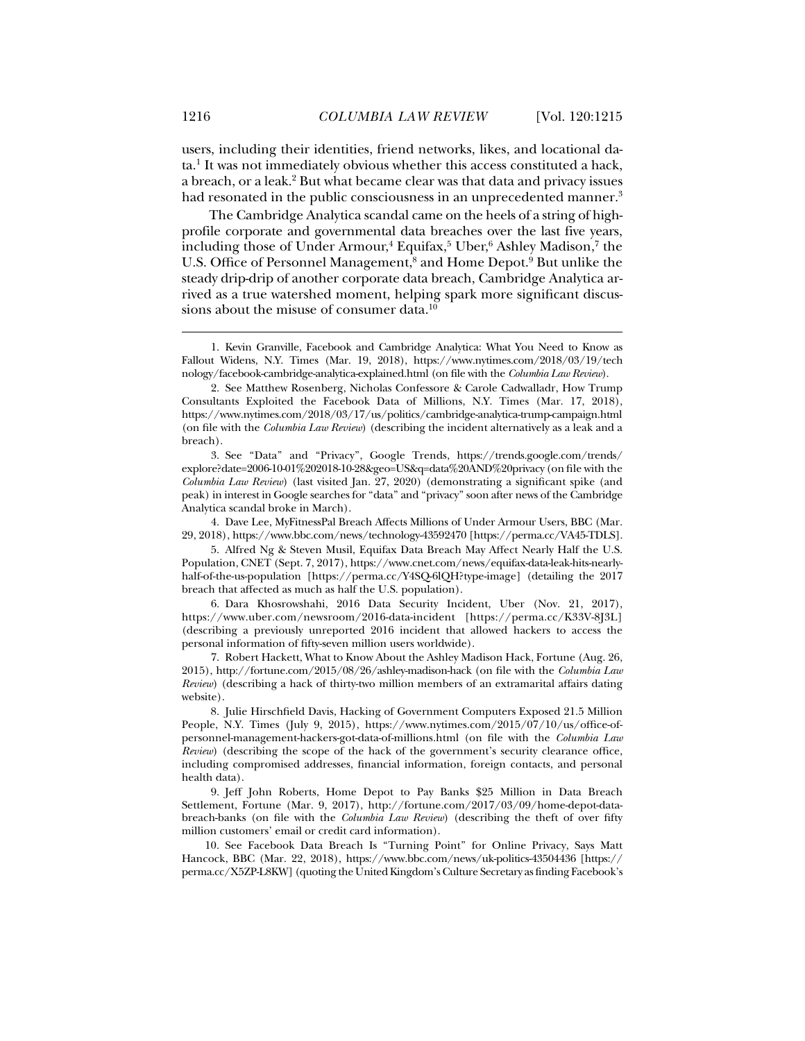users, including their identities, friend networks, likes, and locational data.[1] It was not immediately obvious whether this access constituted a hack, a breach, or a leak.[2] But what became clear was that data and privacy issues had resonated in the public consciousness in an unprecedented manner.[3]

The Cambridge Analytica scandal came on the heels of a string of high-profile corporate and governmental data breaches over the last five years, including those of Under Armour,[4] Equifax,[5] Uber,[6] Ashley Madison,[7] the U.S. Office of Personnel Management,[8] and Home Depot.[9] But unlike the steady drip-drip of another corporate data breach, Cambridge Analytica arrived as a true watershed moment, helping spark more significant discussions about the misuse of consumer data.[10]

---

1. Kevin Granville, Facebook and Cambridge Analytica: What You Need to Know as Fallout Widens, N.Y. Times (Mar. 19, 2018), https://www.nytimes.com/2018/03/19/technology/facebook-cambridge-analytica-explained.html (on file with the *Columbia Law Review*).

2. See Matthew Rosenberg, Nicholas Confessore & Carole Cadwalladr, How Trump Consultants Exploited the Facebook Data of Millions, N.Y. Times (Mar. 17, 2018), https://www.nytimes.com/2018/03/17/us/politics/cambridge-analytica-trump-campaign.html (on file with the *Columbia Law Review*) (describing the incident alternatively as a leak and a breach).

3. See "Data" and "Privacy", Google Trends, https://trends.google.com/trends/explore?date=2006-10-01%202018-10-28&geo=US&q=data%20AND%20privacy (on file with the *Columbia Law Review*) (last visited Jan. 27, 2020) (demonstrating a significant spike (and peak) in interest in Google searches for "data" and "privacy" soon after news of the Cambridge Analytica scandal broke in March).

4. Dave Lee, MyFitnessPal Breach Affects Millions of Under Armour Users, BBC (Mar. 29, 2018), https://www.bbc.com/news/technology-43592470 [https://perma.cc/VA45-TDLS].

5. Alfred Ng & Steven Musil, Equifax Data Breach May Affect Nearly Half the U.S. Population, CNET (Sept. 7, 2017), https://www.cnet.com/news/equifax-data-leak-hits-nearly-half-of-the-us-population [https://perma.cc/Y4SQ-6lQH?type-image] (detailing the 2017 breach that affected as much as half the U.S. population).

6. Dara Khosrowshahi, 2016 Data Security Incident, Uber (Nov. 21, 2017), https://www.uber.com/newsroom/2016-data-incident [https://perma.cc/K33V-8J3L] (describing a previously unreported 2016 incident that allowed hackers to access the personal information of fifty-seven million users worldwide).

7. Robert Hackett, What to Know About the Ashley Madison Hack, Fortune (Aug. 26, 2015), http://fortune.com/2015/08/26/ashley-madison-hack (on file with the *Columbia Law Review*) (describing a hack of thirty-two million members of an extramarital affairs dating website).

8. Julie Hirschfield Davis, Hacking of Government Computers Exposed 21.5 Million People, N.Y. Times (July 9, 2015), https://www.nytimes.com/2015/07/10/us/office-of-personnel-management-hackers-got-data-of-millions.html (on file with the *Columbia Law Review*) (describing the scope of the hack of the government's security clearance office, including compromised addresses, financial information, foreign contacts, and personal health data).

9. Jeff John Roberts, Home Depot to Pay Banks $25 Million in Data Breach Settlement, Fortune (Mar. 9, 2017), http://fortune.com/2017/03/09/home-depot-data-breach-banks (on file with the *Columbia Law Review*) (describing the theft of over fifty million customers' email or credit card information).

10. See Facebook Data Breach Is "Turning Point" for Online Privacy, Says Matt Hancock, BBC (Mar. 22, 2018), https://www.bbc.com/news/uk-politics-43504436 [https://perma.cc/X5ZP-L8KW] (quoting the United Kingdom's Culture Secretary as finding Facebook's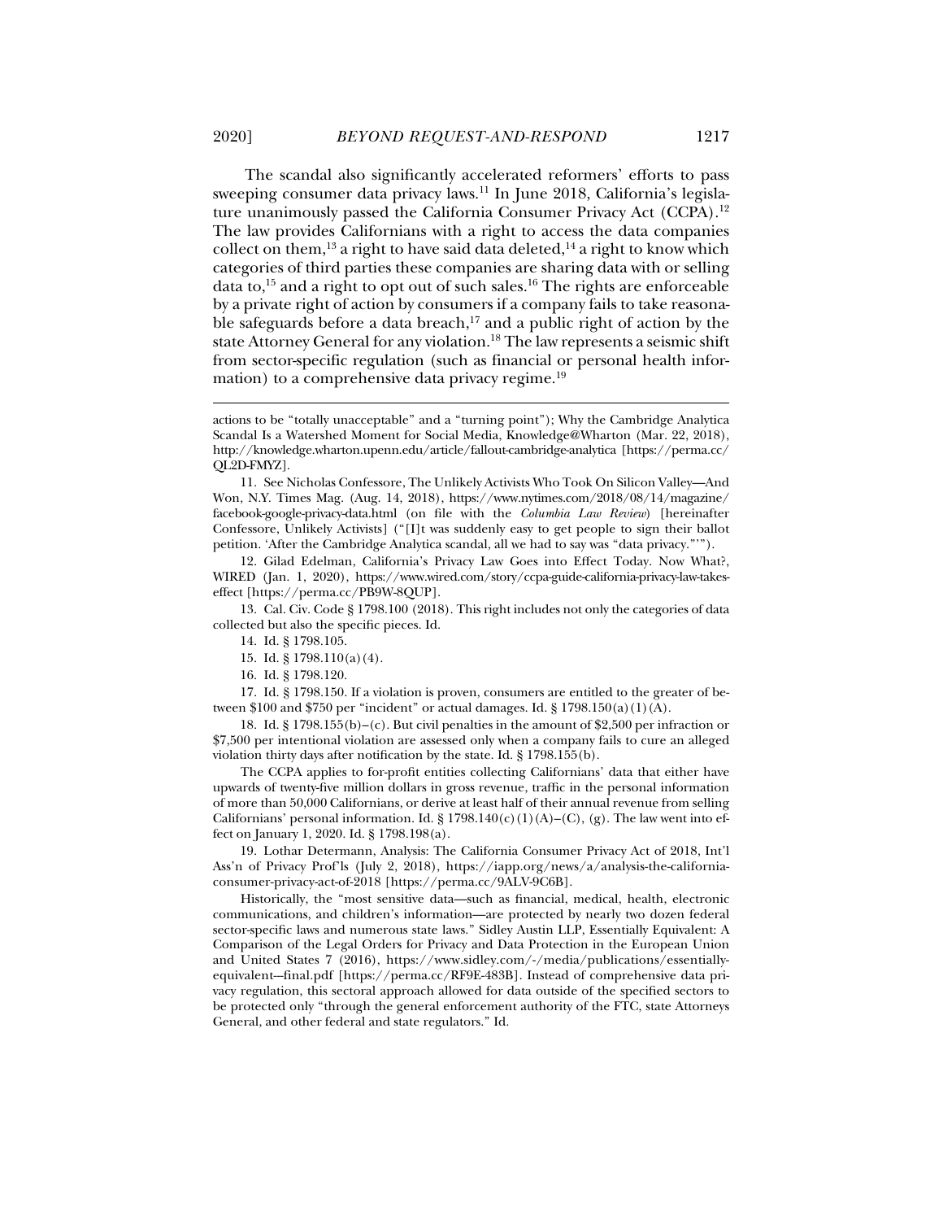The scandal also significantly accelerated reformers' efforts to pass sweeping consumer data privacy laws.[11] In June 2018, California's legislature unanimously passed the California Consumer Privacy Act (CCPA).[12] The law provides Californians with a right to access the data companies collect on them,[13] a right to have said data deleted,[14] a right to know which categories of third parties these companies are sharing data with or selling data to,[15] and a right to opt out of such sales.[16] The rights are enforceable by a private right of action by consumers if a company fails to take reasonable safeguards before a data breach,[17] and a public right of action by the state Attorney General for any violation.[18] The law represents a seismic shift from sector-specific regulation (such as financial or personal health information) to a comprehensive data privacy regime.[19]

---

actions to be "totally unacceptable" and a "turning point"); Why the Cambridge Analytica Scandal Is a Watershed Moment for Social Media, Knowledge@Wharton (Mar. 22, 2018), http://knowledge.wharton.upenn.edu/article/fallout-cambridge-analytica [https://perma.cc/QL2D-FMYZ].

11. See Nicholas Confessore, The Unlikely Activists Who Took On Silicon Valley—And Won, N.Y. Times Mag. (Aug. 14, 2018), https://www.nytimes.com/2018/08/14/magazine/facebook-google-privacy-data.html (on file with the *Columbia Law Review*) [hereinafter Confessore, Unlikely Activists] ("[I]t was suddenly easy to get people to sign their ballot petition. 'After the Cambridge Analytica scandal, all we had to say was "data privacy."'").

12. Gilad Edelman, California's Privacy Law Goes into Effect Today. Now What?, WIRED (Jan. 1, 2020), https://www.wired.com/story/ccpa-guide-california-privacy-law-takes-effect [https://perma.cc/PB9W-8QUP].

13. Cal. Civ. Code § 1798.100 (2018). This right includes not only the categories of data collected but also the specific pieces. Id.

14. Id. § 1798.105.

15. Id. § 1798.110(a)(4).

16. Id. § 1798.120.

17. Id. § 1798.150. If a violation is proven, consumers are entitled to the greater of between $100 and $750 per "incident" or actual damages. Id. § 1798.150(a)(1)(A).

18. Id. § 1798.155(b)–(c). But civil penalties in the amount of $2,500 per infraction or $7,500 per intentional violation are assessed only when a company fails to cure an alleged violation thirty days after notification by the state. Id. § 1798.155(b).

The CCPA applies to for-profit entities collecting Californians' data that either have upwards of twenty-five million dollars in gross revenue, traffic in the personal information of more than 50,000 Californians, or derive at least half of their annual revenue from selling Californians' personal information. Id. § 1798.140(c)(1)(A)–(C), (g). The law went into effect on January 1, 2020. Id. § 1798.198(a).

19. Lothar Determann, Analysis: The California Consumer Privacy Act of 2018, Int'l Ass'n of Privacy Prof'ls (July 2, 2018), https://iapp.org/news/a/analysis-the-california-consumer-privacy-act-of-2018 [https://perma.cc/9ALV-9C6B].

Historically, the "most sensitive data—such as financial, medical, health, electronic communications, and children's information—are protected by nearly two dozen federal sector-specific laws and numerous state laws." Sidley Austin LLP, Essentially Equivalent: A Comparison of the Legal Orders for Privacy and Data Protection in the European Union and United States 7 (2016), https://www.sidley.com/-/media/publications/essentially-equivalent---final.pdf [https://perma.cc/RF9E-483B]. Instead of comprehensive data privacy regulation, this sectoral approach allowed for data outside of the specified sectors to be protected only "through the general enforcement authority of the FTC, state Attorneys General, and other federal and state regulators." Id.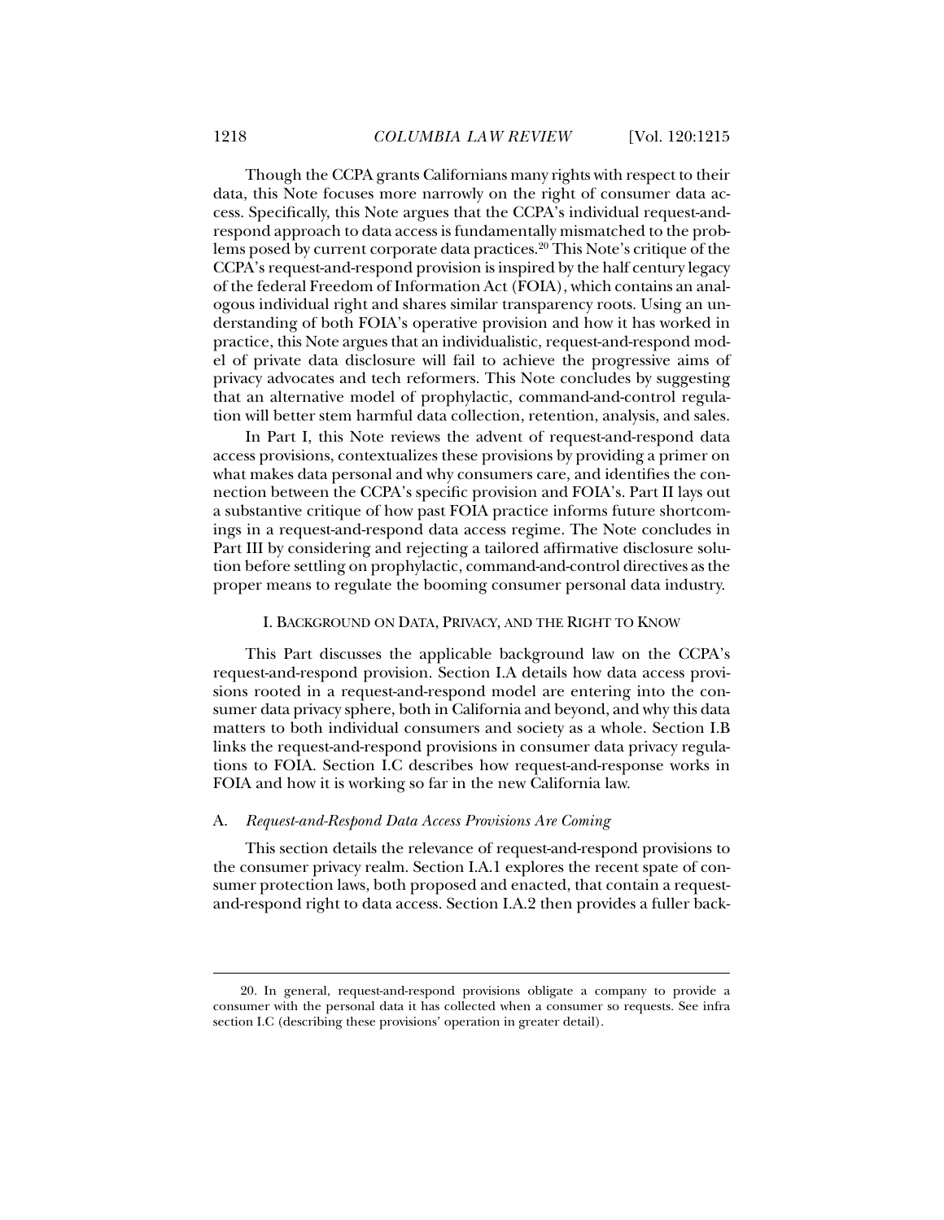Though the CCPA grants Californians many rights with respect to their data, this Note focuses more narrowly on the right of consumer data access. Specifically, this Note argues that the CCPA's individual request-and-respond approach to data access is fundamentally mismatched to the problems posed by current corporate data practices.[20] This Note's critique of the CCPA's request-and-respond provision is inspired by the half century legacy of the federal Freedom of Information Act (FOIA), which contains an analogous individual right and shares similar transparency roots. Using an understanding of both FOIA's operative provision and how it has worked in practice, this Note argues that an individualistic, request-and-respond model of private data disclosure will fail to achieve the progressive aims of privacy advocates and tech reformers. This Note concludes by suggesting that an alternative model of prophylactic, command-and-control regulation will better stem harmful data collection, retention, analysis, and sales.

In Part I, this Note reviews the advent of request-and-respond data access provisions, contextualizes these provisions by providing a primer on what makes data personal and why consumers care, and identifies the connection between the CCPA's specific provision and FOIA's. Part II lays out a substantive critique of how past FOIA practice informs future shortcomings in a request-and-respond data access regime. The Note concludes in Part III by considering and rejecting a tailored affirmative disclosure solution before settling on prophylactic, command-and-control directives as the proper means to regulate the booming consumer personal data industry.

## I. BACKGROUND ON DATA, PRIVACY, AND THE RIGHT TO KNOW

This Part discusses the applicable background law on the CCPA's request-and-respond provision. Section I.A details how data access provisions rooted in a request-and-respond model are entering into the consumer data privacy sphere, both in California and beyond, and why this data matters to both individual consumers and society as a whole. Section I.B links the request-and-respond provisions in consumer data privacy regulations to FOIA. Section I.C describes how request-and-response works in FOIA and how it is working so far in the new California law.

### A. *Request-and-Respond Data Access Provisions Are Coming*

This section details the relevance of request-and-respond provisions to the consumer privacy realm. Section I.A.1 explores the recent spate of consumer protection laws, both proposed and enacted, that contain a request-and-respond right to data access. Section I.A.2 then provides a fuller back-

---

20. In general, request-and-respond provisions obligate a company to provide a consumer with the personal data it has collected when a consumer so requests. See infra section I.C (describing these provisions' operation in greater detail).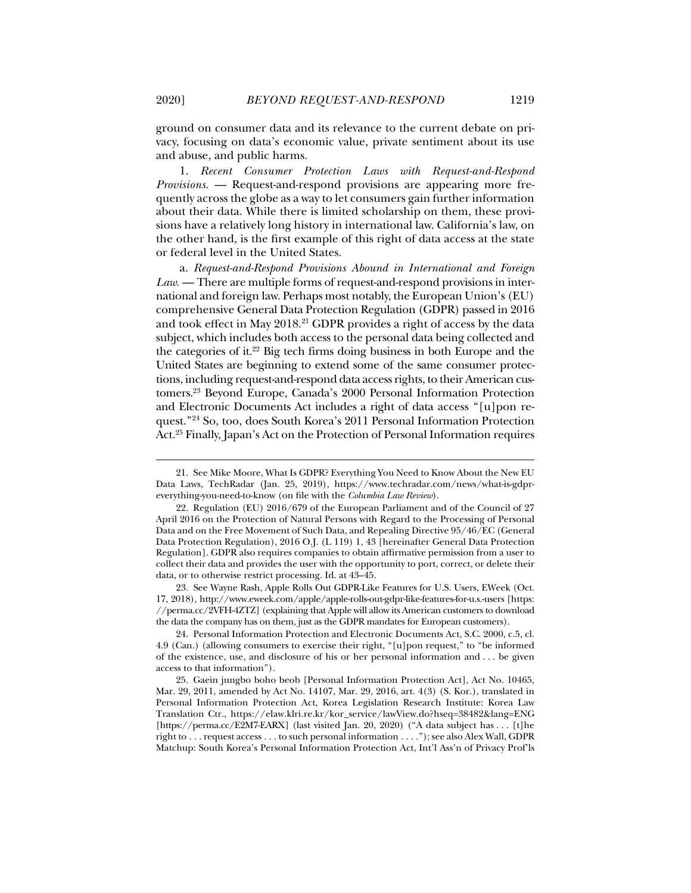ground on consumer data and its relevance to the current debate on privacy, focusing on data's economic value, private sentiment about its use and abuse, and public harms.

1. *Recent Consumer Protection Laws with Request-and-Respond Provisions.* — Request-and-respond provisions are appearing more frequently across the globe as a way to let consumers gain further information about their data. While there is limited scholarship on them, these provisions have a relatively long history in international law. California's law, on the other hand, is the first example of this right of data access at the state or federal level in the United States.

a. *Request-and-Respond Provisions Abound in International and Foreign Law.* — There are multiple forms of request-and-respond provisions in international and foreign law. Perhaps most notably, the European Union's (EU) comprehensive General Data Protection Regulation (GDPR) passed in 2016 and took effect in May 2018.[21] GDPR provides a right of access by the data subject, which includes both access to the personal data being collected and the categories of it.[22] Big tech firms doing business in both Europe and the United States are beginning to extend some of the same consumer protections, including request-and-respond data access rights, to their American customers.[23] Beyond Europe, Canada's 2000 Personal Information Protection and Electronic Documents Act includes a right of data access "[u]pon request."[24] So, too, does South Korea's 2011 Personal Information Protection Act.[25] Finally, Japan's Act on the Protection of Personal Information requires

---

21. See Mike Moore, What Is GDPR? Everything You Need to Know About the New EU Data Laws, TechRadar (Jan. 25, 2019), https://www.techradar.com/news/what-is-gdpr-everything-you-need-to-know (on file with the *Columbia Law Review*).

22. Regulation (EU) 2016/679 of the European Parliament and of the Council of 27 April 2016 on the Protection of Natural Persons with Regard to the Processing of Personal Data and on the Free Movement of Such Data, and Repealing Directive 95/46/EC (General Data Protection Regulation), 2016 O.J. (L 119) 1, 43 [hereinafter General Data Protection Regulation]. GDPR also requires companies to obtain affirmative permission from a user to collect their data and provides the user with the opportunity to port, correct, or delete their data, or to otherwise restrict processing. Id. at 43–45.

23. See Wayne Rash, Apple Rolls Out GDPR-Like Features for U.S. Users, EWeek (Oct. 17, 2018), http://www.eweek.com/apple/apple-rolls-out-gdpr-like-features-for-u.s.-users [https://perma.cc/2VFH-4ZTZ] (explaining that Apple will allow its American customers to download the data the company has on them, just as the GDPR mandates for European customers).

24. Personal Information Protection and Electronic Documents Act, S.C. 2000, c.5, cl. 4.9 (Can.) (allowing consumers to exercise their right, "[u]pon request," to "be informed of the existence, use, and disclosure of his or her personal information and . . . be given access to that information").

25. Gaein jungbo boho beob [Personal Information Protection Act], Act No. 10465, Mar. 29, 2011, amended by Act No. 14107, Mar. 29, 2016, art. 4(3) (S. Kor.), translated in Personal Information Protection Act, Korea Legislation Research Institute: Korea Law Translation Ctr., https://elaw.klri.re.kr/kor_service/lawView.do?hseq=38482&lang=ENG [https://perma.cc/E2M7-EARX] (last visited Jan. 20, 2020) ("A data subject has . . . [t]he right to . . . request access . . . to such personal information . . . ."); see also Alex Wall, GDPR Matchup: South Korea's Personal Information Protection Act, Int'l Ass'n of Privacy Prof'ls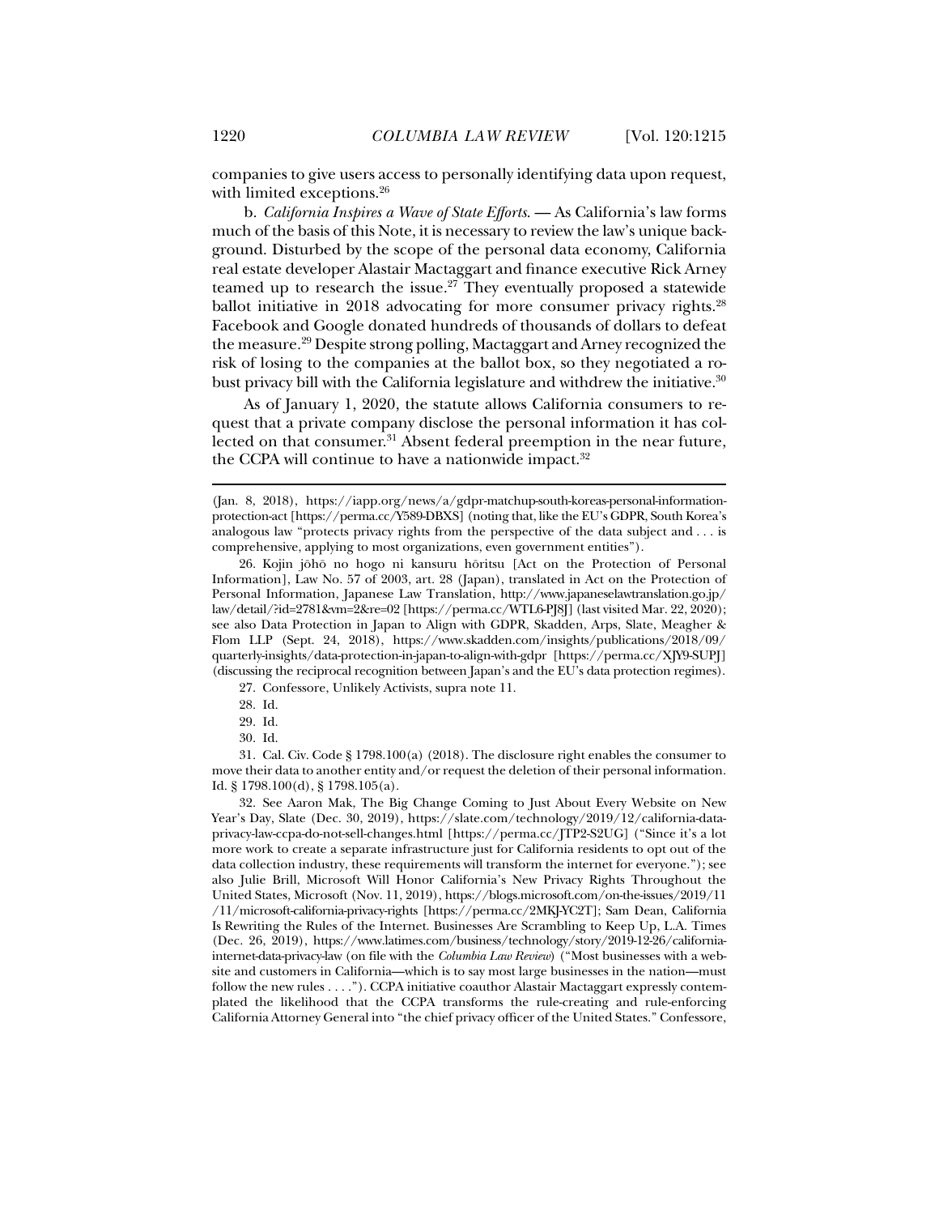companies to give users access to personally identifying data upon request, with limited exceptions.[26]

b. *California Inspires a Wave of State Efforts*. — As California's law forms much of the basis of this Note, it is necessary to review the law's unique background. Disturbed by the scope of the personal data economy, California real estate developer Alastair Mactaggart and finance executive Rick Arney teamed up to research the issue.[27] They eventually proposed a statewide ballot initiative in 2018 advocating for more consumer privacy rights.[28] Facebook and Google donated hundreds of thousands of dollars to defeat the measure.[29] Despite strong polling, Mactaggart and Arney recognized the risk of losing to the companies at the ballot box, so they negotiated a robust privacy bill with the California legislature and withdrew the initiative.[30]

As of January 1, 2020, the statute allows California consumers to request that a private company disclose the personal information it has collected on that consumer.[31] Absent federal preemption in the near future, the CCPA will continue to have a nationwide impact.[32]

---

(Jan. 8, 2018), https://iapp.org/news/a/gdpr-matchup-south-koreas-personal-information-protection-act [https://perma.cc/Y589-DBXS] (noting that, like the EU's GDPR, South Korea's analogous law "protects privacy rights from the perspective of the data subject and . . . is comprehensive, applying to most organizations, even government entities").

26. Kojin jōhō no hogo ni kansuru hōritsu [Act on the Protection of Personal Information], Law No. 57 of 2003, art. 28 (Japan), translated in Act on the Protection of Personal Information, Japanese Law Translation, http://www.japaneselawtranslation.go.jp/law/detail/?id=2781&vm=2&re=02 [https://perma.cc/WTL6-PJ8J] (last visited Mar. 22, 2020); see also Data Protection in Japan to Align with GDPR, Skadden, Arps, Slate, Meagher & Flom LLP (Sept. 24, 2018), https://www.skadden.com/insights/publications/2018/09/quarterly-insights/data-protection-in-japan-to-align-with-gdpr [https://perma.cc/XJY9-SUPJ] (discussing the reciprocal recognition between Japan's and the EU's data protection regimes).

27. Confessore, Unlikely Activists, supra note 11.

28. Id.

29. Id.

30. Id.

31. Cal. Civ. Code § 1798.100(a) (2018). The disclosure right enables the consumer to move their data to another entity and/or request the deletion of their personal information. Id. § 1798.100(d), § 1798.105(a).

32. See Aaron Mak, The Big Change Coming to Just About Every Website on New Year's Day, Slate (Dec. 30, 2019), https://slate.com/technology/2019/12/california-data-privacy-law-ccpa-do-not-sell-changes.html [https://perma.cc/JTP2-S2UG] ("Since it's a lot more work to create a separate infrastructure just for California residents to opt out of the data collection industry, these requirements will transform the internet for everyone."); see also Julie Brill, Microsoft Will Honor California's New Privacy Rights Throughout the United States, Microsoft (Nov. 11, 2019), https://blogs.microsoft.com/on-the-issues/2019/11/11/microsoft-california-privacy-rights [https://perma.cc/2MKJ-YC2T]; Sam Dean, California Is Rewriting the Rules of the Internet. Businesses Are Scrambling to Keep Up, L.A. Times (Dec. 26, 2019), https://www.latimes.com/business/technology/story/2019-12-26/california-internet-data-privacy-law (on file with the *Columbia Law Review*) ("Most businesses with a website and customers in California—which is to say most large businesses in the nation—must follow the new rules . . . ."). CCPA initiative coauthor Alastair Mactaggart expressly contemplated the likelihood that the CCPA transforms the rule-creating and rule-enforcing California Attorney General into "the chief privacy officer of the United States." Confessore,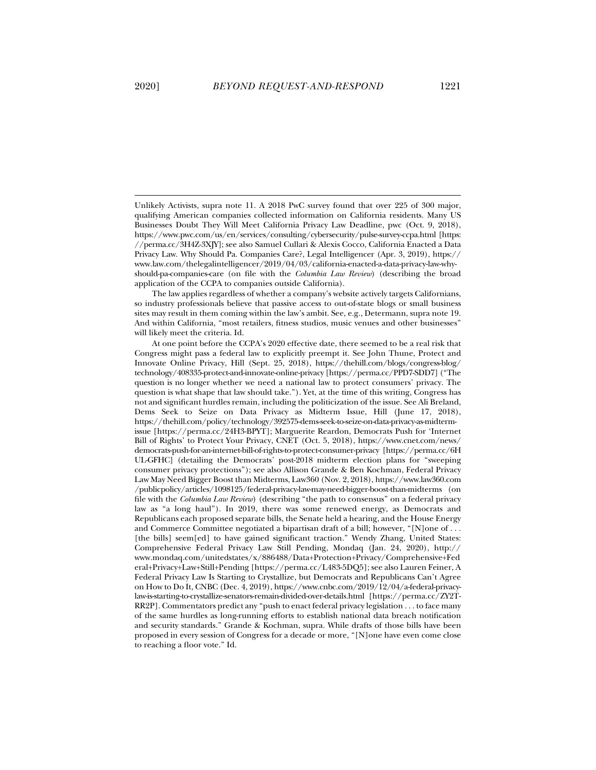Unlikely Activists, supra note 11. A 2018 PwC survey found that over 225 of 300 major, qualifying American companies collected information on California residents. Many US Businesses Doubt They Will Meet California Privacy Law Deadline, pwc (Oct. 9, 2018), https://www.pwc.com/us/en/services/consulting/cybersecurity/pulse-survey-ccpa.html [https://perma.cc/3H4Z-3XJY]; see also Samuel Cullari & Alexis Cocco, California Enacted a Data Privacy Law. Why Should Pa. Companies Care?, Legal Intelligencer (Apr. 3, 2019), https://www.law.com/thelegalintelligencer/2019/04/03/california-enacted-a-data-privacy-law-why-should-pa-companies-care (on file with the *Columbia Law Review*) (describing the broad application of the CCPA to companies outside California).

The law applies regardless of whether a company's website actively targets Californians, so industry professionals believe that passive access to out-of-state blogs or small business sites may result in them coming within the law's ambit. See, e.g., Determann, supra note 19. And within California, "most retailers, fitness studios, music venues and other businesses" will likely meet the criteria. Id.

At one point before the CCPA's 2020 effective date, there seemed to be a real risk that Congress might pass a federal law to explicitly preempt it. See John Thune, Protect and Innovate Online Privacy, Hill (Sept. 25, 2018), https://thehill.com/blogs/congress-blog/technology/408335-protect-and-innovate-online-privacy [https://perma.cc/PPD7-SDD7] ("The question is no longer whether we need a national law to protect consumers' privacy. The question is what shape that law should take."). Yet, at the time of this writing, Congress has not and significant hurdles remain, including the politicization of the issue. See Ali Breland, Dems Seek to Seize on Data Privacy as Midterm Issue, Hill (June 17, 2018), https://thehill.com/policy/technology/392575-dems-seek-to-seize-on-data-privacy-as-midterm-issue [https://perma.cc/24H3-BPYT]; Marguerite Reardon, Democrats Push for 'Internet Bill of Rights' to Protect Your Privacy, CNET (Oct. 5, 2018), https://www.cnet.com/news/democrats-push-for-an-internet-bill-of-rights-to-protect-consumer-privacy [https://perma.cc/6HUL-GFHC] (detailing the Democrats' post-2018 midterm election plans for "sweeping consumer privacy protections"); see also Allison Grande & Ben Kochman, Federal Privacy Law May Need Bigger Boost than Midterms, Law360 (Nov. 2, 2018), https://www.law360.com/publicpolicy/articles/1098125/federal-privacy-law-may-need-bigger-boost-than-midterms (on file with the *Columbia Law Review*) (describing "the path to consensus" on a federal privacy law as "a long haul"). In 2019, there was some renewed energy, as Democrats and Republicans each proposed separate bills, the Senate held a hearing, and the House Energy and Commerce Committee negotiated a bipartisan draft of a bill; however, "[N]one of . . . [the bills] seem[ed] to have gained significant traction." Wendy Zhang, United States: Comprehensive Federal Privacy Law Still Pending, Mondaq (Jan. 24, 2020), http://www.mondaq.com/unitedstates/x/886488/Data+Protection+Privacy/Comprehensive+Federal+Privacy+Law+Still+Pending [https://perma.cc/L483-5DQ5]; see also Lauren Feiner, A Federal Privacy Law Is Starting to Crystallize, but Democrats and Republicans Can't Agree on How to Do It, CNBC (Dec. 4, 2019), https://www.cnbc.com/2019/12/04/a-federal-privacy-law-is-starting-to-crystallize-senators-remain-divided-over-details.html [https://perma.cc/ZY2T-RR2P]. Commentators predict any "push to enact federal privacy legislation . . . to face many of the same hurdles as long-running efforts to establish national data breach notification and security standards." Grande & Kochman, supra. While drafts of those bills have been proposed in every session of Congress for a decade or more, "[N]one have even come close to reaching a floor vote." Id.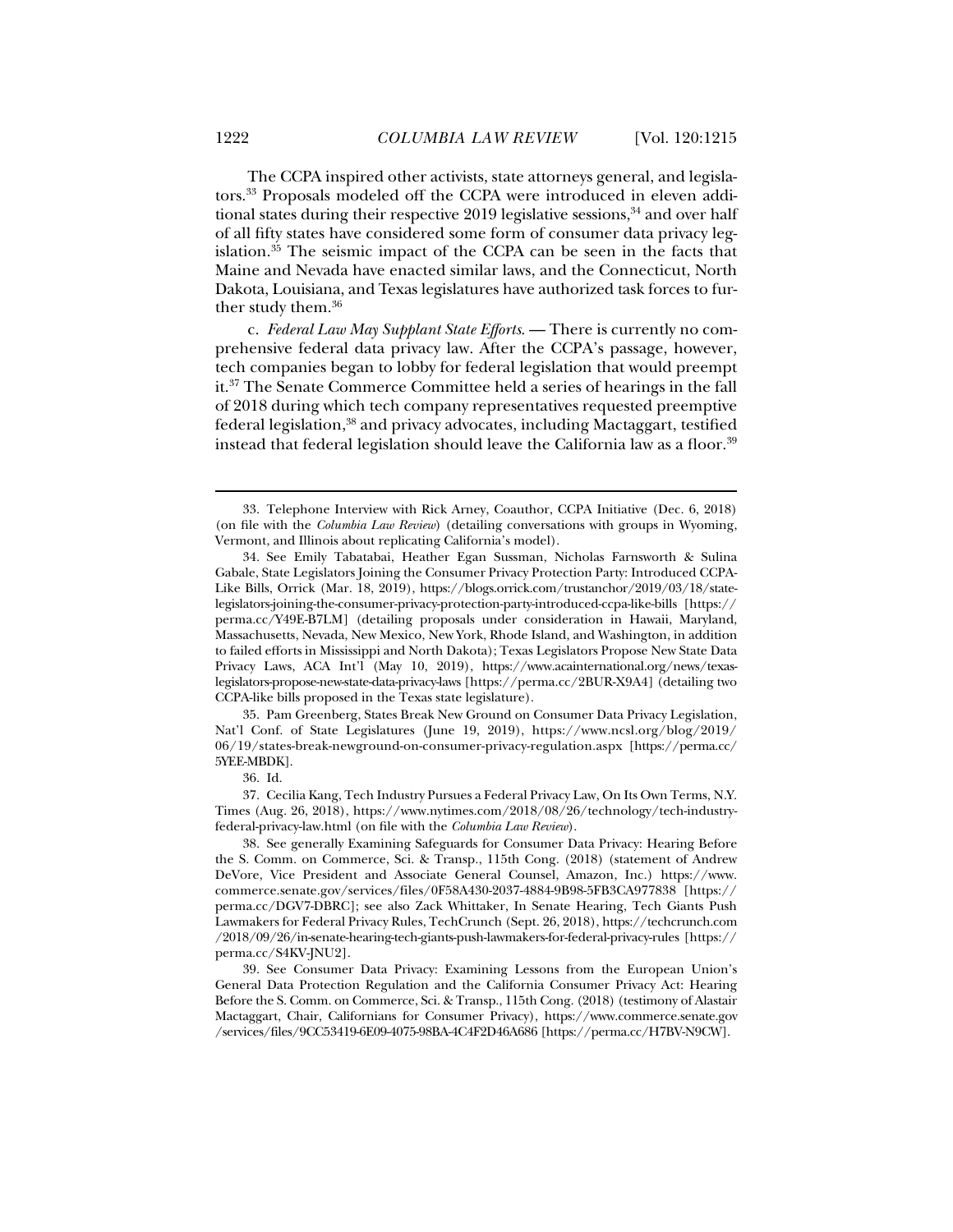The CCPA inspired other activists, state attorneys general, and legislators.[33] Proposals modeled off the CCPA were introduced in eleven additional states during their respective 2019 legislative sessions,[34] and over half of all fifty states have considered some form of consumer data privacy legislation.[35] The seismic impact of the CCPA can be seen in the facts that Maine and Nevada have enacted similar laws, and the Connecticut, North Dakota, Louisiana, and Texas legislatures have authorized task forces to further study them.[36]

c. *Federal Law May Supplant State Efforts*. — There is currently no comprehensive federal data privacy law. After the CCPA's passage, however, tech companies began to lobby for federal legislation that would preempt it.[37] The Senate Commerce Committee held a series of hearings in the fall of 2018 during which tech company representatives requested preemptive federal legislation,[38] and privacy advocates, including Mactaggart, testified instead that federal legislation should leave the California law as a floor.[39]

---

33. Telephone Interview with Rick Arney, Coauthor, CCPA Initiative (Dec. 6, 2018) (on file with the *Columbia Law Review*) (detailing conversations with groups in Wyoming, Vermont, and Illinois about replicating California's model).

34. See Emily Tabatabai, Heather Egan Sussman, Nicholas Farnsworth & Sulina Gabale, State Legislators Joining the Consumer Privacy Protection Party: Introduced CCPA-Like Bills, Orrick (Mar. 18, 2019), https://blogs.orrick.com/trustanchor/2019/03/18/state-legislators-joining-the-consumer-privacy-protection-party-introduced-ccpa-like-bills [https://perma.cc/Y49E-B7LM] (detailing proposals under consideration in Hawaii, Maryland, Massachusetts, Nevada, New Mexico, New York, Rhode Island, and Washington, in addition to failed efforts in Mississippi and North Dakota); Texas Legislators Propose New State Data Privacy Laws, ACA Int'l (May 10, 2019), https://www.acainternational.org/news/texas-legislators-propose-new-state-data-privacy-laws [https://perma.cc/2BUR-X9A4] (detailing two CCPA-like bills proposed in the Texas state legislature).

35. Pam Greenberg, States Break New Ground on Consumer Data Privacy Legislation, Nat'l Conf. of State Legislatures (June 19, 2019), https://www.ncsl.org/blog/2019/06/19/states-break-newground-on-consumer-privacy-regulation.aspx [https://perma.cc/5YEE-MBDK].

36. Id.

37. Cecilia Kang, Tech Industry Pursues a Federal Privacy Law, On Its Own Terms, N.Y. Times (Aug. 26, 2018), https://www.nytimes.com/2018/08/26/technology/tech-industry-federal-privacy-law.html (on file with the *Columbia Law Review*).

38. See generally Examining Safeguards for Consumer Data Privacy: Hearing Before the S. Comm. on Commerce, Sci. & Transp., 115th Cong. (2018) (statement of Andrew DeVore, Vice President and Associate General Counsel, Amazon, Inc.) https://www.commerce.senate.gov/services/files/0F58A430-2037-4884-9B98-5FB3CA977838 [https://perma.cc/DGV7-DBRC]; see also Zack Whittaker, In Senate Hearing, Tech Giants Push Lawmakers for Federal Privacy Rules, TechCrunch (Sept. 26, 2018), https://techcrunch.com/2018/09/26/in-senate-hearing-tech-giants-push-lawmakers-for-federal-privacy-rules [https://perma.cc/S4KV-JNU2].

39. See Consumer Data Privacy: Examining Lessons from the European Union's General Data Protection Regulation and the California Consumer Privacy Act: Hearing Before the S. Comm. on Commerce, Sci. & Transp., 115th Cong. (2018) (testimony of Alastair Mactaggart, Chair, Californians for Consumer Privacy), https://www.commerce.senate.gov/services/files/9CC53419-6E09-4075-98BA-4C4F2D46A686 [https://perma.cc/H7BV-N9CW].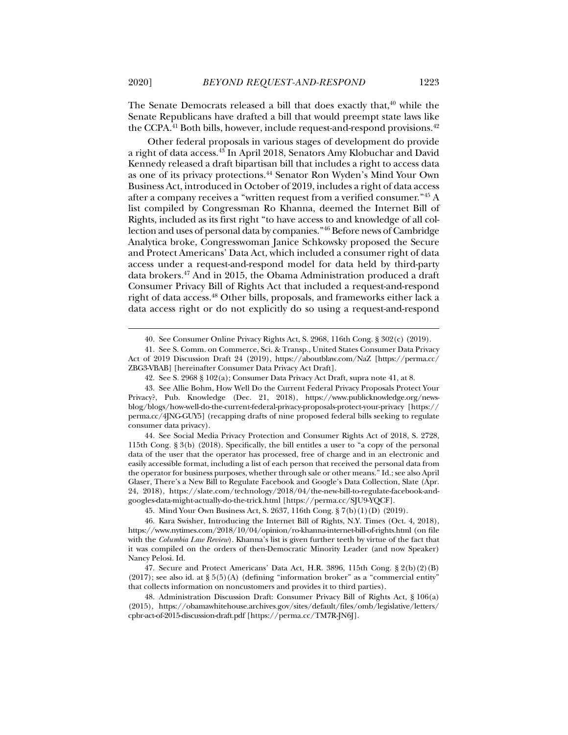The Senate Democrats released a bill that does exactly that,[40] while the Senate Republicans have drafted a bill that would preempt state laws like the CCPA.[41] Both bills, however, include request-and-respond provisions.[42]

Other federal proposals in various stages of development do provide a right of data access.[43] In April 2018, Senators Amy Klobuchar and David Kennedy released a draft bipartisan bill that includes a right to access data as one of its privacy protections.[44] Senator Ron Wyden's Mind Your Own Business Act, introduced in October of 2019, includes a right of data access after a company receives a "written request from a verified consumer."[45] A list compiled by Congressman Ro Khanna, deemed the Internet Bill of Rights, included as its first right "to have access to and knowledge of all collection and uses of personal data by companies."[46] Before news of Cambridge Analytica broke, Congresswoman Janice Schkowsky proposed the Secure and Protect Americans' Data Act, which included a consumer right of data access under a request-and-respond model for data held by third-party data brokers.[47] And in 2015, the Obama Administration produced a draft Consumer Privacy Bill of Rights Act that included a request-and-respond right of data access.[48] Other bills, proposals, and frameworks either lack a data access right or do not explicitly do so using a request-and-respond

---

40. See Consumer Online Privacy Rights Act, S. 2968, 116th Cong. § 302(c) (2019).

41. See S. Comm. on Commerce, Sci. & Transp., United States Consumer Data Privacy Act of 2019 Discussion Draft 24 (2019), https://aboutblaw.com/NaZ [https://perma.cc/ZBG3-VBAB] [hereinafter Consumer Data Privacy Act Draft].

42. See S. 2968 § 102(a); Consumer Data Privacy Act Draft, supra note 41, at 8.

43. See Allie Bohm, How Well Do the Current Federal Privacy Proposals Protect Your Privacy?, Pub. Knowledge (Dec. 21, 2018), https://www.publicknowledge.org/news-blog/blogs/how-well-do-the-current-federal-privacy-proposals-protect-your-privacy [https://perma.cc/4JNG-GUY5] (recapping drafts of nine proposed federal bills seeking to regulate consumer data privacy).

44. See Social Media Privacy Protection and Consumer Rights Act of 2018, S. 2728, 115th Cong. § 3(b) (2018). Specifically, the bill entitles a user to "a copy of the personal data of the user that the operator has processed, free of charge and in an electronic and easily accessible format, including a list of each person that received the personal data from the operator for business purposes, whether through sale or other means." Id.; see also April Glaser, There's a New Bill to Regulate Facebook and Google's Data Collection, Slate (Apr. 24, 2018), https://slate.com/technology/2018/04/the-new-bill-to-regulate-facebook-and-googles-data-might-actually-do-the-trick.html [https://perma.cc/SJU9-YQCF].

45. Mind Your Own Business Act, S. 2637, 116th Cong. § 7(b)(1)(D) (2019).

46. Kara Swisher, Introducing the Internet Bill of Rights, N.Y. Times (Oct. 4, 2018), https://www.nytimes.com/2018/10/04/opinion/ro-khanna-internet-bill-of-rights.html (on file with the *Columbia Law Review*). Khanna's list is given further teeth by virtue of the fact that it was compiled on the orders of then-Democratic Minority Leader (and now Speaker) Nancy Pelosi. Id.

47. Secure and Protect Americans' Data Act, H.R. 3896, 115th Cong. § 2(b)(2)(B) (2017); see also id. at § 5(5)(A) (defining "information broker" as a "commercial entity" that collects information on noncustomers and provides it to third parties).

48. Administration Discussion Draft: Consumer Privacy Bill of Rights Act, § 106(a) (2015), https://obamawhitehouse.archives.gov/sites/default/files/omb/legislative/letters/cpbr-act-of-2015-discussion-draft.pdf [https://perma.cc/TM7R-JN6J].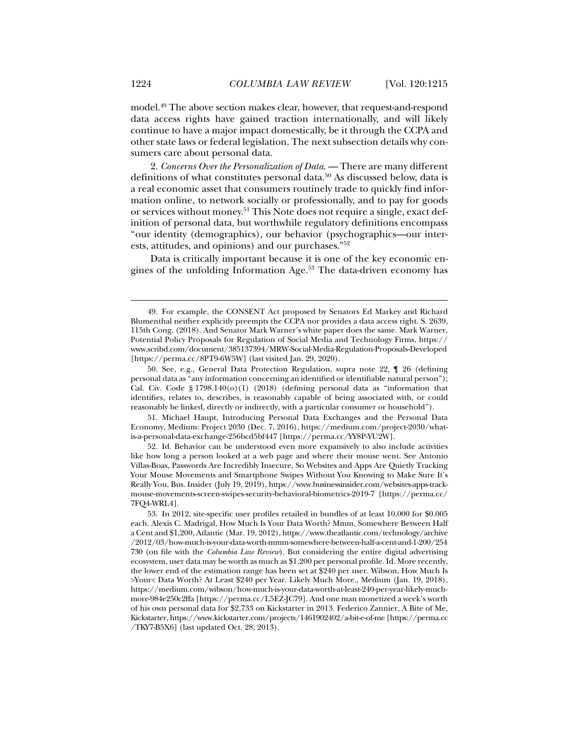model.[49] The above section makes clear, however, that request-and-respond data access rights have gained traction internationally, and will likely continue to have a major impact domestically, be it through the CCPA and other state laws or federal legislation. The next subsection details why consumers care about personal data.

2. *Concerns Over the Personalization of Data*. — There are many different definitions of what constitutes personal data.[50] As discussed below, data is a real economic asset that consumers routinely trade to quickly find information online, to network socially or professionally, and to pay for goods or services without money.[51] This Note does not require a single, exact definition of personal data, but worthwhile regulatory definitions encompass "our identity (demographics), our behavior (psychographics—our interests, attitudes, and opinions) and our purchases."[52]

Data is critically important because it is one of the key economic engines of the unfolding Information Age.[53] The data-driven economy has

---

49. For example, the CONSENT Act proposed by Senators Ed Markey and Richard Blumenthal neither explicitly preempts the CCPA nor provides a data access right. S. 2639, 115th Cong. (2018). And Senator Mark Warner's white paper does the same. Mark Warner, Potential Policy Proposals for Regulation of Social Media and Technology Firms, https://www.scribd.com/document/385137394/MRW-Social-Media-Regulation-Proposals-Developed [https://perma.cc/8PT9-6W5W] (last visited Jan. 29, 2020).

50. See, e.g., General Data Protection Regulation, supra note 22, ¶ 26 (defining personal data as "any information concerning an identified or identifiable natural person"); Cal. Civ. Code § 1798.140(o)(1) (2018) (defining personal data as "information that identifies, relates to, describes, is reasonably capable of being associated with, or could reasonably be linked, directly or indirectly, with a particular consumer or household").

51. Michael Haupt, Introducing Personal Data Exchanges and the Personal Data Economy, Medium: Project 2030 (Dec. 7, 2016), https://medium.com/project-2030/what-is-a-personal-data-exchange-256bcd5bf447 [https://perma.cc/YY8P-YU2W].

52. Id. Behavior can be understood even more expansively to also include activities like how long a person looked at a web page and where their mouse went. See Antonio Villas-Boas, Passwords Are Incredibly Insecure, So Websites and Apps Are Quietly Tracking Your Mouse Movements and Smartphone Swipes Without You Knowing to Make Sure It's Really You, Bus. Insider (July 19, 2019), https://www.businessinsider.com/websites-apps-track-mouse-movements-screen-swipes-security-behavioral-biometrics-2019-7 [https://perma.cc/7FQ4-WRL4].

53. In 2012, site-specific user profiles retailed in bundles of at least 10,000 for \$0.005 each. Alexis C. Madrigal, How Much Is Your Data Worth? Mmm, Somewhere Between Half a Cent and \$1,200, Atlantic (Mar. 19, 2012), https://www.theatlantic.com/technology/archive/2012/03/how-much-is-your-data-worth-mmm-somewhere-between-half-a-cent-and-1-200/254730 (on file with the *Columbia Law Review*). But considering the entire digital advertising ecosystem, user data may be worth as much as \$1,200 per personal profile. Id. More recently, the lower end of the estimation range has been set at \$240 per user. Wibson, How Much Is >Your< Data Worth? At Least \$240 per Year. Likely Much More., Medium (Jan. 19, 2018), https://medium.com/wibson/how-much-is-your-data-worth-at-least-240-per-year-likely-much-more-984e250c2ffa [https://perma.cc/L5EZ-JC79]. And one man monetized a week's worth of his own personal data for \$2,733 on Kickstarter in 2013. Federico Zannier, A Bite of Me, Kickstarter, https://www.kickstarter.com/projects/1461902402/a-bit-e-of-me [https://perma.cc/TKY7-B5X6] (last updated Oct. 28, 2013).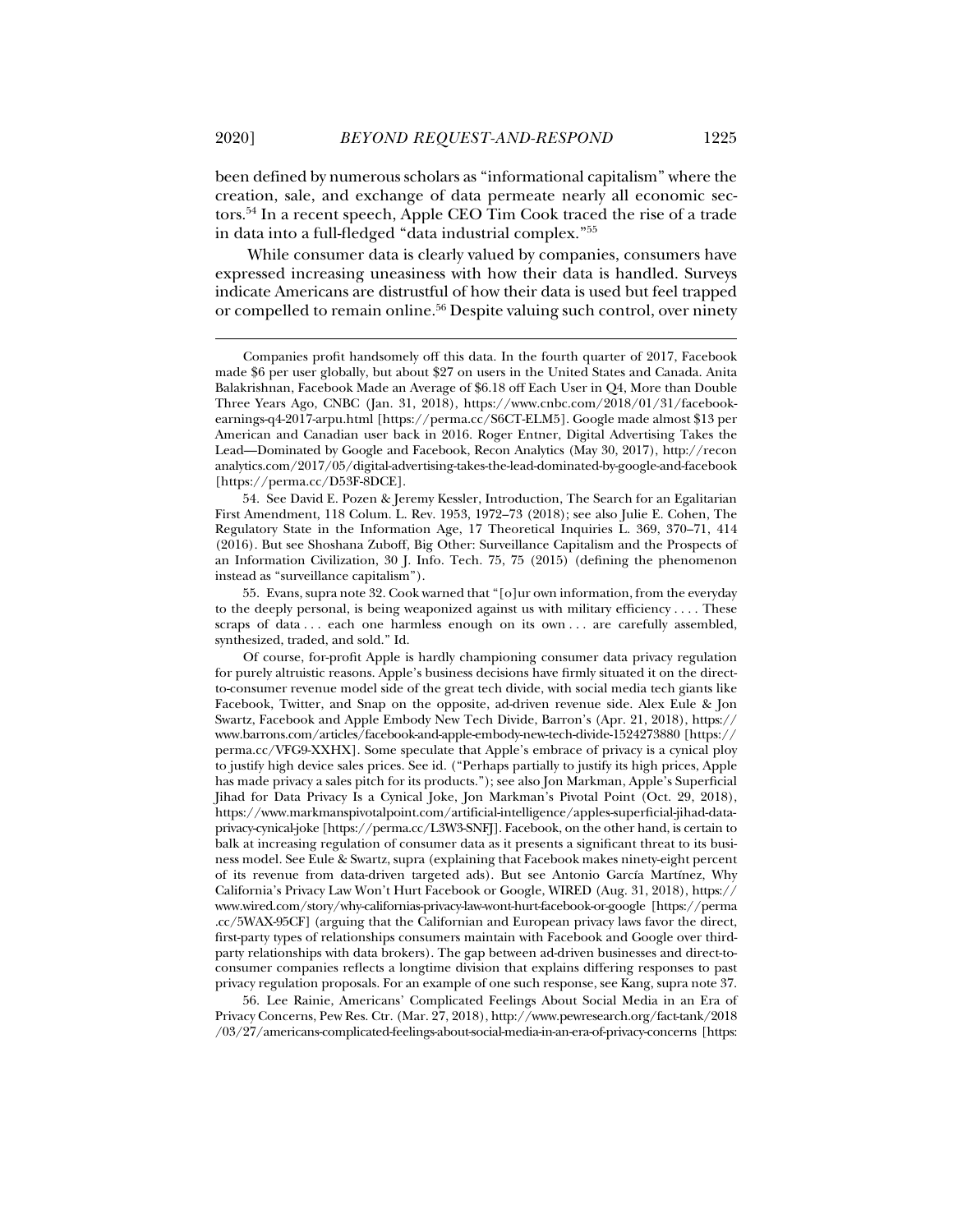been defined by numerous scholars as "informational capitalism" where the creation, sale, and exchange of data permeate nearly all economic sectors.[54] In a recent speech, Apple CEO Tim Cook traced the rise of a trade in data into a full-fledged "data industrial complex."[55]

While consumer data is clearly valued by companies, consumers have expressed increasing uneasiness with how their data is handled. Surveys indicate Americans are distrustful of how their data is used but feel trapped or compelled to remain online.[56] Despite valuing such control, over ninety

---

Companies profit handsomely off this data. In the fourth quarter of 2017, Facebook made $6 per user globally, but about $27 on users in the United States and Canada. Anita Balakrishnan, Facebook Made an Average of $6.18 off Each User in Q4, More than Double Three Years Ago, CNBC (Jan. 31, 2018), https://www.cnbc.com/2018/01/31/facebook-earnings-q4-2017-arpu.html [https://perma.cc/S6CT-ELM5]. Google made almost $13 per American and Canadian user back in 2016. Roger Entner, Digital Advertising Takes the Lead—Dominated by Google and Facebook, Recon Analytics (May 30, 2017), http://reconanalytics.com/2017/05/digital-advertising-takes-the-lead-dominated-by-google-and-facebook [https://perma.cc/D53F-8DCE].

54. See David E. Pozen & Jeremy Kessler, Introduction, The Search for an Egalitarian First Amendment, 118 Colum. L. Rev. 1953, 1972–73 (2018); see also Julie E. Cohen, The Regulatory State in the Information Age, 17 Theoretical Inquiries L. 369, 370–71, 414 (2016). But see Shoshana Zuboff, Big Other: Surveillance Capitalism and the Prospects of an Information Civilization, 30 J. Info. Tech. 75, 75 (2015) (defining the phenomenon instead as "surveillance capitalism").

55. Evans, supra note 32. Cook warned that "[o]ur own information, from the everyday to the deeply personal, is being weaponized against us with military efficiency . . . . These scraps of data . . . each one harmless enough on its own . . . are carefully assembled, synthesized, traded, and sold." Id.

Of course, for-profit Apple is hardly championing consumer data privacy regulation for purely altruistic reasons. Apple's business decisions have firmly situated it on the direct-to-consumer revenue model side of the great tech divide, with social media tech giants like Facebook, Twitter, and Snap on the opposite, ad-driven revenue side. Alex Eule & Jon Swartz, Facebook and Apple Embody New Tech Divide, Barron's (Apr. 21, 2018), https://www.barrons.com/articles/facebook-and-apple-embody-new-tech-divide-1524273880 [https://perma.cc/VFG9-XXHX]. Some speculate that Apple's embrace of privacy is a cynical ploy to justify high device sales prices. See id. ("Perhaps partially to justify its high prices, Apple has made privacy a sales pitch for its products."); see also Jon Markman, Apple's Superficial Jihad for Data Privacy Is a Cynical Joke, Jon Markman's Pivotal Point (Oct. 29, 2018), https://www.markmanspivotalpoint.com/artificial-intelligence/apples-superficial-jihad-data-privacy-cynical-joke [https://perma.cc/L3W3-SNFJ]. Facebook, on the other hand, is certain to balk at increasing regulation of consumer data as it presents a significant threat to its business model. See Eule & Swartz, supra (explaining that Facebook makes ninety-eight percent of its revenue from data-driven targeted ads). But see Antonio García Martínez, Why California's Privacy Law Won't Hurt Facebook or Google, WIRED (Aug. 31, 2018), https://www.wired.com/story/why-californias-privacy-law-wont-hurt-facebook-or-google [https://perma.cc/5WAX-95CF] (arguing that the Californian and European privacy laws favor the direct, first-party types of relationships consumers maintain with Facebook and Google over third-party relationships with data brokers). The gap between ad-driven businesses and direct-to-consumer companies reflects a longtime division that explains differing responses to past privacy regulation proposals. For an example of one such response, see Kang, supra note 37.

56. Lee Rainie, Americans' Complicated Feelings About Social Media in an Era of Privacy Concerns, Pew Res. Ctr. (Mar. 27, 2018), http://www.pewresearch.org/fact-tank/2018/03/27/americans-complicated-feelings-about-social-media-in-an-era-of-privacy-concerns [https: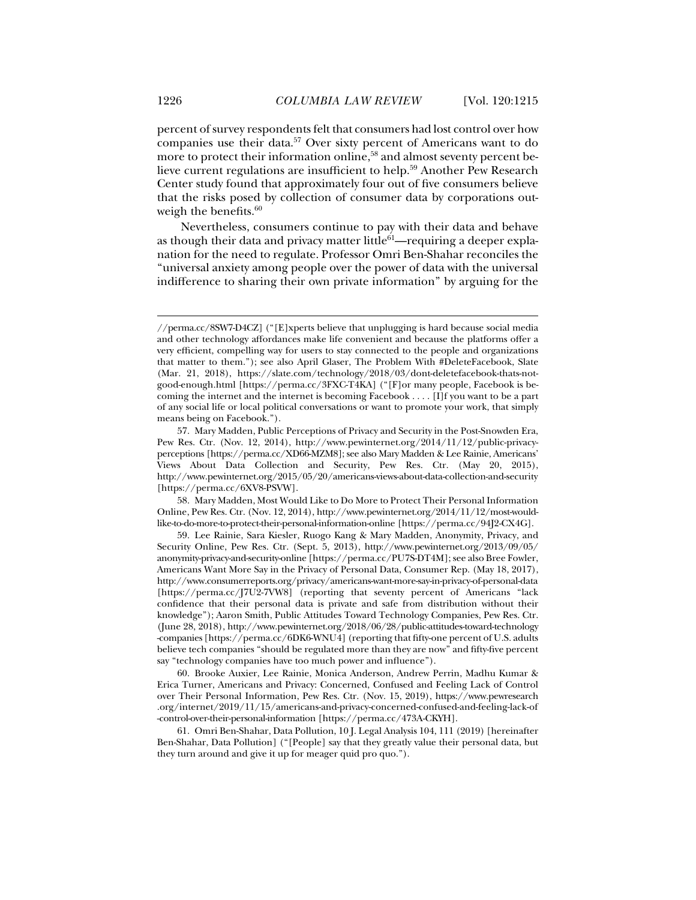percent of survey respondents felt that consumers had lost control over how companies use their data.[57] Over sixty percent of Americans want to do more to protect their information online,[58] and almost seventy percent believe current regulations are insufficient to help.[59] Another Pew Research Center study found that approximately four out of five consumers believe that the risks posed by collection of consumer data by corporations outweigh the benefits.[60]

Nevertheless, consumers continue to pay with their data and behave as though their data and privacy matter little[61]—requiring a deeper explanation for the need to regulate. Professor Omri Ben-Shahar reconciles the "universal anxiety among people over the power of data with the universal indifference to sharing their own private information" by arguing for the

---

//perma.cc/8SW7-D4CZ] ("[E]xperts believe that unplugging is hard because social media and other technology affordances make life convenient and because the platforms offer a very efficient, compelling way for users to stay connected to the people and organizations that matter to them."); see also April Glaser, The Problem With #DeleteFacebook, Slate (Mar. 21, 2018), https://slate.com/technology/2018/03/dont-deletefacebook-thats-not-good-enough.html [https://perma.cc/3FXC-T4KA] ("[F]or many people, Facebook is becoming the internet and the internet is becoming Facebook . . . . [I]f you want to be a part of any social life or local political conversations or want to promote your work, that simply means being on Facebook.").

57. Mary Madden, Public Perceptions of Privacy and Security in the Post-Snowden Era, Pew Res. Ctr. (Nov. 12, 2014), http://www.pewinternet.org/2014/11/12/public-privacy-perceptions [https://perma.cc/XD66-MZM8]; see also Mary Madden & Lee Rainie, Americans' Views About Data Collection and Security, Pew Res. Ctr. (May 20, 2015), http://www.pewinternet.org/2015/05/20/americans-views-about-data-collection-and-security [https://perma.cc/6XV8-PSVW].

58. Mary Madden, Most Would Like to Do More to Protect Their Personal Information Online, Pew Res. Ctr. (Nov. 12, 2014), http://www.pewinternet.org/2014/11/12/most-would-like-to-do-more-to-protect-their-personal-information-online [https://perma.cc/94J2-CX4G].

59. Lee Rainie, Sara Kiesler, Ruogo Kang & Mary Madden, Anonymity, Privacy, and Security Online, Pew Res. Ctr. (Sept. 5, 2013), http://www.pewinternet.org/2013/09/05/anonymity-privacy-and-security-online [https://perma.cc/PU7S-DT4M]; see also Bree Fowler, Americans Want More Say in the Privacy of Personal Data, Consumer Rep. (May 18, 2017), http://www.consumerreports.org/privacy/americans-want-more-say-in-privacy-of-personal-data [https://perma.cc/J7U2-7VW8] (reporting that seventy percent of Americans "lack confidence that their personal data is private and safe from distribution without their knowledge"); Aaron Smith, Public Attitudes Toward Technology Companies, Pew Res. Ctr. (June 28, 2018), http://www.pewinternet.org/2018/06/28/public-attitudes-toward-technology-companies [https://perma.cc/6DK6-WNU4] (reporting that fifty-one percent of U.S. adults believe tech companies "should be regulated more than they are now" and fifty-five percent say "technology companies have too much power and influence").

60. Brooke Auxier, Lee Rainie, Monica Anderson, Andrew Perrin, Madhu Kumar & Erica Turner, Americans and Privacy: Concerned, Confused and Feeling Lack of Control over Their Personal Information, Pew Res. Ctr. (Nov. 15, 2019), https://www.pewresearch.org/internet/2019/11/15/americans-and-privacy-concerned-confused-and-feeling-lack-of-control-over-their-personal-information [https://perma.cc/473A-CKYH].

61. Omri Ben-Shahar, Data Pollution, 10 J. Legal Analysis 104, 111 (2019) [hereinafter Ben-Shahar, Data Pollution] ("[People] say that they greatly value their personal data, but they turn around and give it up for meager quid pro quo.").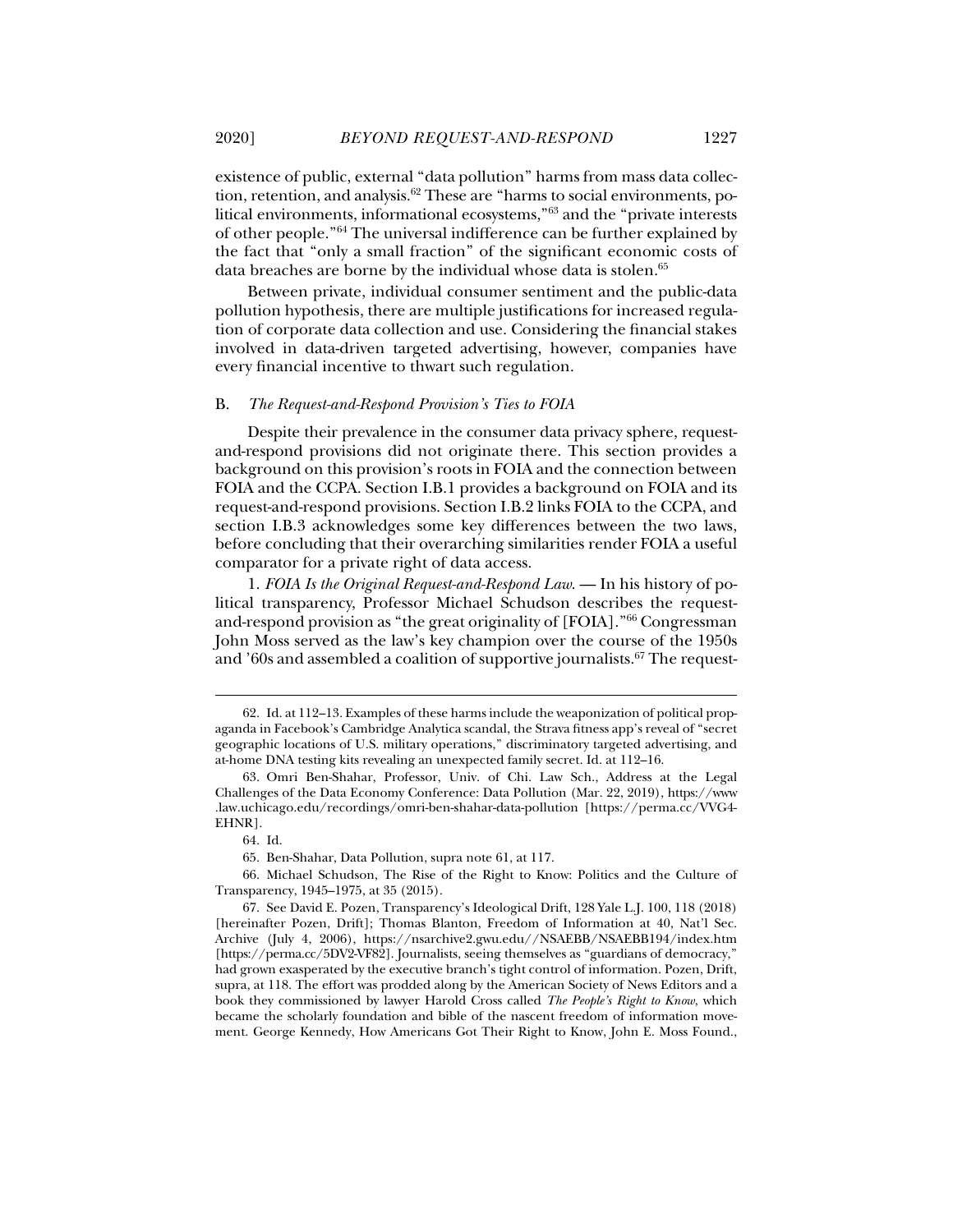existence of public, external "data pollution" harms from mass data collection, retention, and analysis.[62] These are "harms to social environments, political environments, informational ecosystems,"[63] and the "private interests of other people."[64] The universal indifference can be further explained by the fact that "only a small fraction" of the significant economic costs of data breaches are borne by the individual whose data is stolen.[65]

Between private, individual consumer sentiment and the public-data pollution hypothesis, there are multiple justifications for increased regulation of corporate data collection and use. Considering the financial stakes involved in data-driven targeted advertising, however, companies have every financial incentive to thwart such regulation.

### B. *The Request-and-Respond Provision's Ties to FOIA*

Despite their prevalence in the consumer data privacy sphere, request-and-respond provisions did not originate there. This section provides a background on this provision's roots in FOIA and the connection between FOIA and the CCPA. Section I.B.1 provides a background on FOIA and its request-and-respond provisions. Section I.B.2 links FOIA to the CCPA, and section I.B.3 acknowledges some key differences between the two laws, before concluding that their overarching similarities render FOIA a useful comparator for a private right of data access.

1. *FOIA Is the Original Request-and-Respond Law.* — In his history of political transparency, Professor Michael Schudson describes the request-and-respond provision as "the great originality of [FOIA]."[66] Congressman John Moss served as the law's key champion over the course of the 1950s and '60s and assembled a coalition of supportive journalists.[67] The request-

---

62. Id. at 112–13. Examples of these harms include the weaponization of political propaganda in Facebook's Cambridge Analytica scandal, the Strava fitness app's reveal of "secret geographic locations of U.S. military operations," discriminatory targeted advertising, and at-home DNA testing kits revealing an unexpected family secret. Id. at 112–16.

63. Omri Ben-Shahar, Professor, Univ. of Chi. Law Sch., Address at the Legal Challenges of the Data Economy Conference: Data Pollution (Mar. 22, 2019), https://www.law.uchicago.edu/recordings/omri-ben-shahar-data-pollution [https://perma.cc/VVG4-EHNR].

64. Id.

65. Ben-Shahar, Data Pollution, supra note 61, at 117.

66. Michael Schudson, The Rise of the Right to Know: Politics and the Culture of Transparency, 1945–1975, at 35 (2015).

67. See David E. Pozen, Transparency's Ideological Drift, 128 Yale L.J. 100, 118 (2018) [hereinafter Pozen, Drift]; Thomas Blanton, Freedom of Information at 40, Nat'l Sec. Archive (July 4, 2006), https://nsarchive2.gwu.edu//NSAEBB/NSAEBB194/index.htm [https://perma.cc/5DV2-VF82]. Journalists, seeing themselves as "guardians of democracy," had grown exasperated by the executive branch's tight control of information. Pozen, Drift, supra, at 118. The effort was prodded along by the American Society of News Editors and a book they commissioned by lawyer Harold Cross called *The People's Right to Know*, which became the scholarly foundation and bible of the nascent freedom of information movement. George Kennedy, How Americans Got Their Right to Know, John E. Moss Found.,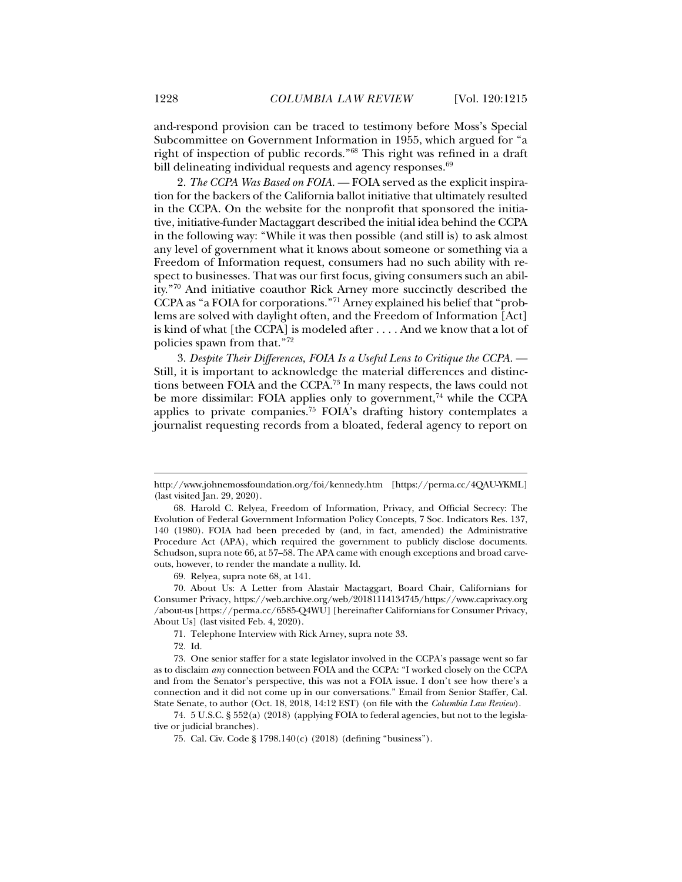and-respond provision can be traced to testimony before Moss's Special Subcommittee on Government Information in 1955, which argued for "a right of inspection of public records."[68] This right was refined in a draft bill delineating individual requests and agency responses.[69]

2. *The CCPA Was Based on FOIA.* — FOIA served as the explicit inspiration for the backers of the California ballot initiative that ultimately resulted in the CCPA. On the website for the nonprofit that sponsored the initiative, initiative-funder Mactaggart described the initial idea behind the CCPA in the following way: "While it was then possible (and still is) to ask almost any level of government what it knows about someone or something via a Freedom of Information request, consumers had no such ability with respect to businesses. That was our first focus, giving consumers such an ability."[70] And initiative coauthor Rick Arney more succinctly described the CCPA as "a FOIA for corporations."[71] Arney explained his belief that "problems are solved with daylight often, and the Freedom of Information [Act] is kind of what [the CCPA] is modeled after . . . . And we know that a lot of policies spawn from that."[72]

3. *Despite Their Differences, FOIA Is a Useful Lens to Critique the CCPA.* — Still, it is important to acknowledge the material differences and distinctions between FOIA and the CCPA.[73] In many respects, the laws could not be more dissimilar: FOIA applies only to government,[74] while the CCPA applies to private companies.[75] FOIA's drafting history contemplates a journalist requesting records from a bloated, federal agency to report on

---

http://www.johnemossfoundation.org/foi/kennedy.htm [https://perma.cc/4QAU-YKML] (last visited Jan. 29, 2020).

68. Harold C. Relyea, Freedom of Information, Privacy, and Official Secrecy: The Evolution of Federal Government Information Policy Concepts, 7 Soc. Indicators Res. 137, 140 (1980). FOIA had been preceded by (and, in fact, amended) the Administrative Procedure Act (APA), which required the government to publicly disclose documents. Schudson, supra note 66, at 57–58. The APA came with enough exceptions and broad carve-outs, however, to render the mandate a nullity. Id.

69. Relyea, supra note 68, at 141.

70. About Us: A Letter from Alastair Mactaggart, Board Chair, Californians for Consumer Privacy, https://web.archive.org/web/20181114134745/https://www.caprivacy.org/about-us [https://perma.cc/6585-Q4WU] [hereinafter Californians for Consumer Privacy, About Us] (last visited Feb. 4, 2020).

71. Telephone Interview with Rick Arney, supra note 33.

72. Id.

73. One senior staffer for a state legislator involved in the CCPA's passage went so far as to disclaim *any* connection between FOIA and the CCPA: "I worked closely on the CCPA and from the Senator's perspective, this was not a FOIA issue. I don't see how there's a connection and it did not come up in our conversations." Email from Senior Staffer, Cal. State Senate, to author (Oct. 18, 2018, 14:12 EST) (on file with the *Columbia Law Review*).

74. 5 U.S.C. § 552(a) (2018) (applying FOIA to federal agencies, but not to the legislative or judicial branches).

75. Cal. Civ. Code § 1798.140(c) (2018) (defining "business").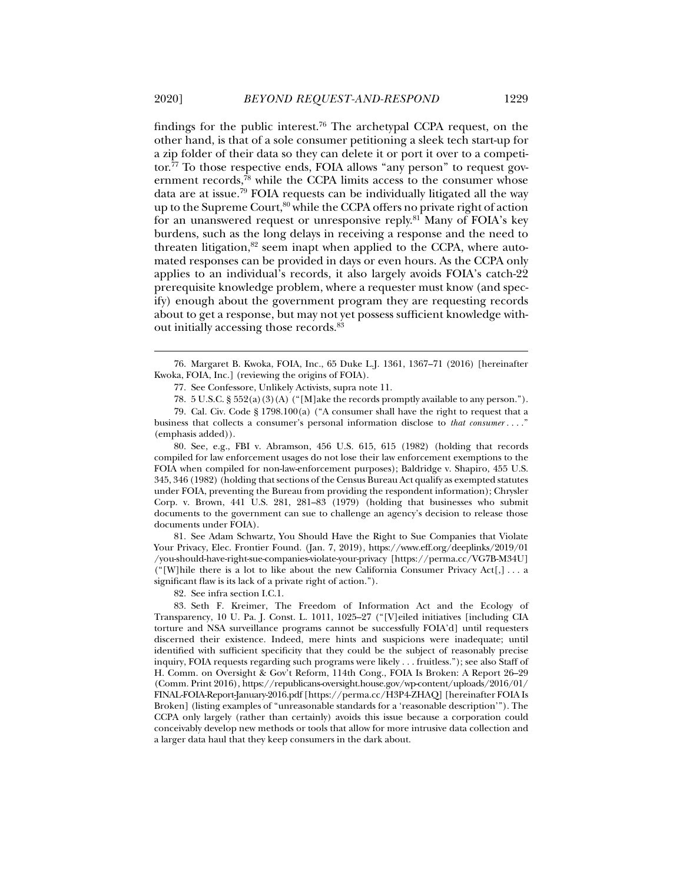findings for the public interest.[76] The archetypal CCPA request, on the other hand, is that of a sole consumer petitioning a sleek tech start-up for a zip folder of their data so they can delete it or port it over to a competitor.[77] To those respective ends, FOIA allows "any person" to request government records,[78] while the CCPA limits access to the consumer whose data are at issue.[79] FOIA requests can be individually litigated all the way up to the Supreme Court,[80] while the CCPA offers no private right of action for an unanswered request or unresponsive reply.[81] Many of FOIA's key burdens, such as the long delays in receiving a response and the need to threaten litigation,[82] seem inapt when applied to the CCPA, where automated responses can be provided in days or even hours. As the CCPA only applies to an individual's records, it also largely avoids FOIA's catch-22 prerequisite knowledge problem, where a requester must know (and specify) enough about the government program they are requesting records about to get a response, but may not yet possess sufficient knowledge without initially accessing those records.[83]

---

76. Margaret B. Kwoka, FOIA, Inc., 65 Duke L.J. 1361, 1367–71 (2016) [hereinafter Kwoka, FOIA, Inc.] (reviewing the origins of FOIA).

77. See Confessore, Unlikely Activists, supra note 11.

78. 5 U.S.C. § 552(a)(3)(A) ("[M]ake the records promptly available to any person.").

79. Cal. Civ. Code § 1798.100(a) ("A consumer shall have the right to request that a business that collects a consumer's personal information disclose to *that consumer* . . . ." (emphasis added)).

80. See, e.g., FBI v. Abramson, 456 U.S. 615, 615 (1982) (holding that records compiled for law enforcement usages do not lose their law enforcement exemptions to the FOIA when compiled for non-law-enforcement purposes); Baldridge v. Shapiro, 455 U.S. 345, 346 (1982) (holding that sections of the Census Bureau Act qualify as exempted statutes under FOIA, preventing the Bureau from providing the respondent information); Chrysler Corp. v. Brown, 441 U.S. 281, 281–83 (1979) (holding that businesses who submit documents to the government can sue to challenge an agency's decision to release those documents under FOIA).

81. See Adam Schwartz, You Should Have the Right to Sue Companies that Violate Your Privacy, Elec. Frontier Found. (Jan. 7, 2019), https://www.eff.org/deeplinks/2019/01/you-should-have-right-sue-companies-violate-your-privacy [https://perma.cc/VG7B-M34U] ("[W]hile there is a lot to like about the new California Consumer Privacy Act[,] . . . a significant flaw is its lack of a private right of action.").

82. See infra section I.C.1.

83. Seth F. Kreimer, The Freedom of Information Act and the Ecology of Transparency, 10 U. Pa. J. Const. L. 1011, 1025–27 ("[V]eiled initiatives [including CIA torture and NSA surveillance programs cannot be successfully FOIA'd] until requesters discerned their existence. Indeed, mere hints and suspicions were inadequate; until identified with sufficient specificity that they could be the subject of reasonably precise inquiry, FOIA requests regarding such programs were likely . . . fruitless."); see also Staff of H. Comm. on Oversight & Gov't Reform, 114th Cong., FOIA Is Broken: A Report 26–29 (Comm. Print 2016), https://republicans-oversight.house.gov/wp-content/uploads/2016/01/FINAL-FOIA-Report-January-2016.pdf [https://perma.cc/H3P4-ZHAQ] [hereinafter FOIA Is Broken] (listing examples of "unreasonable standards for a 'reasonable description'"). The CCPA only largely (rather than certainly) avoids this issue because a corporation could conceivably develop new methods or tools that allow for more intrusive data collection and a larger data haul that they keep consumers in the dark about.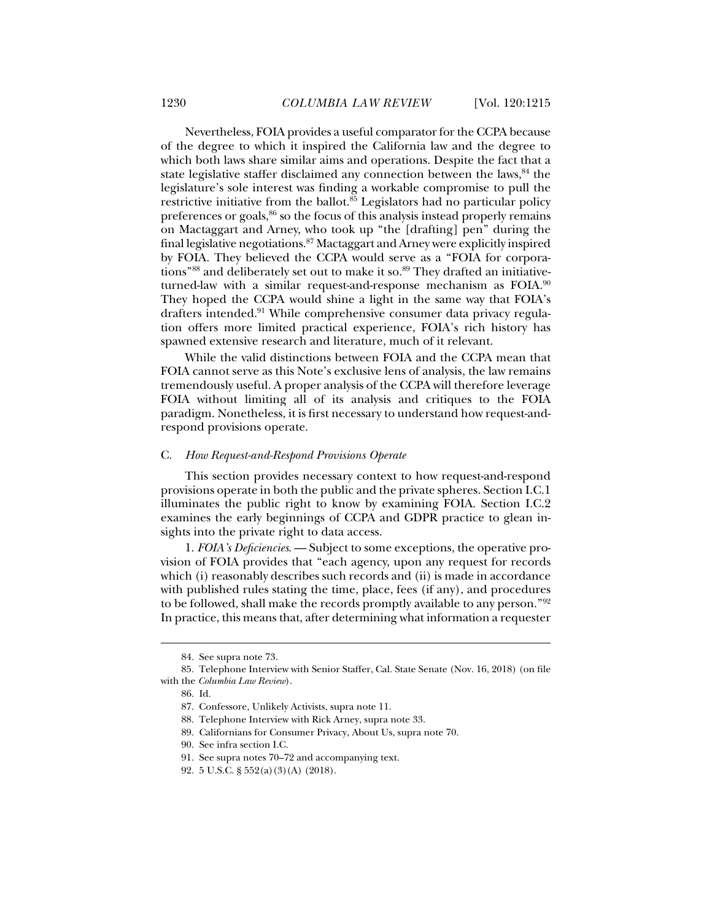Nevertheless, FOIA provides a useful comparator for the CCPA because of the degree to which it inspired the California law and the degree to which both laws share similar aims and operations. Despite the fact that a state legislative staffer disclaimed any connection between the laws,[84] the legislature's sole interest was finding a workable compromise to pull the restrictive initiative from the ballot.[85] Legislators had no particular policy preferences or goals,[86] so the focus of this analysis instead properly remains on Mactaggart and Arney, who took up "the [drafting] pen" during the final legislative negotiations.[87] Mactaggart and Arney were explicitly inspired by FOIA. They believed the CCPA would serve as a "FOIA for corporations"[88] and deliberately set out to make it so.[89] They drafted an initiative-turned-law with a similar request-and-response mechanism as FOIA.[90] They hoped the CCPA would shine a light in the same way that FOIA's drafters intended.[91] While comprehensive consumer data privacy regulation offers more limited practical experience, FOIA's rich history has spawned extensive research and literature, much of it relevant.

While the valid distinctions between FOIA and the CCPA mean that FOIA cannot serve as this Note's exclusive lens of analysis, the law remains tremendously useful. A proper analysis of the CCPA will therefore leverage FOIA without limiting all of its analysis and critiques to the FOIA paradigm. Nonetheless, it is first necessary to understand how request-and-respond provisions operate.

### C. *How Request-and-Respond Provisions Operate*

This section provides necessary context to how request-and-respond provisions operate in both the public and the private spheres. Section I.C.1 illuminates the public right to know by examining FOIA. Section I.C.2 examines the early beginnings of CCPA and GDPR practice to glean insights into the private right to data access.

1. *FOIA's Deficiencies*. — Subject to some exceptions, the operative provision of FOIA provides that "each agency, upon any request for records which (i) reasonably describes such records and (ii) is made in accordance with published rules stating the time, place, fees (if any), and procedures to be followed, shall make the records promptly available to any person."[92] In practice, this means that, after determining what information a requester

---

84. See supra note 73.

85. Telephone Interview with Senior Staffer, Cal. State Senate (Nov. 16, 2018) (on file with the *Columbia Law Review*).

86. Id.

87. Confessore, Unlikely Activists, supra note 11.

88. Telephone Interview with Rick Arney, supra note 33.

89. Californians for Consumer Privacy, About Us, supra note 70.

90. See infra section I.C.

91. See supra notes 70–72 and accompanying text.

92. 5 U.S.C. § 552(a)(3)(A) (2018).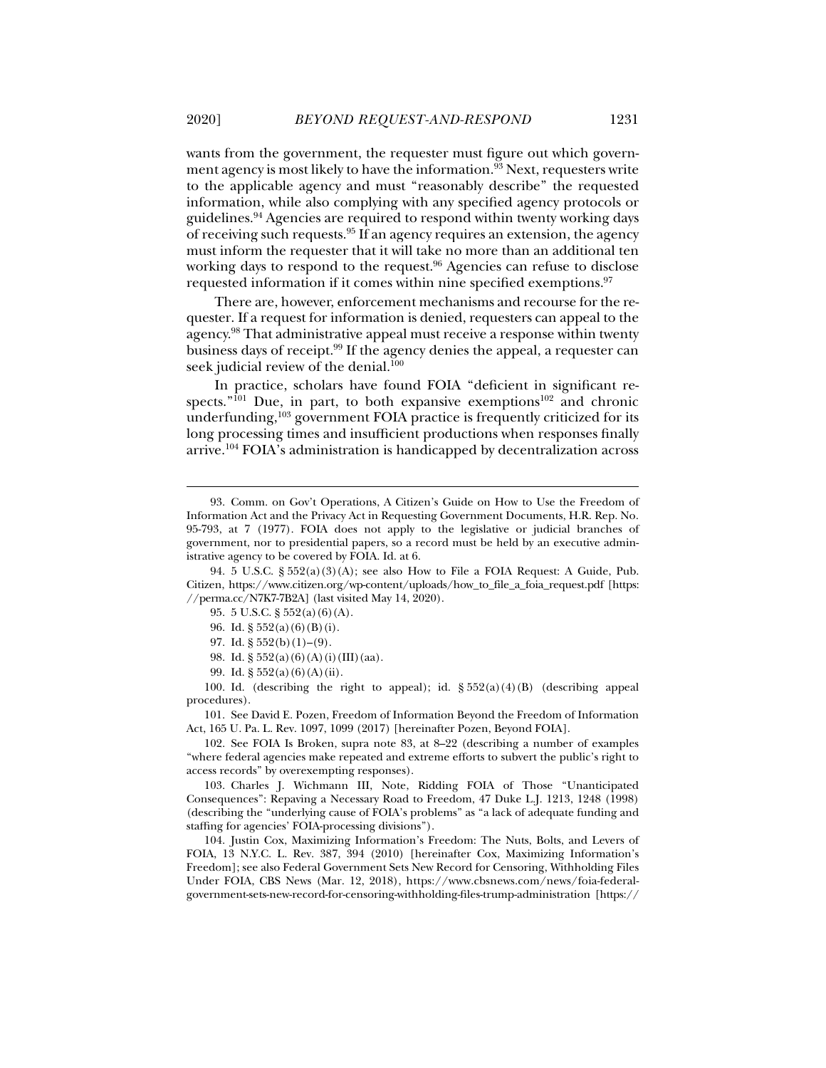wants from the government, the requester must figure out which government agency is most likely to have the information.[93] Next, requesters write to the applicable agency and must "reasonably describe" the requested information, while also complying with any specified agency protocols or guidelines.[94] Agencies are required to respond within twenty working days of receiving such requests.[95] If an agency requires an extension, the agency must inform the requester that it will take no more than an additional ten working days to respond to the request.[96] Agencies can refuse to disclose requested information if it comes within nine specified exemptions.[97]

There are, however, enforcement mechanisms and recourse for the requester. If a request for information is denied, requesters can appeal to the agency.[98] That administrative appeal must receive a response within twenty business days of receipt.[99] If the agency denies the appeal, a requester can seek judicial review of the denial.[100]

In practice, scholars have found FOIA "deficient in significant respects."[101] Due, in part, to both expansive exemptions[102] and chronic underfunding,[103] government FOIA practice is frequently criticized for its long processing times and insufficient productions when responses finally arrive.[104] FOIA's administration is handicapped by decentralization across

---

93. Comm. on Gov't Operations, A Citizen's Guide on How to Use the Freedom of Information Act and the Privacy Act in Requesting Government Documents, H.R. Rep. No. 95-793, at 7 (1977). FOIA does not apply to the legislative or judicial branches of government, nor to presidential papers, so a record must be held by an executive administrative agency to be covered by FOIA. Id. at 6.

94. 5 U.S.C. § 552(a)(3)(A); see also How to File a FOIA Request: A Guide, Pub. Citizen, https://www.citizen.org/wp-content/uploads/how_to_file_a_foia_request.pdf [https://perma.cc/N7K7-7B2A] (last visited May 14, 2020).

95. 5 U.S.C. § 552(a)(6)(A).

96. Id. § 552(a)(6)(B)(i).

97. Id. § 552(b)(1)–(9).

98. Id. § 552(a)(6)(A)(i)(III)(aa).

99. Id. § 552(a)(6)(A)(ii).

100. Id. (describing the right to appeal); id. § 552(a)(4)(B) (describing appeal procedures).

101. See David E. Pozen, Freedom of Information Beyond the Freedom of Information Act, 165 U. Pa. L. Rev. 1097, 1099 (2017) [hereinafter Pozen, Beyond FOIA].

102. See FOIA Is Broken, supra note 83, at 8–22 (describing a number of examples "where federal agencies make repeated and extreme efforts to subvert the public's right to access records" by overexempting responses).

103. Charles J. Wichmann III, Note, Ridding FOIA of Those "Unanticipated Consequences": Repaving a Necessary Road to Freedom, 47 Duke L.J. 1213, 1248 (1998) (describing the "underlying cause of FOIA's problems" as "a lack of adequate funding and staffing for agencies' FOIA-processing divisions").

104. Justin Cox, Maximizing Information's Freedom: The Nuts, Bolts, and Levers of FOIA, 13 N.Y.C. L. Rev. 387, 394 (2010) [hereinafter Cox, Maximizing Information's Freedom]; see also Federal Government Sets New Record for Censoring, Withholding Files Under FOIA, CBS News (Mar. 12, 2018), https://www.cbsnews.com/news/foia-federal-government-sets-new-record-for-censoring-withholding-files-trump-administration [https://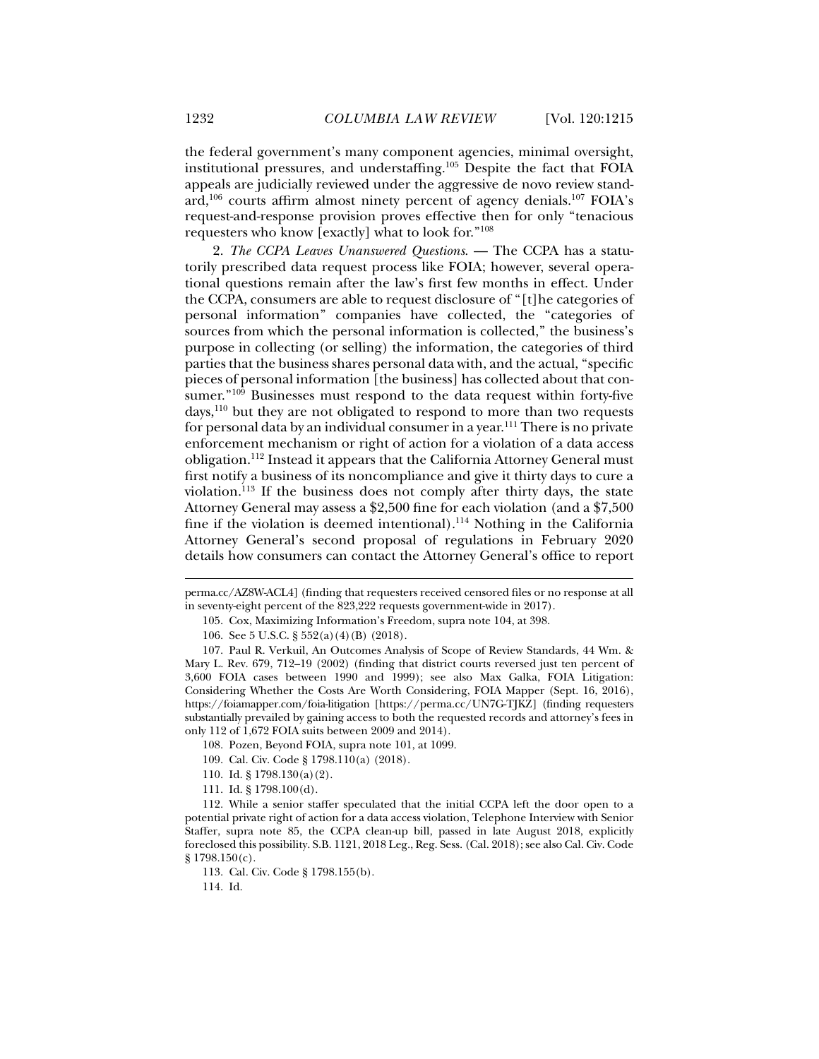the federal government's many component agencies, minimal oversight, institutional pressures, and understaffing.[105] Despite the fact that FOIA appeals are judicially reviewed under the aggressive de novo review standard,[106] courts affirm almost ninety percent of agency denials.[107] FOIA's request-and-response provision proves effective then for only "tenacious requesters who know [exactly] what to look for."[108]

2. *The CCPA Leaves Unanswered Questions.* — The CCPA has a statutorily prescribed data request process like FOIA; however, several operational questions remain after the law's first few months in effect. Under the CCPA, consumers are able to request disclosure of "[t]he categories of personal information" companies have collected, the "categories of sources from which the personal information is collected," the business's purpose in collecting (or selling) the information, the categories of third parties that the business shares personal data with, and the actual, "specific pieces of personal information [the business] has collected about that consumer."[109] Businesses must respond to the data request within forty-five days,[110] but they are not obligated to respond to more than two requests for personal data by an individual consumer in a year.[111] There is no private enforcement mechanism or right of action for a violation of a data access obligation.[112] Instead it appears that the California Attorney General must first notify a business of its noncompliance and give it thirty days to cure a violation.[113] If the business does not comply after thirty days, the state Attorney General may assess a $2,500 fine for each violation (and a $7,500 fine if the violation is deemed intentional).[114] Nothing in the California Attorney General's second proposal of regulations in February 2020 details how consumers can contact the Attorney General's office to report

---

perma.cc/AZ8W-ACL4] (finding that requesters received censored files or no response at all in seventy-eight percent of the 823,222 requests government-wide in 2017).

105. Cox, Maximizing Information's Freedom, supra note 104, at 398.

106. See 5 U.S.C. § 552(a)(4)(B) (2018).

107. Paul R. Verkuil, An Outcomes Analysis of Scope of Review Standards, 44 Wm. & Mary L. Rev. 679, 712–19 (2002) (finding that district courts reversed just ten percent of 3,600 FOIA cases between 1990 and 1999); see also Max Galka, FOIA Litigation: Considering Whether the Costs Are Worth Considering, FOIA Mapper (Sept. 16, 2016), https://foiamapper.com/foia-litigation [https://perma.cc/UN7G-TJKZ] (finding requesters substantially prevailed by gaining access to both the requested records and attorney's fees in only 112 of 1,672 FOIA suits between 2009 and 2014).

108. Pozen, Beyond FOIA, supra note 101, at 1099.

109. Cal. Civ. Code § 1798.110(a) (2018).

110. Id. § 1798.130(a)(2).

111. Id. § 1798.100(d).

112. While a senior staffer speculated that the initial CCPA left the door open to a potential private right of action for a data access violation, Telephone Interview with Senior Staffer, supra note 85, the CCPA clean-up bill, passed in late August 2018, explicitly foreclosed this possibility. S.B. 1121, 2018 Leg., Reg. Sess. (Cal. 2018); see also Cal. Civ. Code § 1798.150(c).

113. Cal. Civ. Code § 1798.155(b).

114. Id.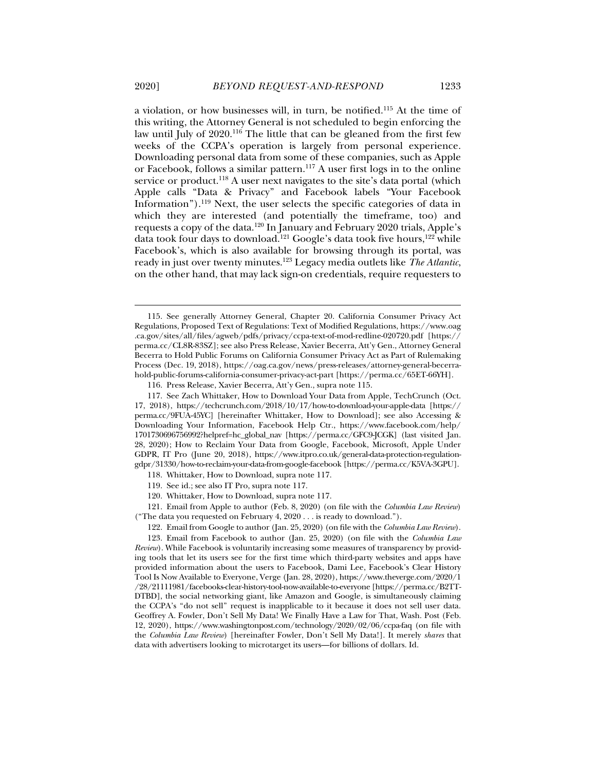a violation, or how businesses will, in turn, be notified.[115] At the time of this writing, the Attorney General is not scheduled to begin enforcing the law until July of 2020.[116] The little that can be gleaned from the first few weeks of the CCPA's operation is largely from personal experience. Downloading personal data from some of these companies, such as Apple or Facebook, follows a similar pattern.[117] A user first logs in to the online service or product.[118] A user next navigates to the site's data portal (which Apple calls "Data & Privacy" and Facebook labels "Your Facebook Information").[119] Next, the user selects the specific categories of data in which they are interested (and potentially the timeframe, too) and requests a copy of the data.[120] In January and February 2020 trials, Apple's data took four days to download.[121] Google's data took five hours,[122] while Facebook's, which is also available for browsing through its portal, was ready in just over twenty minutes.[123] Legacy media outlets like *The Atlantic*, on the other hand, that may lack sign-on credentials, require requesters to

---

115. See generally Attorney General, Chapter 20. California Consumer Privacy Act Regulations, Proposed Text of Regulations: Text of Modified Regulations, https://www.oag.ca.gov/sites/all/files/agweb/pdfs/privacy/ccpa-text-of-mod-redline-020720.pdf [https://perma.cc/CL8R-83SZ]; see also Press Release, Xavier Becerra, Att'y Gen., Attorney General Becerra to Hold Public Forums on California Consumer Privacy Act as Part of Rulemaking Process (Dec. 19, 2018), https://oag.ca.gov/news/press-releases/attorney-general-becerra-hold-public-forums-california-consumer-privacy-act-part [https://perma.cc/65ET-66YH].

116. Press Release, Xavier Becerra, Att'y Gen., supra note 115.

117. See Zach Whittaker, How to Download Your Data from Apple, TechCrunch (Oct. 17, 2018), https://techcrunch.com/2018/10/17/how-to-download-your-apple-data [https://perma.cc/9FUA-45YC] [hereinafter Whittaker, How to Download]; see also Accessing & Downloading Your Information, Facebook Help Ctr., https://www.facebook.com/help/1701730696756992?helpref=hc_global_nav [https://perma.cc/GFC9-JCGK] (last visited Jan. 28, 2020); How to Reclaim Your Data from Google, Facebook, Microsoft, Apple Under GDPR, IT Pro (June 20, 2018), https://www.itpro.co.uk/general-data-protection-regulation-gdpr/31330/how-to-reclaim-your-data-from-google-facebook [https://perma.cc/K5VA-3GPU].

118. Whittaker, How to Download, supra note 117.

119. See id.; see also IT Pro, supra note 117.

120. Whittaker, How to Download, supra note 117.

121. Email from Apple to author (Feb. 8, 2020) (on file with the *Columbia Law Review*) ("The data you requested on February 4, 2020 . . . is ready to download.").

122. Email from Google to author (Jan. 25, 2020) (on file with the *Columbia Law Review*).

123. Email from Facebook to author (Jan. 25, 2020) (on file with the *Columbia Law Review*). While Facebook is voluntarily increasing some measures of transparency by providing tools that let its users see for the first time which third-party websites and apps have provided information about the users to Facebook, Dami Lee, Facebook's Clear History Tool Is Now Available to Everyone, Verge (Jan. 28, 2020), https://www.theverge.com/2020/1/28/21111981/facebooks-clear-history-tool-now-available-to-everyone [https://perma.cc/B2TT-DTBD], the social networking giant, like Amazon and Google, is simultaneously claiming the CCPA's "do not sell" request is inapplicable to it because it does not sell user data. Geoffrey A. Fowler, Don't Sell My Data! We Finally Have a Law for That, Wash. Post (Feb. 12, 2020), https://www.washingtonpost.com/technology/2020/02/06/ccpa-faq (on file with the *Columbia Law Review*) [hereinafter Fowler, Don't Sell My Data!]. It merely *shares* that data with advertisers looking to microtarget its users—for billions of dollars. Id.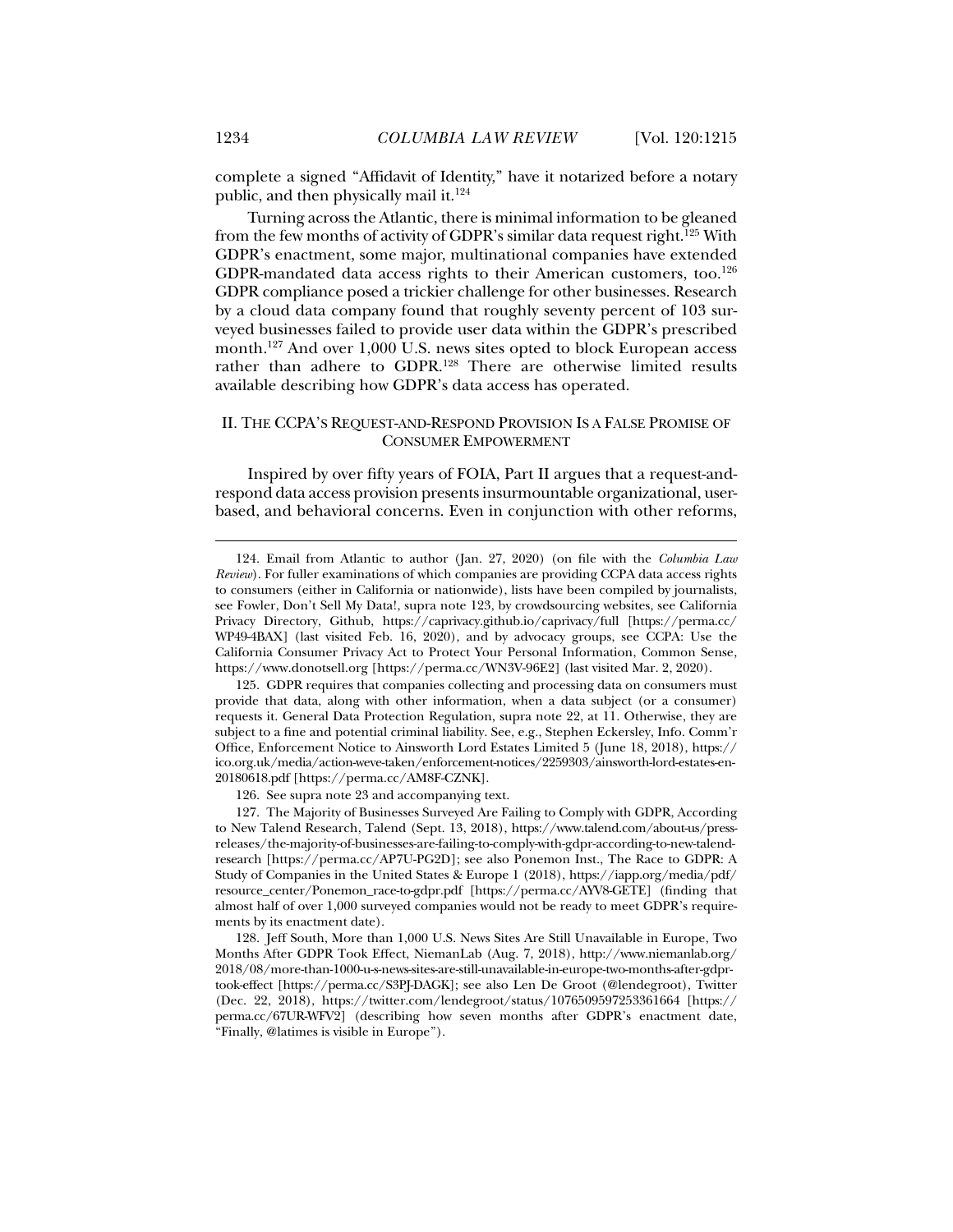complete a signed "Affidavit of Identity," have it notarized before a notary public, and then physically mail it.[124]

Turning across the Atlantic, there is minimal information to be gleaned from the few months of activity of GDPR's similar data request right.[125] With GDPR's enactment, some major, multinational companies have extended GDPR-mandated data access rights to their American customers, too.[126] GDPR compliance posed a trickier challenge for other businesses. Research by a cloud data company found that roughly seventy percent of 103 surveyed businesses failed to provide user data within the GDPR's prescribed month.[127] And over 1,000 U.S. news sites opted to block European access rather than adhere to GDPR.[128] There are otherwise limited results available describing how GDPR's data access has operated.

## II. THE CCPA'S REQUEST-AND-RESPOND PROVISION IS A FALSE PROMISE OF CONSUMER EMPOWERMENT

Inspired by over fifty years of FOIA, Part II argues that a request-and-respond data access provision presents insurmountable organizational, user-based, and behavioral concerns. Even in conjunction with other reforms,

---

124. Email from Atlantic to author (Jan. 27, 2020) (on file with the *Columbia Law Review*). For fuller examinations of which companies are providing CCPA data access rights to consumers (either in California or nationwide), lists have been compiled by journalists, see Fowler, Don't Sell My Data!, supra note 123, by crowdsourcing websites, see California Privacy Directory, Github, https://caprivacy.github.io/caprivacy/full [https://perma.cc/WP49-4BAX] (last visited Feb. 16, 2020), and by advocacy groups, see CCPA: Use the California Consumer Privacy Act to Protect Your Personal Information, Common Sense, https://www.donotsell.org [https://perma.cc/WN3V-96E2] (last visited Mar. 2, 2020).

125. GDPR requires that companies collecting and processing data on consumers must provide that data, along with other information, when a data subject (or a consumer) requests it. General Data Protection Regulation, supra note 22, at 11. Otherwise, they are subject to a fine and potential criminal liability. See, e.g., Stephen Eckersley, Info. Comm'r Office, Enforcement Notice to Ainsworth Lord Estates Limited 5 (June 18, 2018), https://ico.org.uk/media/action-weve-taken/enforcement-notices/2259303/ainsworth-lord-estates-en-20180618.pdf [https://perma.cc/AM8F-CZNK].

126. See supra note 23 and accompanying text.

127. The Majority of Businesses Surveyed Are Failing to Comply with GDPR, According to New Talend Research, Talend (Sept. 13, 2018), https://www.talend.com/about-us/press-releases/the-majority-of-businesses-are-failing-to-comply-with-gdpr-according-to-new-talend-research [https://perma.cc/AP7U-PG2D]; see also Ponemon Inst., The Race to GDPR: A Study of Companies in the United States & Europe 1 (2018), https://iapp.org/media/pdf/resource_center/Ponemon_race-to-gdpr.pdf [https://perma.cc/AYV8-GETE] (finding that almost half of over 1,000 surveyed companies would not be ready to meet GDPR's requirements by its enactment date).

128. Jeff South, More than 1,000 U.S. News Sites Are Still Unavailable in Europe, Two Months After GDPR Took Effect, NiemanLab (Aug. 7, 2018), http://www.niemanlab.org/2018/08/more-than-1000-u-s-news-sites-are-still-unavailable-in-europe-two-months-after-gdpr-took-effect [https://perma.cc/S3PJ-DAGK]; see also Len De Groot (@lendegroot), Twitter (Dec. 22, 2018), https://twitter.com/lendegroot/status/1076509597253361664 [https://perma.cc/67UR-WFV2] (describing how seven months after GDPR's enactment date, "Finally, @latimes is visible in Europe").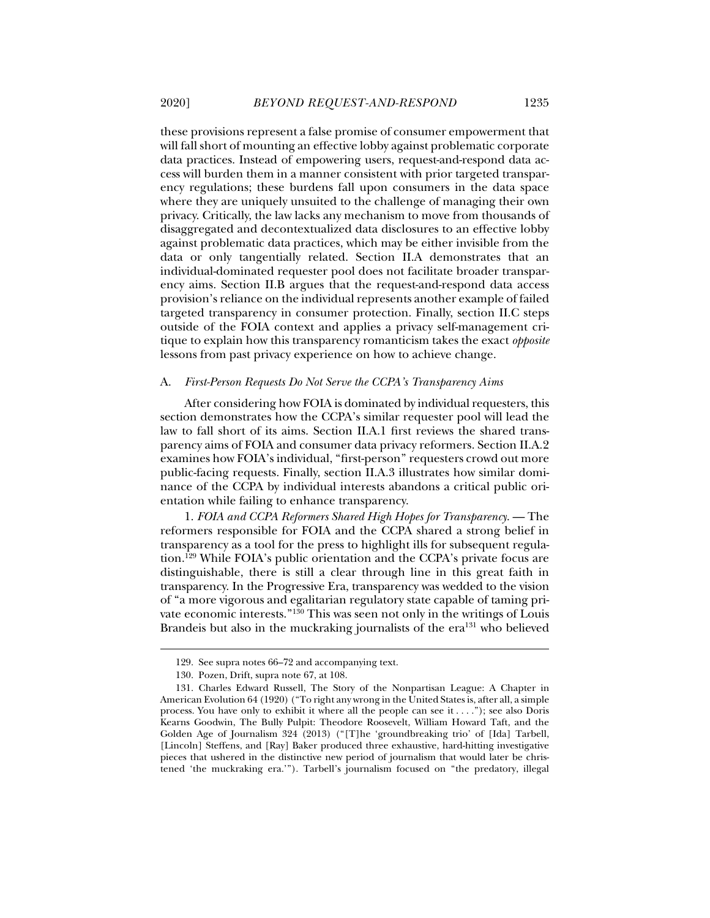these provisions represent a false promise of consumer empowerment that will fall short of mounting an effective lobby against problematic corporate data practices. Instead of empowering users, request-and-respond data access will burden them in a manner consistent with prior targeted transparency regulations; these burdens fall upon consumers in the data space where they are uniquely unsuited to the challenge of managing their own privacy. Critically, the law lacks any mechanism to move from thousands of disaggregated and decontextualized data disclosures to an effective lobby against problematic data practices, which may be either invisible from the data or only tangentially related. Section II.A demonstrates that an individual-dominated requester pool does not facilitate broader transparency aims. Section II.B argues that the request-and-respond data access provision's reliance on the individual represents another example of failed targeted transparency in consumer protection. Finally, section II.C steps outside of the FOIA context and applies a privacy self-management critique to explain how this transparency romanticism takes the exact *opposite* lessons from past privacy experience on how to achieve change.

### A. *First-Person Requests Do Not Serve the CCPA's Transparency Aims*

After considering how FOIA is dominated by individual requesters, this section demonstrates how the CCPA's similar requester pool will lead the law to fall short of its aims. Section II.A.1 first reviews the shared transparency aims of FOIA and consumer data privacy reformers. Section II.A.2 examines how FOIA's individual, "first-person" requesters crowd out more public-facing requests. Finally, section II.A.3 illustrates how similar dominance of the CCPA by individual interests abandons a critical public orientation while failing to enhance transparency.

1. *FOIA and CCPA Reformers Shared High Hopes for Transparency.* — The reformers responsible for FOIA and the CCPA shared a strong belief in transparency as a tool for the press to highlight ills for subsequent regulation.[129] While FOIA's public orientation and the CCPA's private focus are distinguishable, there is still a clear through line in this great faith in transparency. In the Progressive Era, transparency was wedded to the vision of "a more vigorous and egalitarian regulatory state capable of taming private economic interests."[130] This was seen not only in the writings of Louis Brandeis but also in the muckraking journalists of the era[131] who believed

---

129. See supra notes 66–72 and accompanying text.

130. Pozen, Drift, supra note 67, at 108.

131. Charles Edward Russell, The Story of the Nonpartisan League: A Chapter in American Evolution 64 (1920) ("To right any wrong in the United States is, after all, a simple process. You have only to exhibit it where all the people can see it . . . ."); see also Doris Kearns Goodwin, The Bully Pulpit: Theodore Roosevelt, William Howard Taft, and the Golden Age of Journalism 324 (2013) ("[T]he 'groundbreaking trio' of [Ida] Tarbell, [Lincoln] Steffens, and [Ray] Baker produced three exhaustive, hard-hitting investigative pieces that ushered in the distinctive new period of journalism that would later be christened 'the muckraking era.'"). Tarbell's journalism focused on "the predatory, illegal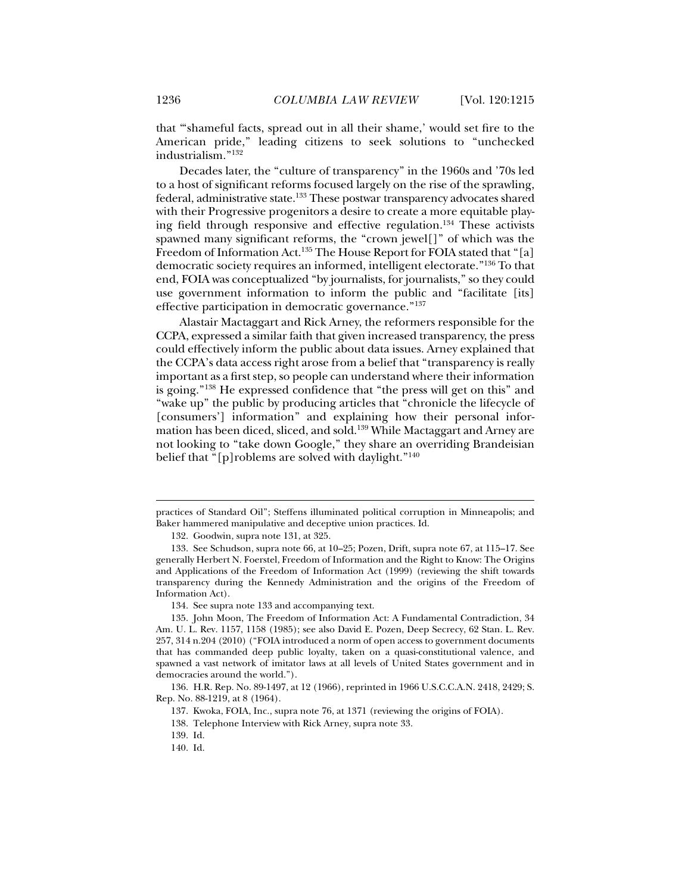that "'shameful facts, spread out in all their shame,' would set fire to the American pride," leading citizens to seek solutions to "unchecked industrialism."[132]

Decades later, the "culture of transparency" in the 1960s and '70s led to a host of significant reforms focused largely on the rise of the sprawling, federal, administrative state.[133] These postwar transparency advocates shared with their Progressive progenitors a desire to create a more equitable playing field through responsive and effective regulation.[134] These activists spawned many significant reforms, the "crown jewel[]" of which was the Freedom of Information Act.[135] The House Report for FOIA stated that "[a] democratic society requires an informed, intelligent electorate."[136] To that end, FOIA was conceptualized "by journalists, for journalists," so they could use government information to inform the public and "facilitate [its] effective participation in democratic governance."[137]

Alastair Mactaggart and Rick Arney, the reformers responsible for the CCPA, expressed a similar faith that given increased transparency, the press could effectively inform the public about data issues. Arney explained that the CCPA's data access right arose from a belief that "transparency is really important as a first step, so people can understand where their information is going."[138] He expressed confidence that "the press will get on this" and "wake up" the public by producing articles that "chronicle the lifecycle of [consumers'] information" and explaining how their personal information has been diced, sliced, and sold.[139] While Mactaggart and Arney are not looking to "take down Google," they share an overriding Brandeisian belief that "[p]roblems are solved with daylight."[140]

---

practices of Standard Oil"; Steffens illuminated political corruption in Minneapolis; and Baker hammered manipulative and deceptive union practices. Id.

132. Goodwin, supra note 131, at 325.

133. See Schudson, supra note 66, at 10–25; Pozen, Drift, supra note 67, at 115–17. See generally Herbert N. Foerstel, Freedom of Information and the Right to Know: The Origins and Applications of the Freedom of Information Act (1999) (reviewing the shift towards transparency during the Kennedy Administration and the origins of the Freedom of Information Act).

134. See supra note 133 and accompanying text.

135. John Moon, The Freedom of Information Act: A Fundamental Contradiction, 34 Am. U. L. Rev. 1157, 1158 (1985); see also David E. Pozen, Deep Secrecy, 62 Stan. L. Rev. 257, 314 n.204 (2010) ("FOIA introduced a norm of open access to government documents that has commanded deep public loyalty, taken on a quasi-constitutional valence, and spawned a vast network of imitator laws at all levels of United States government and in democracies around the world.").

136. H.R. Rep. No. 89-1497, at 12 (1966), reprinted in 1966 U.S.C.C.A.N. 2418, 2429; S. Rep. No. 88-1219, at 8 (1964).

137. Kwoka, FOIA, Inc., supra note 76, at 1371 (reviewing the origins of FOIA).

138. Telephone Interview with Rick Arney, supra note 33.

139. Id.

140. Id.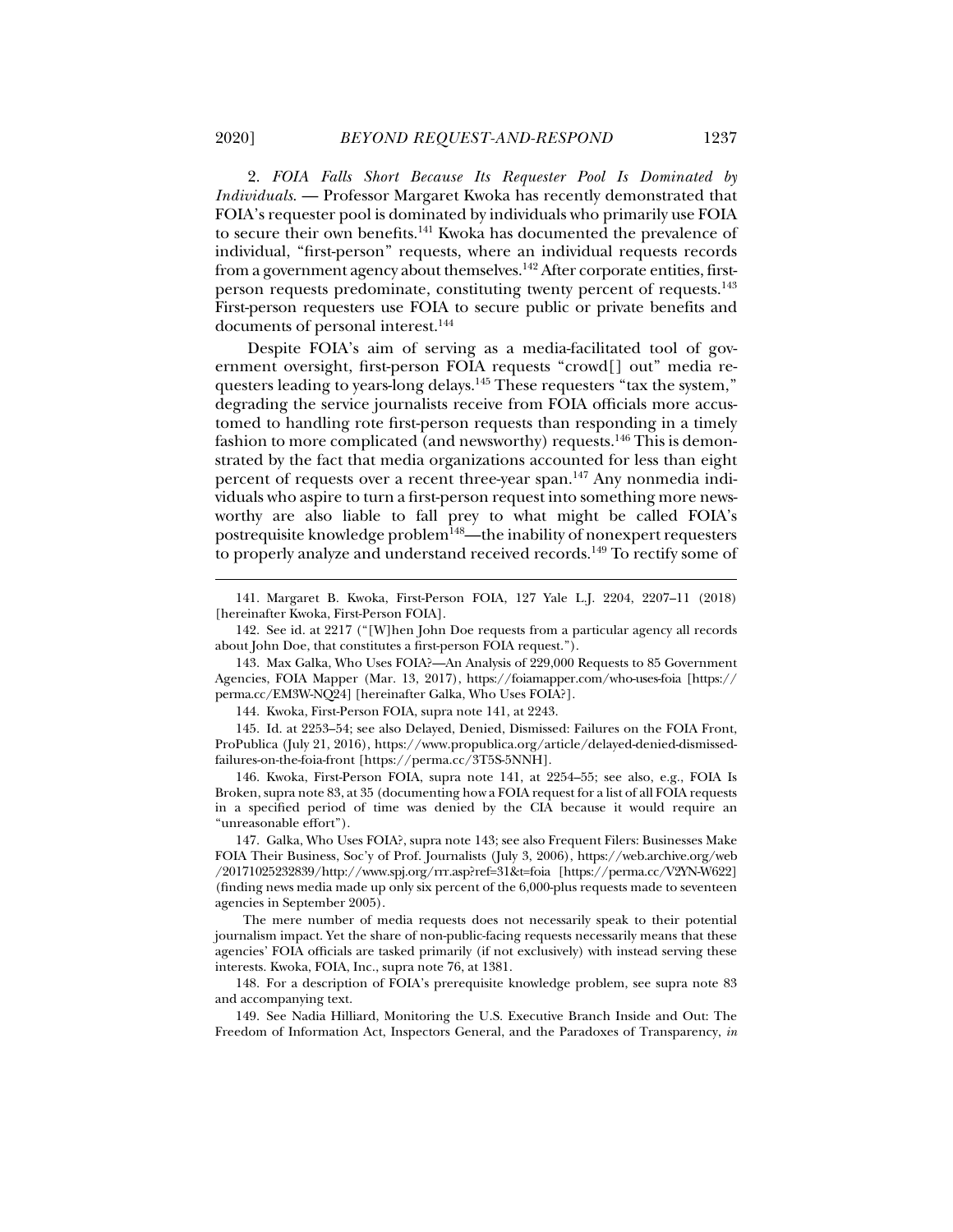2. *FOIA Falls Short Because Its Requester Pool Is Dominated by Individuals.* — Professor Margaret Kwoka has recently demonstrated that FOIA's requester pool is dominated by individuals who primarily use FOIA to secure their own benefits.[141] Kwoka has documented the prevalence of individual, "first-person" requests, where an individual requests records from a government agency about themselves.[142] After corporate entities, first-person requests predominate, constituting twenty percent of requests.[143] First-person requesters use FOIA to secure public or private benefits and documents of personal interest.[144]

Despite FOIA's aim of serving as a media-facilitated tool of government oversight, first-person FOIA requests "crowd[] out" media requesters leading to years-long delays.[145] These requesters "tax the system," degrading the service journalists receive from FOIA officials more accustomed to handling rote first-person requests than responding in a timely fashion to more complicated (and newsworthy) requests.[146] This is demonstrated by the fact that media organizations accounted for less than eight percent of requests over a recent three-year span.[147] Any nonmedia individuals who aspire to turn a first-person request into something more newsworthy are also liable to fall prey to what might be called FOIA's postrequisite knowledge problem[148]—the inability of nonexpert requesters to properly analyze and understand received records.[149] To rectify some of

141. Margaret B. Kwoka, First-Person FOIA, 127 Yale L.J. 2204, 2207–11 (2018) [hereinafter Kwoka, First-Person FOIA].

142. See id. at 2217 ("[W]hen John Doe requests from a particular agency all records about John Doe, that constitutes a first-person FOIA request.").

143. Max Galka, Who Uses FOIA?—An Analysis of 229,000 Requests to 85 Government Agencies, FOIA Mapper (Mar. 13, 2017), https://foiamapper.com/who-uses-foia [https://perma.cc/EM3W-NQ24] [hereinafter Galka, Who Uses FOIA?].

144. Kwoka, First-Person FOIA, supra note 141, at 2243.

145. Id. at 2253–54; see also Delayed, Denied, Dismissed: Failures on the FOIA Front, ProPublica (July 21, 2016), https://www.propublica.org/article/delayed-denied-dismissed-failures-on-the-foia-front [https://perma.cc/3T5S-5NNH].

146. Kwoka, First-Person FOIA, supra note 141, at 2254–55; see also, e.g., FOIA Is Broken, supra note 83, at 35 (documenting how a FOIA request for a list of all FOIA requests in a specified period of time was denied by the CIA because it would require an "unreasonable effort").

147. Galka, Who Uses FOIA?, supra note 143; see also Frequent Filers: Businesses Make FOIA Their Business, Soc'y of Prof. Journalists (July 3, 2006), https://web.archive.org/web/20171025232839/http://www.spj.org/rrr.asp?ref=31&t=foia [https://perma.cc/V2YN-W622] (finding news media made up only six percent of the 6,000-plus requests made to seventeen agencies in September 2005).

The mere number of media requests does not necessarily speak to their potential journalism impact. Yet the share of non-public-facing requests necessarily means that these agencies' FOIA officials are tasked primarily (if not exclusively) with instead serving these interests. Kwoka, FOIA, Inc., supra note 76, at 1381.

148. For a description of FOIA's prerequisite knowledge problem, see supra note 83 and accompanying text.

149. See Nadia Hilliard, Monitoring the U.S. Executive Branch Inside and Out: The Freedom of Information Act, Inspectors General, and the Paradoxes of Transparency, *in*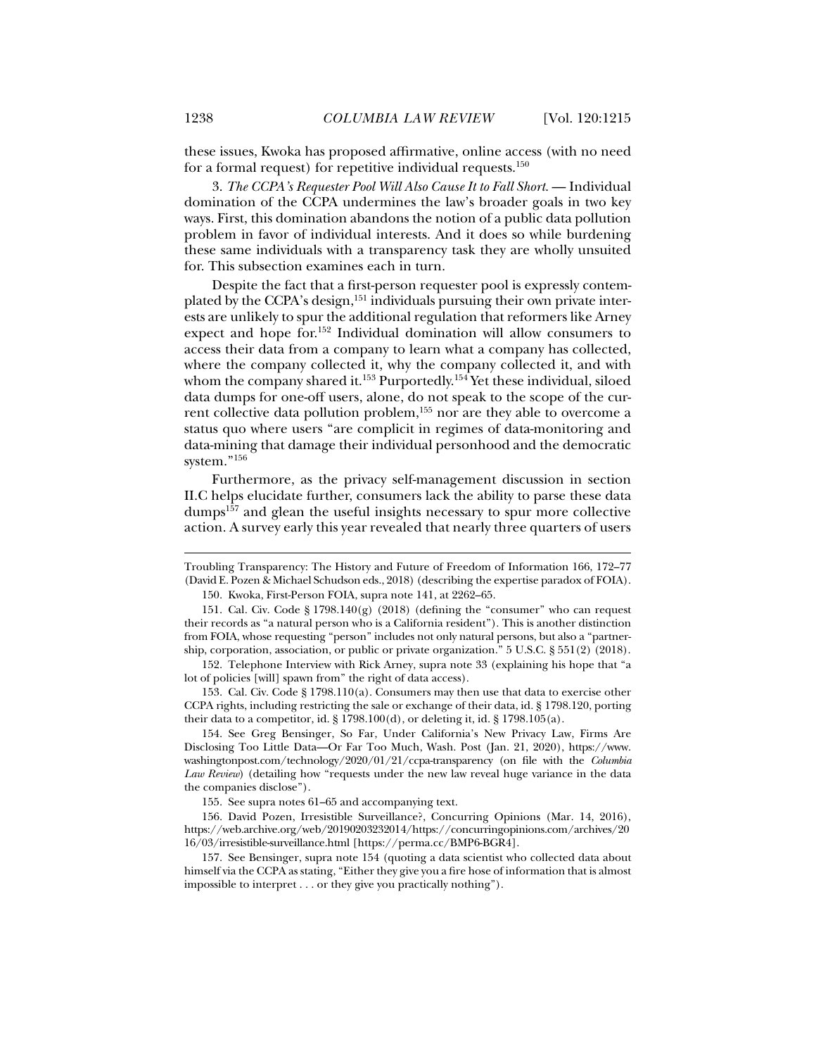these issues, Kwoka has proposed affirmative, online access (with no need for a formal request) for repetitive individual requests.[150]

3. *The CCPA's Requester Pool Will Also Cause It to Fall Short.* — Individual domination of the CCPA undermines the law's broader goals in two key ways. First, this domination abandons the notion of a public data pollution problem in favor of individual interests. And it does so while burdening these same individuals with a transparency task they are wholly unsuited for. This subsection examines each in turn.

Despite the fact that a first-person requester pool is expressly contemplated by the CCPA's design,[151] individuals pursuing their own private interests are unlikely to spur the additional regulation that reformers like Arney expect and hope for.[152] Individual domination will allow consumers to access their data from a company to learn what a company has collected, where the company collected it, why the company collected it, and with whom the company shared it.[153] Purportedly.[154] Yet these individual, siloed data dumps for one-off users, alone, do not speak to the scope of the current collective data pollution problem,[155] nor are they able to overcome a status quo where users "are complicit in regimes of data-monitoring and data-mining that damage their individual personhood and the democratic system."[156]

Furthermore, as the privacy self-management discussion in section II.C helps elucidate further, consumers lack the ability to parse these data dumps[157] and glean the useful insights necessary to spur more collective action. A survey early this year revealed that nearly three quarters of users

---

Troubling Transparency: The History and Future of Freedom of Information 166, 172–77 (David E. Pozen & Michael Schudson eds., 2018) (describing the expertise paradox of FOIA).

150. Kwoka, First-Person FOIA, supra note 141, at 2262–65.

151. Cal. Civ. Code § 1798.140(g) (2018) (defining the "consumer" who can request their records as "a natural person who is a California resident"). This is another distinction from FOIA, whose requesting "person" includes not only natural persons, but also a "partnership, corporation, association, or public or private organization." 5 U.S.C. § 551(2) (2018).

152. Telephone Interview with Rick Arney, supra note 33 (explaining his hope that "a lot of policies [will] spawn from" the right of data access).

153. Cal. Civ. Code § 1798.110(a). Consumers may then use that data to exercise other CCPA rights, including restricting the sale or exchange of their data, id. § 1798.120, porting their data to a competitor, id. § 1798.100(d), or deleting it, id. § 1798.105(a).

154. See Greg Bensinger, So Far, Under California's New Privacy Law, Firms Are Disclosing Too Little Data—Or Far Too Much, Wash. Post (Jan. 21, 2020), https://www.washingtonpost.com/technology/2020/01/21/ccpa-transparency (on file with the *Columbia Law Review*) (detailing how "requests under the new law reveal huge variance in the data the companies disclose").

155. See supra notes 61–65 and accompanying text.

156. David Pozen, Irresistible Surveillance?, Concurring Opinions (Mar. 14, 2016), https://web.archive.org/web/20190203232014/https://concurringopinions.com/archives/2016/03/irresistible-surveillance.html [https://perma.cc/BMP6-BGR4].

157. See Bensinger, supra note 154 (quoting a data scientist who collected data about himself via the CCPA as stating, "Either they give you a fire hose of information that is almost impossible to interpret . . . or they give you practically nothing").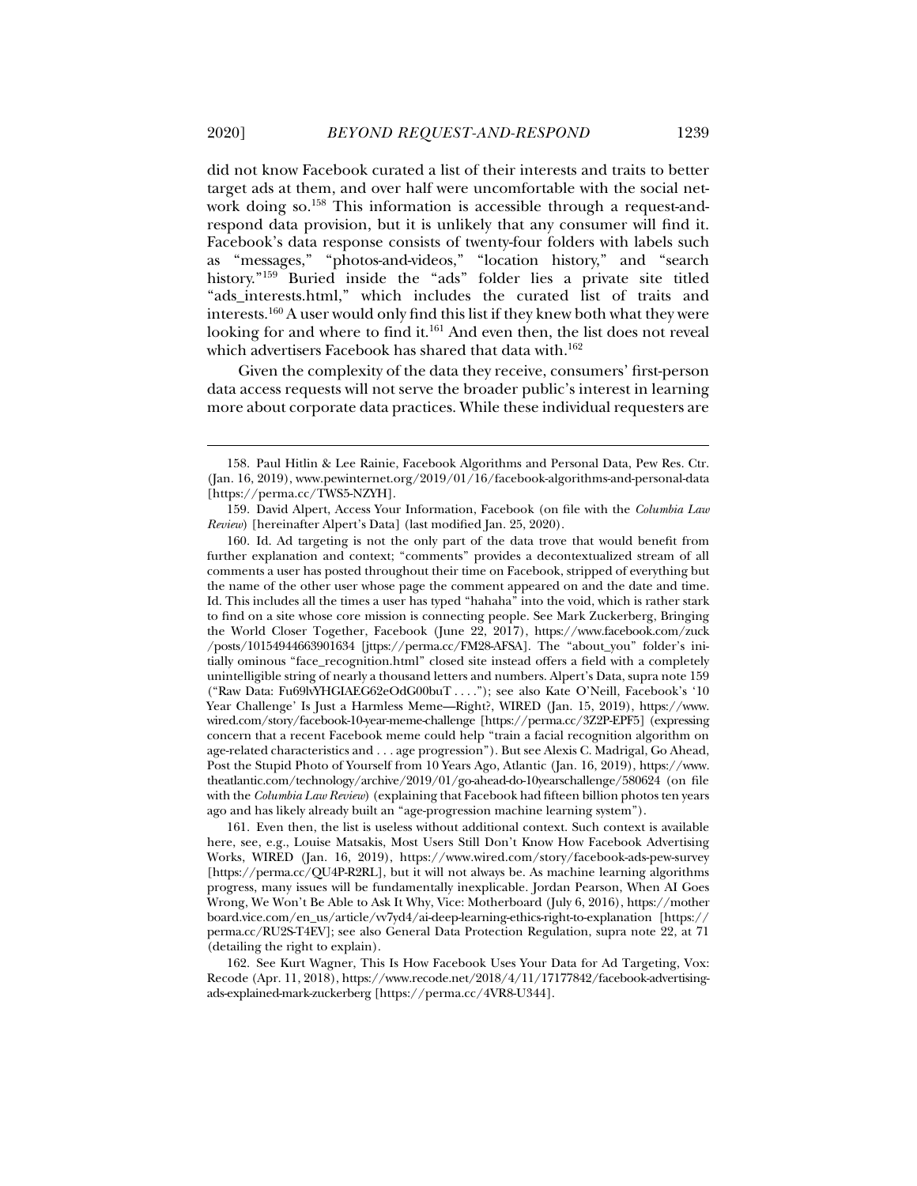did not know Facebook curated a list of their interests and traits to better target ads at them, and over half were uncomfortable with the social network doing so.[158] This information is accessible through a request-and-respond data provision, but it is unlikely that any consumer will find it. Facebook's data response consists of twenty-four folders with labels such as "messages," "photos-and-videos," "location history," and "search history."[159] Buried inside the "ads" folder lies a private site titled "ads_interests.html," which includes the curated list of traits and interests.[160] A user would only find this list if they knew both what they were looking for and where to find it.[161] And even then, the list does not reveal which advertisers Facebook has shared that data with.[162]

Given the complexity of the data they receive, consumers' first-person data access requests will not serve the broader public's interest in learning more about corporate data practices. While these individual requesters are

---

158. Paul Hitlin & Lee Rainie, Facebook Algorithms and Personal Data, Pew Res. Ctr. (Jan. 16, 2019), www.pewinternet.org/2019/01/16/facebook-algorithms-and-personal-data [https://perma.cc/TWS5-NZYH].

159. David Alpert, Access Your Information, Facebook (on file with the *Columbia Law Review*) [hereinafter Alpert's Data] (last modified Jan. 25, 2020).

160. Id. Ad targeting is not the only part of the data trove that would benefit from further explanation and context; "comments" provides a decontextualized stream of all comments a user has posted throughout their time on Facebook, stripped of everything but the name of the other user whose page the comment appeared on and the date and time. Id. This includes all the times a user has typed "hahaha" into the void, which is rather stark to find on a site whose core mission is connecting people. See Mark Zuckerberg, Bringing the World Closer Together, Facebook (June 22, 2017), https://www.facebook.com/zuck/posts/10154944663901634 [jttps://perma.cc/FM28-AFSA]. The "about_you" folder's initially ominous "face_recognition.html" closed site instead offers a field with a completely unintelligible string of nearly a thousand letters and numbers. Alpert's Data, supra note 159 ("Raw Data: Fu69lvYHGIAEG62eOdG00buT . . . ."); see also Kate O'Neill, Facebook's '10 Year Challenge' Is Just a Harmless Meme—Right?, WIRED (Jan. 15, 2019), https://www.wired.com/story/facebook-10-year-meme-challenge [https://perma.cc/3Z2P-EPF5] (expressing concern that a recent Facebook meme could help "train a facial recognition algorithm on age-related characteristics and . . . age progression"). But see Alexis C. Madrigal, Go Ahead, Post the Stupid Photo of Yourself from 10 Years Ago, Atlantic (Jan. 16, 2019), https://www.theatlantic.com/technology/archive/2019/01/go-ahead-do-10yearschallenge/580624 (on file with the *Columbia Law Review*) (explaining that Facebook had fifteen billion photos ten years ago and has likely already built an "age-progression machine learning system").

161. Even then, the list is useless without additional context. Such context is available here, see, e.g., Louise Matsakis, Most Users Still Don't Know How Facebook Advertising Works, WIRED (Jan. 16, 2019), https://www.wired.com/story/facebook-ads-pew-survey [https://perma.cc/QU4P-R2RL], but it will not always be. As machine learning algorithms progress, many issues will be fundamentally inexplicable. Jordan Pearson, When AI Goes Wrong, We Won't Be Able to Ask It Why, Vice: Motherboard (July 6, 2016), https://motherboard.vice.com/en_us/article/vv7yd4/ai-deep-learning-ethics-right-to-explanation [https://perma.cc/RU2S-T4EV]; see also General Data Protection Regulation, supra note 22, at 71 (detailing the right to explain).

162. See Kurt Wagner, This Is How Facebook Uses Your Data for Ad Targeting, Vox: Recode (Apr. 11, 2018), https://www.recode.net/2018/4/11/17177842/facebook-advertising-ads-explained-mark-zuckerberg [https://perma.cc/4VR8-U344].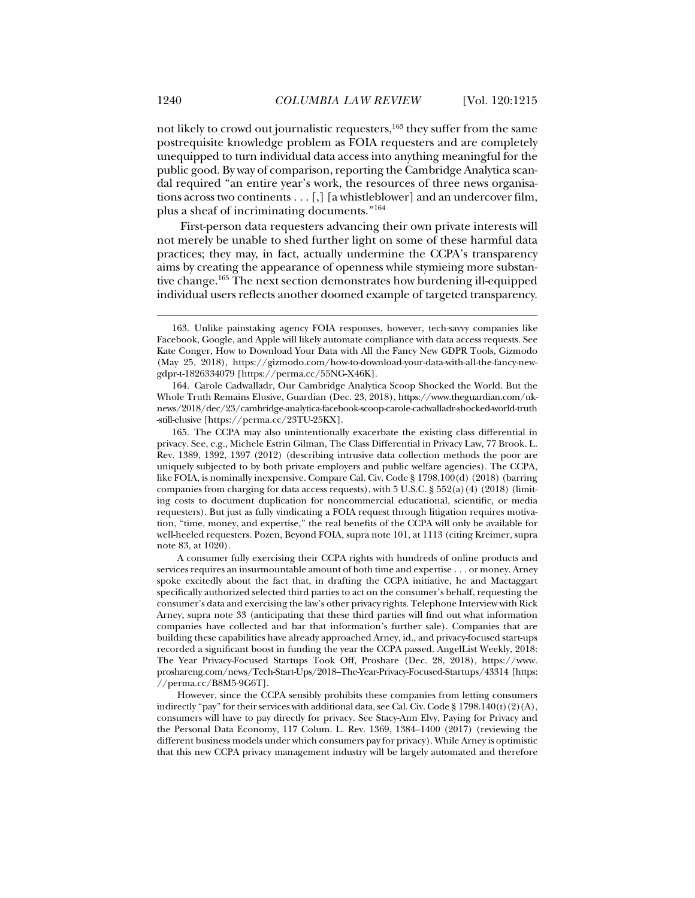not likely to crowd out journalistic requesters,[163] they suffer from the same postrequisite knowledge problem as FOIA requesters and are completely unequipped to turn individual data access into anything meaningful for the public good. By way of comparison, reporting the Cambridge Analytica scandal required "an entire year's work, the resources of three news organisations across two continents . . . [,] [a whistleblower] and an undercover film, plus a sheaf of incriminating documents."[164]

First-person data requesters advancing their own private interests will not merely be unable to shed further light on some of these harmful data practices; they may, in fact, actually undermine the CCPA's transparency aims by creating the appearance of openness while stymieing more substantive change.[165] The next section demonstrates how burdening ill-equipped individual users reflects another doomed example of targeted transparency.

---

163. Unlike painstaking agency FOIA responses, however, tech-savvy companies like Facebook, Google, and Apple will likely automate compliance with data access requests. See Kate Conger, How to Download Your Data with All the Fancy New GDPR Tools, Gizmodo (May 25, 2018), https://gizmodo.com/how-to-download-your-data-with-all-the-fancy-new-gdpr-t-1826334079 [https://perma.cc/55NG-X46K].

164. Carole Cadwalladr, Our Cambridge Analytica Scoop Shocked the World. But the Whole Truth Remains Elusive, Guardian (Dec. 23, 2018), https://www.theguardian.com/uk-news/2018/dec/23/cambridge-analytica-facebook-scoop-carole-cadwalladr-shocked-world-truth-still-elusive [https://perma.cc/23TU-25KX].

165. The CCPA may also unintentionally exacerbate the existing class differential in privacy. See, e.g., Michele Estrin Gilman, The Class Differential in Privacy Law, 77 Brook. L. Rev. 1389, 1392, 1397 (2012) (describing intrusive data collection methods the poor are uniquely subjected to by both private employers and public welfare agencies). The CCPA, like FOIA, is nominally inexpensive. Compare Cal. Civ. Code § 1798.100(d) (2018) (barring companies from charging for data access requests), with 5 U.S.C. § 552(a)(4) (2018) (limiting costs to document duplication for noncommercial educational, scientific, or media requesters). But just as fully vindicating a FOIA request through litigation requires motivation, "time, money, and expertise," the real benefits of the CCPA will only be available for well-heeled requesters. Pozen, Beyond FOIA, supra note 101, at 1113 (citing Kreimer, supra note 83, at 1020).

A consumer fully exercising their CCPA rights with hundreds of online products and services requires an insurmountable amount of both time and expertise . . . or money. Arney spoke excitedly about the fact that, in drafting the CCPA initiative, he and Mactaggart specifically authorized selected third parties to act on the consumer's behalf, requesting the consumer's data and exercising the law's other privacy rights. Telephone Interview with Rick Arney, supra note 33 (anticipating that these third parties will find out what information companies have collected and bar that information's further sale). Companies that are building these capabilities have already approached Arney, id., and privacy-focused start-ups recorded a significant boost in funding the year the CCPA passed. AngelList Weekly, 2018: The Year Privacy-Focused Startups Took Off, Proshare (Dec. 28, 2018), https://www.proshareng.com/news/Tech-Start-Ups/2018–The-Year-Privacy-Focused-Startups/43314 [https://perma.cc/B8M5-9G6T].

However, since the CCPA sensibly prohibits these companies from letting consumers indirectly "pay" for their services with additional data, see Cal. Civ. Code § 1798.140(t)(2)(A), consumers will have to pay directly for privacy. See Stacy-Ann Elvy, Paying for Privacy and the Personal Data Economy, 117 Colum. L. Rev. 1369, 1384–1400 (2017) (reviewing the different business models under which consumers pay for privacy). While Arney is optimistic that this new CCPA privacy management industry will be largely automated and therefore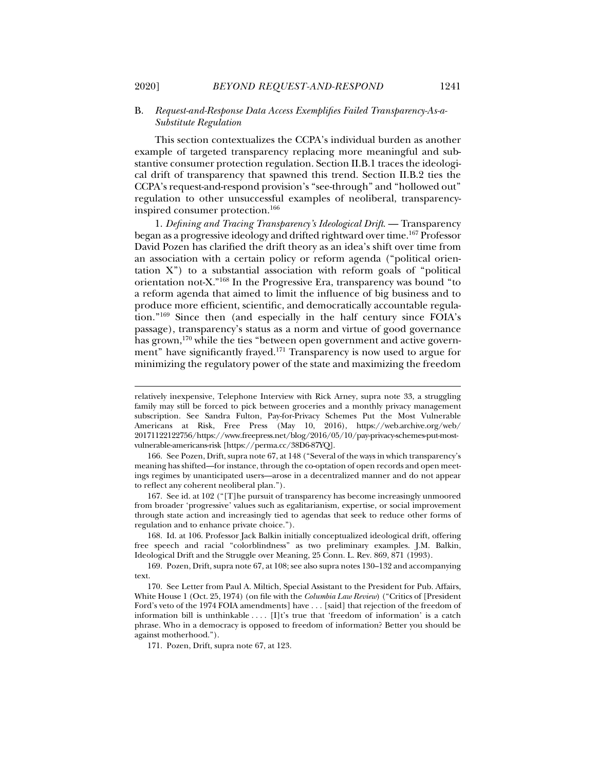B. *Request-and-Response Data Access Exemplifies Failed Transparency-As-a-Substitute Regulation*

This section contextualizes the CCPA's individual burden as another example of targeted transparency replacing more meaningful and substantive consumer protection regulation. Section II.B.1 traces the ideological drift of transparency that spawned this trend. Section II.B.2 ties the CCPA's request-and-respond provision's "see-through" and "hollowed out" regulation to other unsuccessful examples of neoliberal, transparency-inspired consumer protection.[166]

1. *Defining and Tracing Transparency's Ideological Drift.* — Transparency began as a progressive ideology and drifted rightward over time.[167] Professor David Pozen has clarified the drift theory as an idea's shift over time from an association with a certain policy or reform agenda ("political orientation X") to a substantial association with reform goals of "political orientation not-X."[168] In the Progressive Era, transparency was bound "to a reform agenda that aimed to limit the influence of big business and to produce more efficient, scientific, and democratically accountable regulation."[169] Since then (and especially in the half century since FOIA's passage), transparency's status as a norm and virtue of good governance has grown,[170] while the ties "between open government and active government" have significantly frayed.[171] Transparency is now used to argue for minimizing the regulatory power of the state and maximizing the freedom

---

relatively inexpensive, Telephone Interview with Rick Arney, supra note 33, a struggling family may still be forced to pick between groceries and a monthly privacy management subscription. See Sandra Fulton, Pay-for-Privacy Schemes Put the Most Vulnerable Americans at Risk, Free Press (May 10, 2016), https://web.archive.org/web/20171122122756/https://www.freepress.net/blog/2016/05/10/pay-privacy-schemes-put-most-vulnerable-americans-risk [https://perma.cc/38D6-87YQ].

166. See Pozen, Drift, supra note 67, at 148 ("Several of the ways in which transparency's meaning has shifted—for instance, through the co-optation of open records and open meetings regimes by unanticipated users—arose in a decentralized manner and do not appear to reflect any coherent neoliberal plan.").

167. See id. at 102 ("[T]he pursuit of transparency has become increasingly unmoored from broader 'progressive' values such as egalitarianism, expertise, or social improvement through state action and increasingly tied to agendas that seek to reduce other forms of regulation and to enhance private choice.").

168. Id. at 106. Professor Jack Balkin initially conceptualized ideological drift, offering free speech and racial "colorblindness" as two preliminary examples. J.M. Balkin, Ideological Drift and the Struggle over Meaning, 25 Conn. L. Rev. 869, 871 (1993).

169. Pozen, Drift, supra note 67, at 108; see also supra notes 130–132 and accompanying text.

170. See Letter from Paul A. Miltich, Special Assistant to the President for Pub. Affairs, White House 1 (Oct. 25, 1974) (on file with the *Columbia Law Review*) ("Critics of [President Ford's veto of the 1974 FOIA amendments] have . . . [said] that rejection of the freedom of information bill is unthinkable . . . . [I]t's true that 'freedom of information' is a catch phrase. Who in a democracy is opposed to freedom of information? Better you should be against motherhood.").

171. Pozen, Drift, supra note 67, at 123.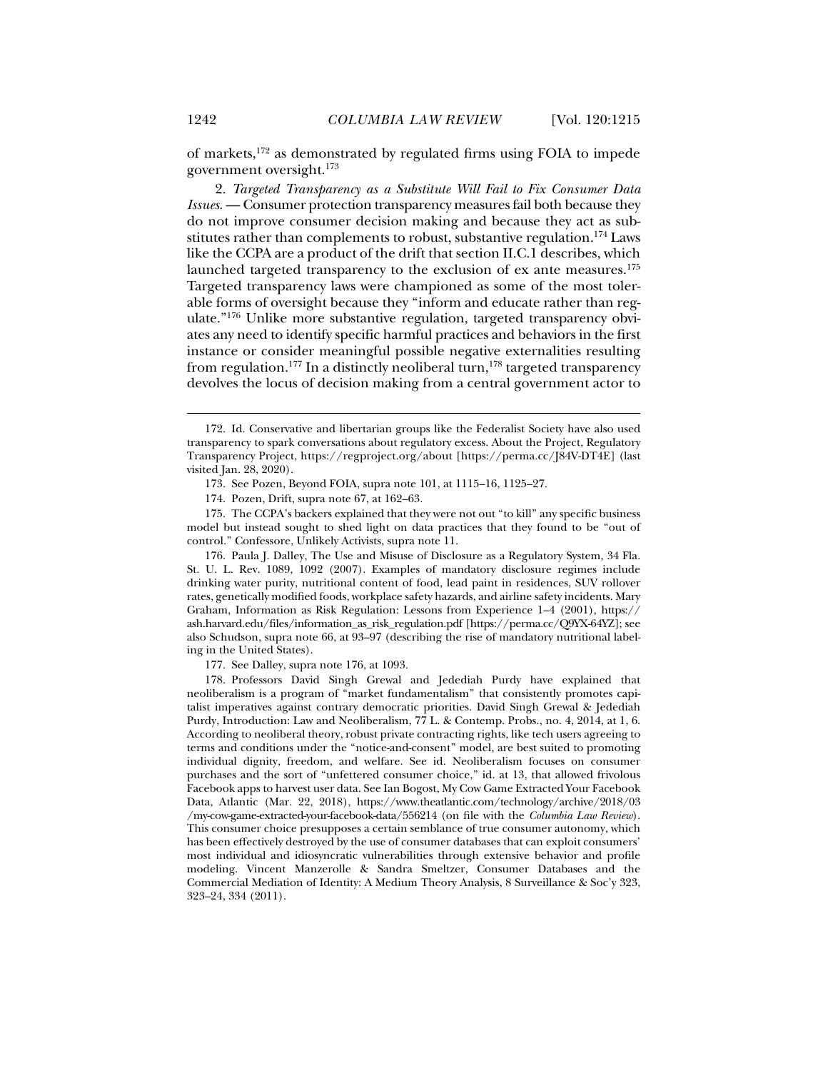of markets,[172] as demonstrated by regulated firms using FOIA to impede government oversight.[173]

2. *Targeted Transparency as a Substitute Will Fail to Fix Consumer Data Issues.* — Consumer protection transparency measures fail both because they do not improve consumer decision making and because they act as substitutes rather than complements to robust, substantive regulation.[174] Laws like the CCPA are a product of the drift that section II.C.1 describes, which launched targeted transparency to the exclusion of ex ante measures.[175] Targeted transparency laws were championed as some of the most tolerable forms of oversight because they "inform and educate rather than regulate."[176] Unlike more substantive regulation, targeted transparency obviates any need to identify specific harmful practices and behaviors in the first instance or consider meaningful possible negative externalities resulting from regulation.[177] In a distinctly neoliberal turn,[178] targeted transparency devolves the locus of decision making from a central government actor to

---

172. Id. Conservative and libertarian groups like the Federalist Society have also used transparency to spark conversations about regulatory excess. About the Project, Regulatory Transparency Project, https://regproject.org/about [https://perma.cc/J84V-DT4E] (last visited Jan. 28, 2020).

173. See Pozen, Beyond FOIA, supra note 101, at 1115–16, 1125–27.

174. Pozen, Drift, supra note 67, at 162–63.

175. The CCPA's backers explained that they were not out "to kill" any specific business model but instead sought to shed light on data practices that they found to be "out of control." Confessore, Unlikely Activists, supra note 11.

176. Paula J. Dalley, The Use and Misuse of Disclosure as a Regulatory System, 34 Fla. St. U. L. Rev. 1089, 1092 (2007). Examples of mandatory disclosure regimes include drinking water purity, nutritional content of food, lead paint in residences, SUV rollover rates, genetically modified foods, workplace safety hazards, and airline safety incidents. Mary Graham, Information as Risk Regulation: Lessons from Experience 1–4 (2001), https://ash.harvard.edu/files/information_as_risk_regulation.pdf [https://perma.cc/Q9YX-64YZ]; see also Schudson, supra note 66, at 93–97 (describing the rise of mandatory nutritional labeling in the United States).

177. See Dalley, supra note 176, at 1093.

178. Professors David Singh Grewal and Jedediah Purdy have explained that neoliberalism is a program of "market fundamentalism" that consistently promotes capitalist imperatives against contrary democratic priorities. David Singh Grewal & Jedediah Purdy, Introduction: Law and Neoliberalism, 77 L. & Contemp. Probs., no. 4, 2014, at 1, 6. According to neoliberal theory, robust private contracting rights, like tech users agreeing to terms and conditions under the "notice-and-consent" model, are best suited to promoting individual dignity, freedom, and welfare. See id. Neoliberalism focuses on consumer purchases and the sort of "unfettered consumer choice," id. at 13, that allowed frivolous Facebook apps to harvest user data. See Ian Bogost, My Cow Game Extracted Your Facebook Data, Atlantic (Mar. 22, 2018), https://www.theatlantic.com/technology/archive/2018/03/my-cow-game-extracted-your-facebook-data/556214 (on file with the *Columbia Law Review*). This consumer choice presupposes a certain semblance of true consumer autonomy, which has been effectively destroyed by the use of consumer databases that can exploit consumers' most individual and idiosyncratic vulnerabilities through extensive behavior and profile modeling. Vincent Manzerolle & Sandra Smeltzer, Consumer Databases and the Commercial Mediation of Identity: A Medium Theory Analysis, 8 Surveillance & Soc'y 323, 323–24, 334 (2011).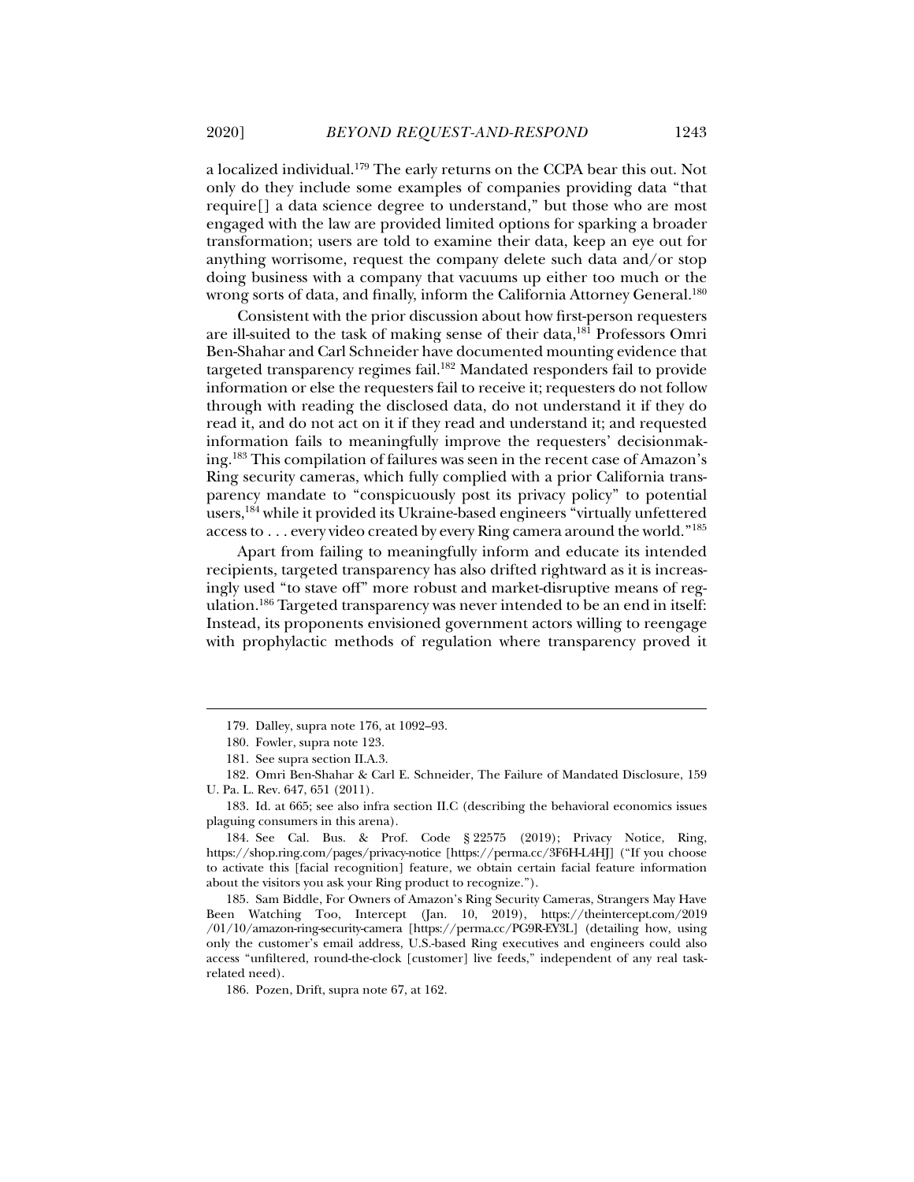a localized individual.[179] The early returns on the CCPA bear this out. Not only do they include some examples of companies providing data "that require[] a data science degree to understand," but those who are most engaged with the law are provided limited options for sparking a broader transformation; users are told to examine their data, keep an eye out for anything worrisome, request the company delete such data and/or stop doing business with a company that vacuums up either too much or the wrong sorts of data, and finally, inform the California Attorney General.[180]

Consistent with the prior discussion about how first-person requesters are ill-suited to the task of making sense of their data,[181] Professors Omri Ben-Shahar and Carl Schneider have documented mounting evidence that targeted transparency regimes fail.[182] Mandated responders fail to provide information or else the requesters fail to receive it; requesters do not follow through with reading the disclosed data, do not understand it if they do read it, and do not act on it if they read and understand it; and requested information fails to meaningfully improve the requesters' decisionmaking.[183] This compilation of failures was seen in the recent case of Amazon's Ring security cameras, which fully complied with a prior California transparency mandate to "conspicuously post its privacy policy" to potential users,[184] while it provided its Ukraine-based engineers "virtually unfettered access to . . . every video created by every Ring camera around the world."[185]

Apart from failing to meaningfully inform and educate its intended recipients, targeted transparency has also drifted rightward as it is increasingly used "to stave off" more robust and market-disruptive means of regulation.[186] Targeted transparency was never intended to be an end in itself: Instead, its proponents envisioned government actors willing to reengage with prophylactic methods of regulation where transparency proved it

---

179. Dalley, supra note 176, at 1092–93.

180. Fowler, supra note 123.

181. See supra section II.A.3.

182. Omri Ben-Shahar & Carl E. Schneider, The Failure of Mandated Disclosure, 159 U. Pa. L. Rev. 647, 651 (2011).

183. Id. at 665; see also infra section II.C (describing the behavioral economics issues plaguing consumers in this arena).

184. See Cal. Bus. & Prof. Code § 22575 (2019); Privacy Notice, Ring, https://shop.ring.com/pages/privacy-notice [https://perma.cc/3F6H-L4HJ] ("If you choose to activate this [facial recognition] feature, we obtain certain facial feature information about the visitors you ask your Ring product to recognize.").

185. Sam Biddle, For Owners of Amazon's Ring Security Cameras, Strangers May Have Been Watching Too, Intercept (Jan. 10, 2019), https://theintercept.com/2019/01/10/amazon-ring-security-camera [https://perma.cc/PG9R-EY3L] (detailing how, using only the customer's email address, U.S.-based Ring executives and engineers could also access "unfiltered, round-the-clock [customer] live feeds," independent of any real task-related need).

186. Pozen, Drift, supra note 67, at 162.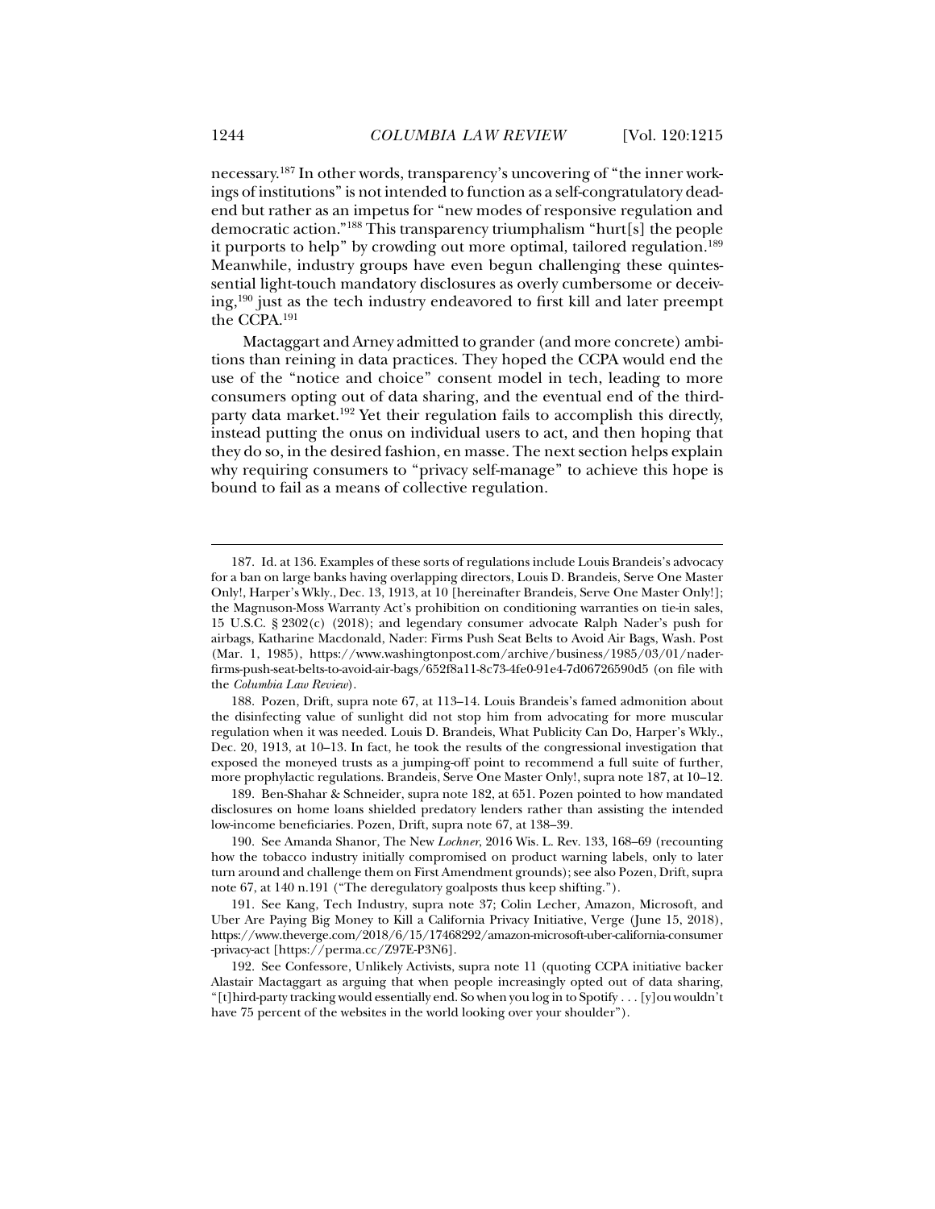necessary.[187] In other words, transparency's uncovering of "the inner workings of institutions" is not intended to function as a self-congratulatory dead-end but rather as an impetus for "new modes of responsive regulation and democratic action."[188] This transparency triumphalism "hurt[s] the people it purports to help" by crowding out more optimal, tailored regulation.[189] Meanwhile, industry groups have even begun challenging these quintessential light-touch mandatory disclosures as overly cumbersome or deceiving,[190] just as the tech industry endeavored to first kill and later preempt the CCPA.[191]

Mactaggart and Arney admitted to grander (and more concrete) ambitions than reining in data practices. They hoped the CCPA would end the use of the "notice and choice" consent model in tech, leading to more consumers opting out of data sharing, and the eventual end of the third-party data market.[192] Yet their regulation fails to accomplish this directly, instead putting the onus on individual users to act, and then hoping that they do so, in the desired fashion, en masse. The next section helps explain why requiring consumers to "privacy self-manage" to achieve this hope is bound to fail as a means of collective regulation.

---

187. Id. at 136. Examples of these sorts of regulations include Louis Brandeis's advocacy for a ban on large banks having overlapping directors, Louis D. Brandeis, Serve One Master Only!, Harper's Wkly., Dec. 13, 1913, at 10 [hereinafter Brandeis, Serve One Master Only!]; the Magnuson-Moss Warranty Act's prohibition on conditioning warranties on tie-in sales, 15 U.S.C. § 2302(c) (2018); and legendary consumer advocate Ralph Nader's push for airbags, Katharine Macdonald, Nader: Firms Push Seat Belts to Avoid Air Bags, Wash. Post (Mar. 1, 1985), https://www.washingtonpost.com/archive/business/1985/03/01/nader-firms-push-seat-belts-to-avoid-air-bags/652f8a11-8c73-4fe0-91e4-7d06726590d5 (on file with the *Columbia Law Review*).

188. Pozen, Drift, supra note 67, at 113–14. Louis Brandeis's famed admonition about the disinfecting value of sunlight did not stop him from advocating for more muscular regulation when it was needed. Louis D. Brandeis, What Publicity Can Do, Harper's Wkly., Dec. 20, 1913, at 10–13. In fact, he took the results of the congressional investigation that exposed the moneyed trusts as a jumping-off point to recommend a full suite of further, more prophylactic regulations. Brandeis, Serve One Master Only!, supra note 187, at 10–12.

189. Ben-Shahar & Schneider, supra note 182, at 651. Pozen pointed to how mandated disclosures on home loans shielded predatory lenders rather than assisting the intended low-income beneficiaries. Pozen, Drift, supra note 67, at 138–39.

190. See Amanda Shanor, The New *Lochner*, 2016 Wis. L. Rev. 133, 168–69 (recounting how the tobacco industry initially compromised on product warning labels, only to later turn around and challenge them on First Amendment grounds); see also Pozen, Drift, supra note 67, at 140 n.191 ("The deregulatory goalposts thus keep shifting.").

191. See Kang, Tech Industry, supra note 37; Colin Lecher, Amazon, Microsoft, and Uber Are Paying Big Money to Kill a California Privacy Initiative, Verge (June 15, 2018), https://www.theverge.com/2018/6/15/17468292/amazon-microsoft-uber-california-consumer-privacy-act [https://perma.cc/Z97E-P3N6].

192. See Confessore, Unlikely Activists, supra note 11 (quoting CCPA initiative backer Alastair Mactaggart as arguing that when people increasingly opted out of data sharing, "[t]hird-party tracking would essentially end. So when you log in to Spotify . . . [y]ou wouldn't have 75 percent of the websites in the world looking over your shoulder").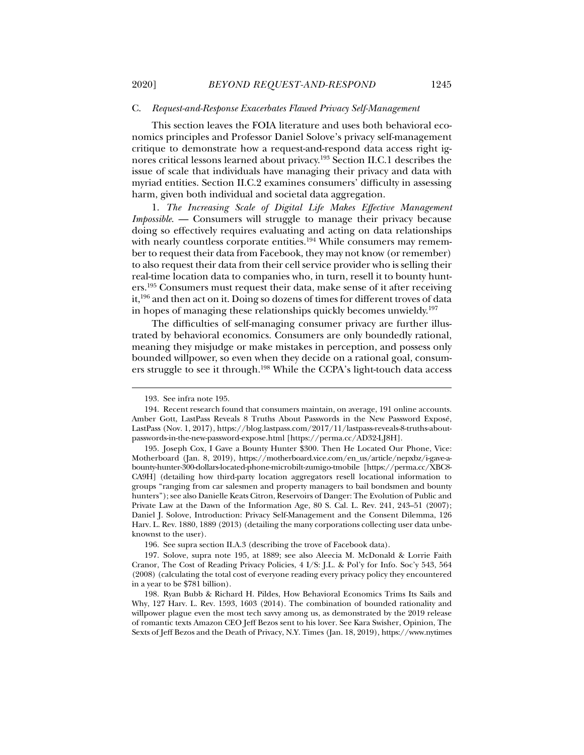### C. *Request-and-Response Exacerbates Flawed Privacy Self-Management*

This section leaves the FOIA literature and uses both behavioral economics principles and Professor Daniel Solove's privacy self-management critique to demonstrate how a request-and-respond data access right ignores critical lessons learned about privacy.[193] Section II.C.1 describes the issue of scale that individuals have managing their privacy and data with myriad entities. Section II.C.2 examines consumers' difficulty in assessing harm, given both individual and societal data aggregation.

1. *The Increasing Scale of Digital Life Makes Effective Management Impossible.* — Consumers will struggle to manage their privacy because doing so effectively requires evaluating and acting on data relationships with nearly countless corporate entities.[194] While consumers may remember to request their data from Facebook, they may not know (or remember) to also request their data from their cell service provider who is selling their real-time location data to companies who, in turn, resell it to bounty hunters.[195] Consumers must request their data, make sense of it after receiving it,[196] and then act on it. Doing so dozens of times for different troves of data in hopes of managing these relationships quickly becomes unwieldy.[197]

The difficulties of self-managing consumer privacy are further illustrated by behavioral economics. Consumers are only boundedly rational, meaning they misjudge or make mistakes in perception, and possess only bounded willpower, so even when they decide on a rational goal, consumers struggle to see it through.[198] While the CCPA's light-touch data access

---

193. See infra note 195.

194. Recent research found that consumers maintain, on average, 191 online accounts. Amber Gott, LastPass Reveals 8 Truths About Passwords in the New Password Exposé, LastPass (Nov. 1, 2017), https://blog.lastpass.com/2017/11/lastpass-reveals-8-truths-about-passwords-in-the-new-password-expose.html [https://perma.cc/AD32-LJ8H].

195. Joseph Cox, I Gave a Bounty Hunter $300. Then He Located Our Phone, Vice: Motherboard (Jan. 8, 2019), https://motherboard.vice.com/en_us/article/nepxbz/i-gave-a-bounty-hunter-300-dollars-located-phone-microbilt-zumigo-tmobile [https://perma.cc/XBC8-CA9H] (detailing how third-party location aggregators resell locational information to groups "ranging from car salesmen and property managers to bail bondsmen and bounty hunters"); see also Danielle Keats Citron, Reservoirs of Danger: The Evolution of Public and Private Law at the Dawn of the Information Age, 80 S. Cal. L. Rev. 241, 243–51 (2007); Daniel J. Solove, Introduction: Privacy Self-Management and the Consent Dilemma, 126 Harv. L. Rev. 1880, 1889 (2013) (detailing the many corporations collecting user data unbeknownst to the user).

196. See supra section II.A.3 (describing the trove of Facebook data).

197. Solove, supra note 195, at 1889; see also Aleecia M. McDonald & Lorrie Faith Cranor, The Cost of Reading Privacy Policies, 4 I/S: J.L. & Pol'y for Info. Soc'y 543, 564 (2008) (calculating the total cost of everyone reading every privacy policy they encountered in a year to be $781 billion).

198. Ryan Bubb & Richard H. Pildes, How Behavioral Economics Trims Its Sails and Why, 127 Harv. L. Rev. 1593, 1603 (2014). The combination of bounded rationality and willpower plague even the most tech savvy among us, as demonstrated by the 2019 release of romantic texts Amazon CEO Jeff Bezos sent to his lover. See Kara Swisher, Opinion, The Sexts of Jeff Bezos and the Death of Privacy, N.Y. Times (Jan. 18, 2019), https://www.nytimes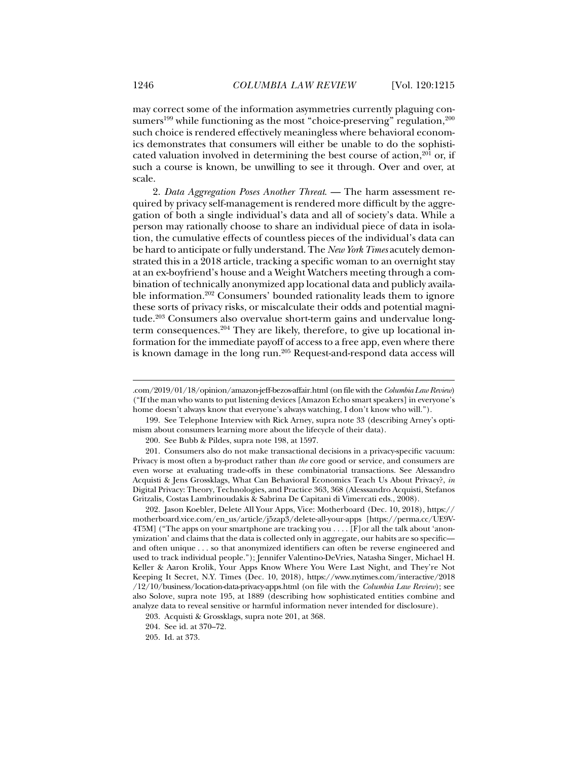may correct some of the information asymmetries currently plaguing consumers[199] while functioning as the most "choice-preserving" regulation,[200] such choice is rendered effectively meaningless where behavioral economics demonstrates that consumers will either be unable to do the sophisticated valuation involved in determining the best course of action,[201] or, if such a course is known, be unwilling to see it through. Over and over, at scale.

2. *Data Aggregation Poses Another Threat.* — The harm assessment required by privacy self-management is rendered more difficult by the aggregation of both a single individual's data and all of society's data. While a person may rationally choose to share an individual piece of data in isolation, the cumulative effects of countless pieces of the individual's data can be hard to anticipate or fully understand. The *New York Times* acutely demonstrated this in a 2018 article, tracking a specific woman to an overnight stay at an ex-boyfriend's house and a Weight Watchers meeting through a combination of technically anonymized app locational data and publicly available information.[202] Consumers' bounded rationality leads them to ignore these sorts of privacy risks, or miscalculate their odds and potential magnitude.[203] Consumers also overvalue short-term gains and undervalue long-term consequences.[204] They are likely, therefore, to give up locational information for the immediate payoff of access to a free app, even where there is known damage in the long run.[205] Request-and-respond data access will

---

.com/2019/01/18/opinion/amazon-jeff-bezos-affair.html (on file with the *Columbia Law Review*) ("If the man who wants to put listening devices [Amazon Echo smart speakers] in everyone's home doesn't always know that everyone's always watching, I don't know who will.").

199. See Telephone Interview with Rick Arney, supra note 33 (describing Arney's optimism about consumers learning more about the lifecycle of their data).

200. See Bubb & Pildes, supra note 198, at 1597.

201. Consumers also do not make transactional decisions in a privacy-specific vacuum: Privacy is most often a by-product rather than *the* core good or service, and consumers are even worse at evaluating trade-offs in these combinatorial transactions. See Alessandro Acquisti & Jens Grossklags, What Can Behavioral Economics Teach Us About Privacy?, *in* Digital Privacy: Theory, Technologies, and Practice 363, 368 (Alesssandro Acquisti, Stefanos Gritzalis, Costas Lambrinoudakis & Sabrina De Capitani di Vimercati eds., 2008).

202. Jason Koebler, Delete All Your Apps, Vice: Motherboard (Dec. 10, 2018), https://motherboard.vice.com/en_us/article/j5zap3/delete-all-your-apps [https://perma.cc/UE9V-4T5M] ("The apps on your smartphone are tracking you . . . . [F]or all the talk about 'anonymization' and claims that the data is collected only in aggregate, our habits are so specific—and often unique . . . so that anonymized identifiers can often be reverse engineered and used to track individual people."); Jennifer Valentino-DeVries, Natasha Singer, Michael H. Keller & Aaron Krolik, Your Apps Know Where You Were Last Night, and They're Not Keeping It Secret, N.Y. Times (Dec. 10, 2018), https://www.nytimes.com/interactive/2018/12/10/business/location-data-privacy-apps.html (on file with the *Columbia Law Review*); see also Solove, supra note 195, at 1889 (describing how sophisticated entities combine and analyze data to reveal sensitive or harmful information never intended for disclosure).

203. Acquisti & Grossklags, supra note 201, at 368.

204. See id. at 370–72.

205. Id. at 373.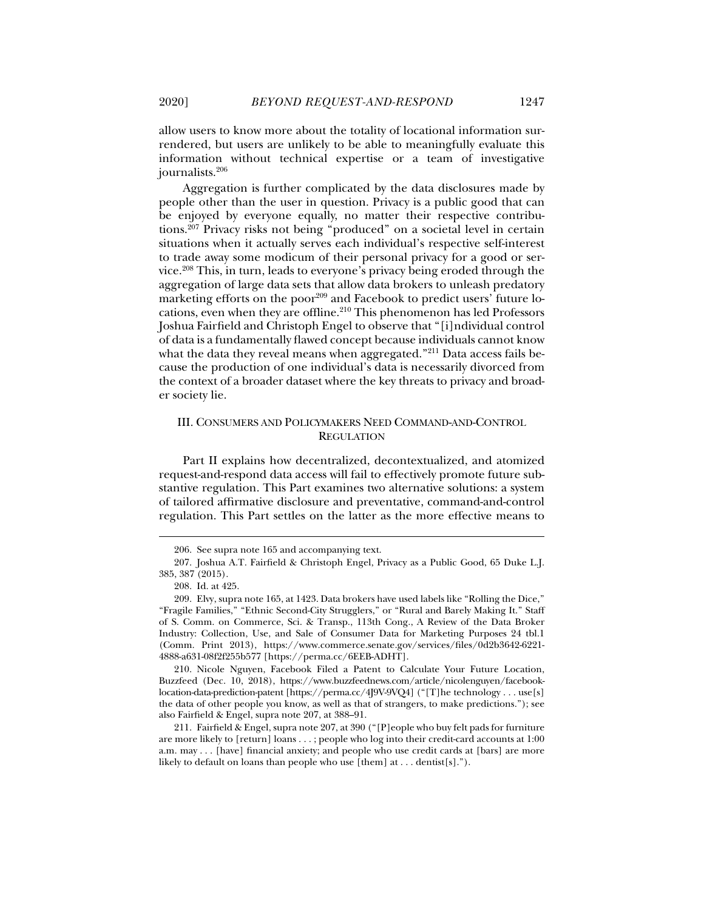allow users to know more about the totality of locational information surrendered, but users are unlikely to be able to meaningfully evaluate this information without technical expertise or a team of investigative journalists.[206]

Aggregation is further complicated by the data disclosures made by people other than the user in question. Privacy is a public good that can be enjoyed by everyone equally, no matter their respective contributions.[207] Privacy risks not being "produced" on a societal level in certain situations when it actually serves each individual's respective self-interest to trade away some modicum of their personal privacy for a good or service.[208] This, in turn, leads to everyone's privacy being eroded through the aggregation of large data sets that allow data brokers to unleash predatory marketing efforts on the poor[209] and Facebook to predict users' future locations, even when they are offline.[210] This phenomenon has led Professors Joshua Fairfield and Christoph Engel to observe that "[i]ndividual control of data is a fundamentally flawed concept because individuals cannot know what the data they reveal means when aggregated."[211] Data access fails because the production of one individual's data is necessarily divorced from the context of a broader dataset where the key threats to privacy and broader society lie.

## III. Consumers and Policymakers Need Command-and-Control Regulation

Part II explains how decentralized, decontextualized, and atomized request-and-respond data access will fail to effectively promote future substantive regulation. This Part examines two alternative solutions: a system of tailored affirmative disclosure and preventative, command-and-control regulation. This Part settles on the latter as the more effective means to

---

206. See supra note 165 and accompanying text.

207. Joshua A.T. Fairfield & Christoph Engel, Privacy as a Public Good, 65 Duke L.J. 385, 387 (2015).

208. Id. at 425.

209. Elvy, supra note 165, at 1423. Data brokers have used labels like "Rolling the Dice," "Fragile Families," "Ethnic Second-City Strugglers," or "Rural and Barely Making It." Staff of S. Comm. on Commerce, Sci. & Transp., 113th Cong., A Review of the Data Broker Industry: Collection, Use, and Sale of Consumer Data for Marketing Purposes 24 tbl.1 (Comm. Print 2013), https://www.commerce.senate.gov/services/files/0d2b3642-6221-4888-a631-08f2f255b577 [https://perma.cc/6EEB-ADHT].

210. Nicole Nguyen, Facebook Filed a Patent to Calculate Your Future Location, Buzzfeed (Dec. 10, 2018), https://www.buzzfeednews.com/article/nicolenguyen/facebook-location-data-prediction-patent [https://perma.cc/4J9V-9VQ4] ("[T]he technology . . . use[s] the data of other people you know, as well as that of strangers, to make predictions."); see also Fairfield & Engel, supra note 207, at 388–91.

211. Fairfield & Engel, supra note 207, at 390 ("[P]eople who buy felt pads for furniture are more likely to [return] loans . . . ; people who log into their credit-card accounts at 1:00 a.m. may . . . [have] financial anxiety; and people who use credit cards at [bars] are more likely to default on loans than people who use [them] at . . . dentist[s].").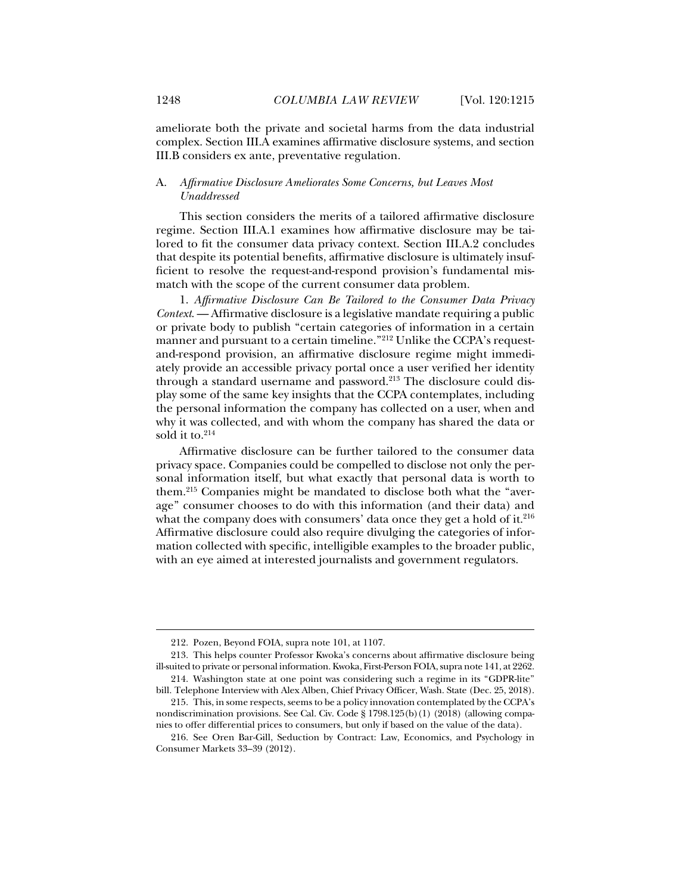ameliorate both the private and societal harms from the data industrial complex. Section III.A examines affirmative disclosure systems, and section III.B considers ex ante, preventative regulation.

### A. *Affirmative Disclosure Ameliorates Some Concerns, but Leaves Most Unaddressed*

This section considers the merits of a tailored affirmative disclosure regime. Section III.A.1 examines how affirmative disclosure may be tailored to fit the consumer data privacy context. Section III.A.2 concludes that despite its potential benefits, affirmative disclosure is ultimately insufficient to resolve the request-and-respond provision's fundamental mismatch with the scope of the current consumer data problem.

1. *Affirmative Disclosure Can Be Tailored to the Consumer Data Privacy Context.* — Affirmative disclosure is a legislative mandate requiring a public or private body to publish "certain categories of information in a certain manner and pursuant to a certain timeline."[212] Unlike the CCPA's request-and-respond provision, an affirmative disclosure regime might immediately provide an accessible privacy portal once a user verified her identity through a standard username and password.[213] The disclosure could display some of the same key insights that the CCPA contemplates, including the personal information the company has collected on a user, when and why it was collected, and with whom the company has shared the data or sold it to.[214]

Affirmative disclosure can be further tailored to the consumer data privacy space. Companies could be compelled to disclose not only the personal information itself, but what exactly that personal data is worth to them.[215] Companies might be mandated to disclose both what the "average" consumer chooses to do with this information (and their data) and what the company does with consumers' data once they get a hold of it.[216] Affirmative disclosure could also require divulging the categories of information collected with specific, intelligible examples to the broader public, with an eye aimed at interested journalists and government regulators.

---

212. Pozen, Beyond FOIA, supra note 101, at 1107.

213. This helps counter Professor Kwoka's concerns about affirmative disclosure being ill-suited to private or personal information. Kwoka, First-Person FOIA, supra note 141, at 2262.

214. Washington state at one point was considering such a regime in its "GDPR-lite" bill. Telephone Interview with Alex Alben, Chief Privacy Officer, Wash. State (Dec. 25, 2018).

215. This, in some respects, seems to be a policy innovation contemplated by the CCPA's nondiscrimination provisions. See Cal. Civ. Code § 1798.125(b)(1) (2018) (allowing companies to offer differential prices to consumers, but only if based on the value of the data).

216. See Oren Bar-Gill, Seduction by Contract: Law, Economics, and Psychology in Consumer Markets 33–39 (2012).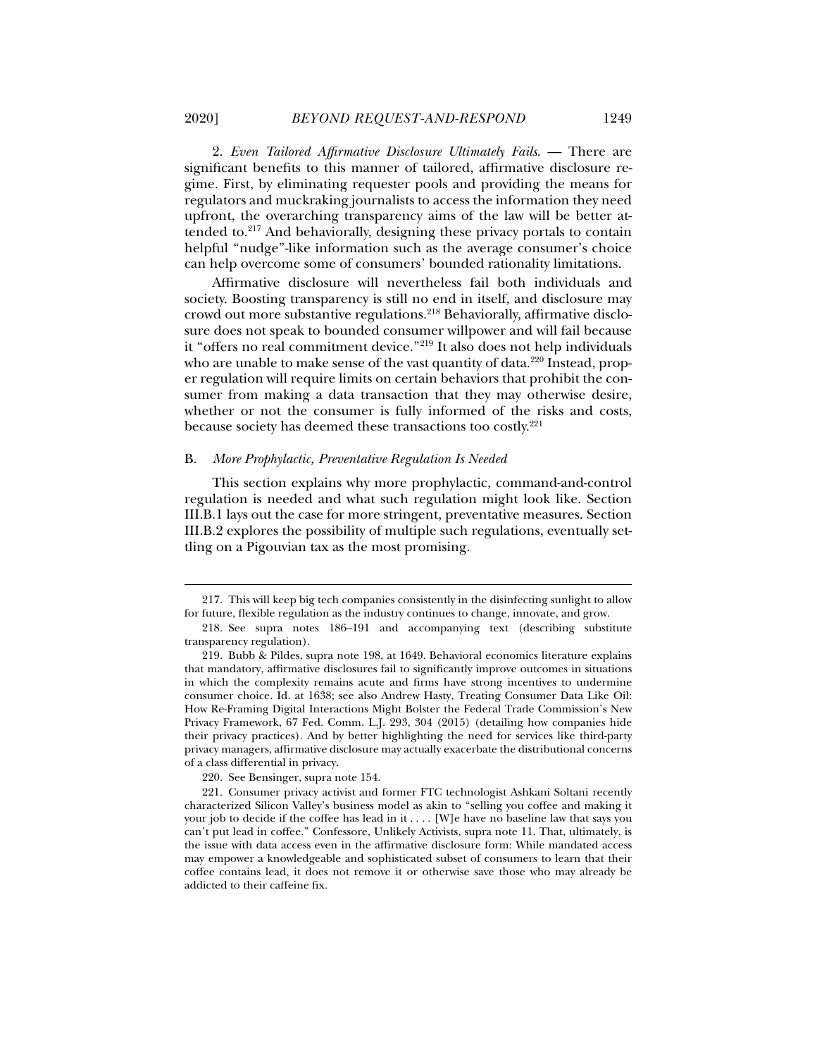2. *Even Tailored Affirmative Disclosure Ultimately Fails.* — There are significant benefits to this manner of tailored, affirmative disclosure regime. First, by eliminating requester pools and providing the means for regulators and muckraking journalists to access the information they need upfront, the overarching transparency aims of the law will be better attended to.[217] And behaviorally, designing these privacy portals to contain helpful "nudge"-like information such as the average consumer's choice can help overcome some of consumers' bounded rationality limitations.

Affirmative disclosure will nevertheless fail both individuals and society. Boosting transparency is still no end in itself, and disclosure may crowd out more substantive regulations.[218] Behaviorally, affirmative disclosure does not speak to bounded consumer willpower and will fail because it "offers no real commitment device."[219] It also does not help individuals who are unable to make sense of the vast quantity of data.[220] Instead, proper regulation will require limits on certain behaviors that prohibit the consumer from making a data transaction that they may otherwise desire, whether or not the consumer is fully informed of the risks and costs, because society has deemed these transactions too costly.[221]

## B. *More Prophylactic, Preventative Regulation Is Needed*

This section explains why more prophylactic, command-and-control regulation is needed and what such regulation might look like. Section III.B.1 lays out the case for more stringent, preventative measures. Section III.B.2 explores the possibility of multiple such regulations, eventually settling on a Pigouvian tax as the most promising.

---

217. This will keep big tech companies consistently in the disinfecting sunlight to allow for future, flexible regulation as the industry continues to change, innovate, and grow.

218. See supra notes 186–191 and accompanying text (describing substitute transparency regulation).

219. Bubb & Pildes, supra note 198, at 1649. Behavioral economics literature explains that mandatory, affirmative disclosures fail to significantly improve outcomes in situations in which the complexity remains acute and firms have strong incentives to undermine consumer choice. Id. at 1638; see also Andrew Hasty, Treating Consumer Data Like Oil: How Re-Framing Digital Interactions Might Bolster the Federal Trade Commission's New Privacy Framework, 67 Fed. Comm. L.J. 293, 304 (2015) (detailing how companies hide their privacy practices). And by better highlighting the need for services like third-party privacy managers, affirmative disclosure may actually exacerbate the distributional concerns of a class differential in privacy.

220. See Bensinger, supra note 154.

221. Consumer privacy activist and former FTC technologist Ashkani Soltani recently characterized Silicon Valley's business model as akin to "selling you coffee and making it your job to decide if the coffee has lead in it . . . . [W]e have no baseline law that says you can't put lead in coffee." Confessore, Unlikely Activists, supra note 11. That, ultimately, is the issue with data access even in the affirmative disclosure form: While mandated access may empower a knowledgeable and sophisticated subset of consumers to learn that their coffee contains lead, it does not remove it or otherwise save those who may already be addicted to their caffeine fix.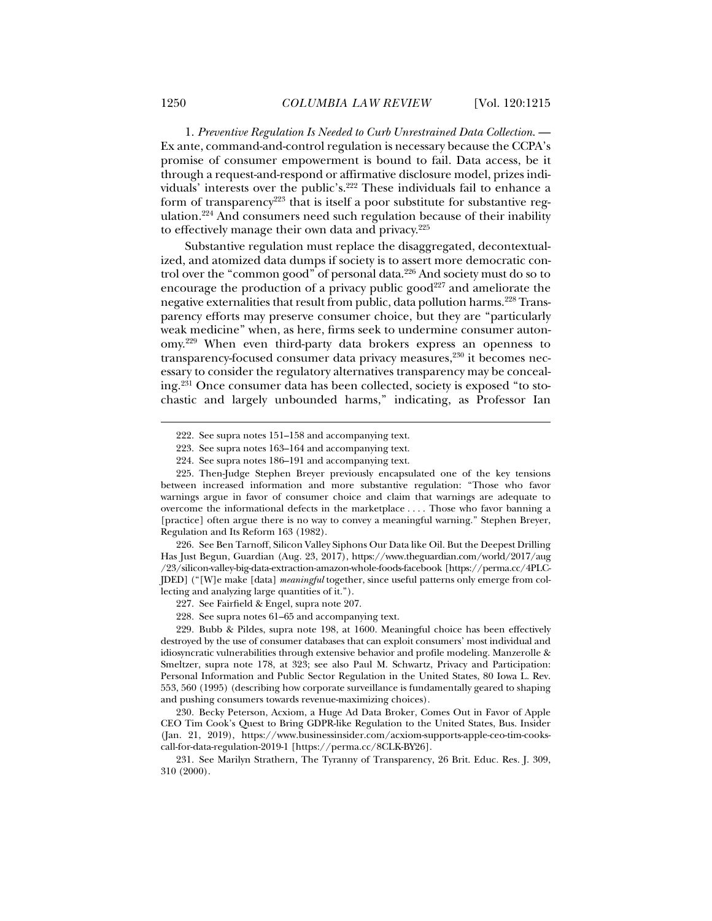1. *Preventive Regulation Is Needed to Curb Unrestrained Data Collection.* — Ex ante, command-and-control regulation is necessary because the CCPA's promise of consumer empowerment is bound to fail. Data access, be it through a request-and-respond or affirmative disclosure model, prizes individuals' interests over the public's.[222] These individuals fail to enhance a form of transparency[223] that is itself a poor substitute for substantive regulation.[224] And consumers need such regulation because of their inability to effectively manage their own data and privacy.[225]

Substantive regulation must replace the disaggregated, decontextualized, and atomized data dumps if society is to assert more democratic control over the "common good" of personal data.[226] And society must do so to encourage the production of a privacy public good[227] and ameliorate the negative externalities that result from public, data pollution harms.[228] Transparency efforts may preserve consumer choice, but they are "particularly weak medicine" when, as here, firms seek to undermine consumer autonomy.[229] When even third-party data brokers express an openness to transparency-focused consumer data privacy measures,[230] it becomes necessary to consider the regulatory alternatives transparency may be concealing.[231] Once consumer data has been collected, society is exposed "to stochastic and largely unbounded harms," indicating, as Professor Ian

---

222. See supra notes 151–158 and accompanying text.

223. See supra notes 163–164 and accompanying text.

224. See supra notes 186–191 and accompanying text.

225. Then-Judge Stephen Breyer previously encapsulated one of the key tensions between increased information and more substantive regulation: "Those who favor warnings argue in favor of consumer choice and claim that warnings are adequate to overcome the informational defects in the marketplace . . . . Those who favor banning a [practice] often argue there is no way to convey a meaningful warning." Stephen Breyer, Regulation and Its Reform 163 (1982).

226. See Ben Tarnoff, Silicon Valley Siphons Our Data like Oil. But the Deepest Drilling Has Just Begun, Guardian (Aug. 23, 2017), https://www.theguardian.com/world/2017/aug/23/silicon-valley-big-data-extraction-amazon-whole-foods-facebook [https://perma.cc/4PLC-JDED] ("[W]e make [data] *meaningful* together, since useful patterns only emerge from collecting and analyzing large quantities of it.").

227. See Fairfield & Engel, supra note 207.

228. See supra notes 61–65 and accompanying text.

229. Bubb & Pildes, supra note 198, at 1600. Meaningful choice has been effectively destroyed by the use of consumer databases that can exploit consumers' most individual and idiosyncratic vulnerabilities through extensive behavior and profile modeling. Manzerolle & Smeltzer, supra note 178, at 323; see also Paul M. Schwartz, Privacy and Participation: Personal Information and Public Sector Regulation in the United States, 80 Iowa L. Rev. 553, 560 (1995) (describing how corporate surveillance is fundamentally geared to shaping and pushing consumers towards revenue-maximizing choices).

230. Becky Peterson, Acxiom, a Huge Ad Data Broker, Comes Out in Favor of Apple CEO Tim Cook's Quest to Bring GDPR-like Regulation to the United States, Bus. Insider (Jan. 21, 2019), https://www.businessinsider.com/acxiom-supports-apple-ceo-tim-cooks-call-for-data-regulation-2019-1 [https://perma.cc/8CLK-BY26].

231. See Marilyn Strathern, The Tyranny of Transparency, 26 Brit. Educ. Res. J. 309, 310 (2000).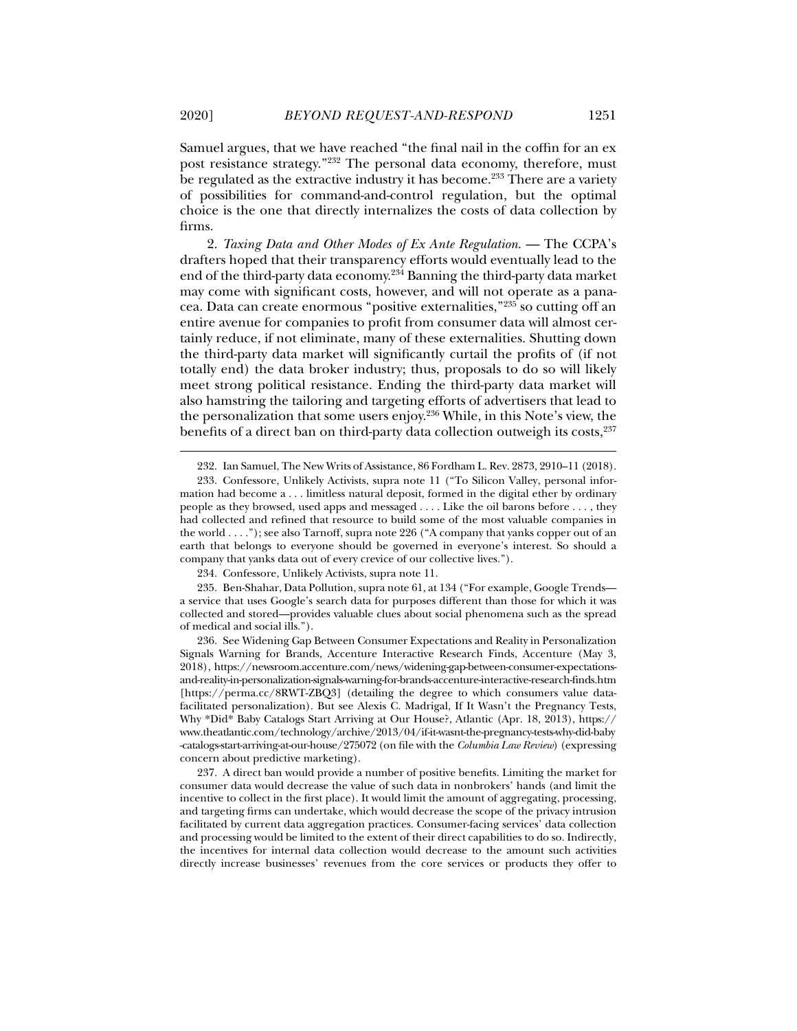Samuel argues, that we have reached "the final nail in the coffin for an ex post resistance strategy."[232] The personal data economy, therefore, must be regulated as the extractive industry it has become.[233] There are a variety of possibilities for command-and-control regulation, but the optimal choice is the one that directly internalizes the costs of data collection by firms.

2. *Taxing Data and Other Modes of Ex Ante Regulation.* — The CCPA's drafters hoped that their transparency efforts would eventually lead to the end of the third-party data economy.[234] Banning the third-party data market may come with significant costs, however, and will not operate as a panacea. Data can create enormous "positive externalities,"[235] so cutting off an entire avenue for companies to profit from consumer data will almost certainly reduce, if not eliminate, many of these externalities. Shutting down the third-party data market will significantly curtail the profits of (if not totally end) the data broker industry; thus, proposals to do so will likely meet strong political resistance. Ending the third-party data market will also hamstring the tailoring and targeting efforts of advertisers that lead to the personalization that some users enjoy.[236] While, in this Note's view, the benefits of a direct ban on third-party data collection outweigh its costs,[237]

---

232. Ian Samuel, The New Writs of Assistance, 86 Fordham L. Rev. 2873, 2910–11 (2018).

233. Confessore, Unlikely Activists, supra note 11 ("To Silicon Valley, personal information had become a . . . limitless natural deposit, formed in the digital ether by ordinary people as they browsed, used apps and messaged . . . . Like the oil barons before . . . , they had collected and refined that resource to build some of the most valuable companies in the world . . . ."); see also Tarnoff, supra note 226 ("A company that yanks copper out of an earth that belongs to everyone should be governed in everyone's interest. So should a company that yanks data out of every crevice of our collective lives.").

234. Confessore, Unlikely Activists, supra note 11.

235. Ben-Shahar, Data Pollution, supra note 61, at 134 ("For example, Google Trends—a service that uses Google's search data for purposes different than those for which it was collected and stored—provides valuable clues about social phenomena such as the spread of medical and social ills.").

236. See Widening Gap Between Consumer Expectations and Reality in Personalization Signals Warning for Brands, Accenture Interactive Research Finds, Accenture (May 3, 2018), https://newsroom.accenture.com/news/widening-gap-between-consumer-expectations-and-reality-in-personalization-signals-warning-for-brands-accenture-interactive-research-finds.htm [https://perma.cc/8RWT-ZBQ3] (detailing the degree to which consumers value data-facilitated personalization). But see Alexis C. Madrigal, If It Wasn't the Pregnancy Tests, Why *Did* Baby Catalogs Start Arriving at Our House?, Atlantic (Apr. 18, 2013), https://www.theatlantic.com/technology/archive/2013/04/if-it-wasnt-the-pregnancy-tests-why-did-baby-catalogs-start-arriving-at-our-house/275072 (on file with the *Columbia Law Review*) (expressing concern about predictive marketing).

237. A direct ban would provide a number of positive benefits. Limiting the market for consumer data would decrease the value of such data in nonbrokers' hands (and limit the incentive to collect in the first place). It would limit the amount of aggregating, processing, and targeting firms can undertake, which would decrease the scope of the privacy intrusion facilitated by current data aggregation practices. Consumer-facing services' data collection and processing would be limited to the extent of their direct capabilities to do so. Indirectly, the incentives for internal data collection would decrease to the amount such activities directly increase businesses' revenues from the core services or products they offer to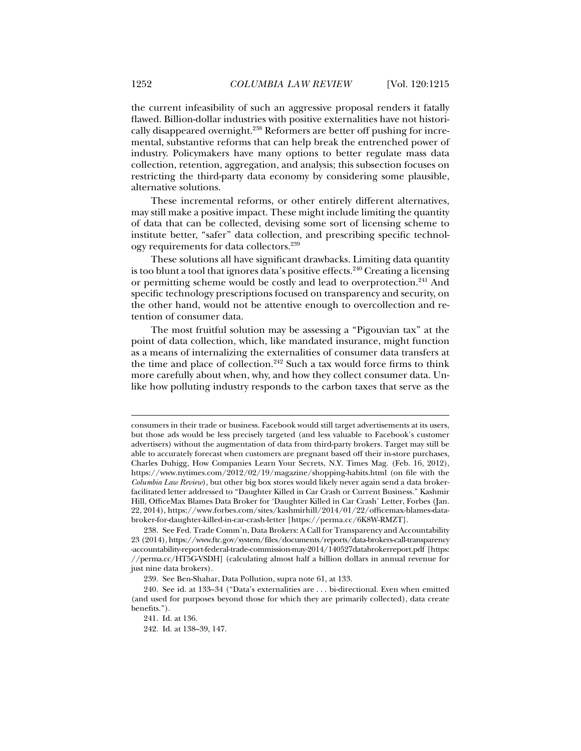the current infeasibility of such an aggressive proposal renders it fatally flawed. Billion-dollar industries with positive externalities have not historically disappeared overnight.[238] Reformers are better off pushing for incremental, substantive reforms that can help break the entrenched power of industry. Policymakers have many options to better regulate mass data collection, retention, aggregation, and analysis; this subsection focuses on restricting the third-party data economy by considering some plausible, alternative solutions.

These incremental reforms, or other entirely different alternatives, may still make a positive impact. These might include limiting the quantity of data that can be collected, devising some sort of licensing scheme to institute better, "safer" data collection, and prescribing specific technology requirements for data collectors.[239]

These solutions all have significant drawbacks. Limiting data quantity is too blunt a tool that ignores data's positive effects.[240] Creating a licensing or permitting scheme would be costly and lead to overprotection.[241] And specific technology prescriptions focused on transparency and security, on the other hand, would not be attentive enough to overcollection and retention of consumer data.

The most fruitful solution may be assessing a "Pigouvian tax" at the point of data collection, which, like mandated insurance, might function as a means of internalizing the externalities of consumer data transfers at the time and place of collection.[242] Such a tax would force firms to think more carefully about when, why, and how they collect consumer data. Unlike how polluting industry responds to the carbon taxes that serve as the

---

consumers in their trade or business. Facebook would still target advertisements at its users, but those ads would be less precisely targeted (and less valuable to Facebook's customer advertisers) without the augmentation of data from third-party brokers. Target may still be able to accurately forecast when customers are pregnant based off their in-store purchases, Charles Duhigg, How Companies Learn Your Secrets, N.Y. Times Mag. (Feb. 16, 2012), https://www.nytimes.com/2012/02/19/magazine/shopping-habits.html (on file with the *Columbia Law Review*), but other big box stores would likely never again send a data broker-facilitated letter addressed to "Daughter Killed in Car Crash or Current Business." Kashmir Hill, OfficeMax Blames Data Broker for 'Daughter Killed in Car Crash' Letter, Forbes (Jan. 22, 2014), https://www.forbes.com/sites/kashmirhill/2014/01/22/officemax-blames-data-broker-for-daughter-killed-in-car-crash-letter [https://perma.cc/6K8W-RMZT].

238. See Fed. Trade Comm'n, Data Brokers: A Call for Transparency and Accountability 23 (2014), https://www.ftc.gov/system/files/documents/reports/data-brokers-call-transparency-accountability-report-federal-trade-commission-may-2014/140527databrokerreport.pdf [https://perma.cc/HT5G-VSDH] (calculating almost half a billion dollars in annual revenue for just nine data brokers).

239. See Ben-Shahar, Data Pollution, supra note 61, at 133.

240. See id. at 133–34 ("Data's externalities are . . . bi-directional. Even when emitted (and used for purposes beyond those for which they are primarily collected), data create benefits.").

241. Id. at 136.

242. Id. at 138–39, 147.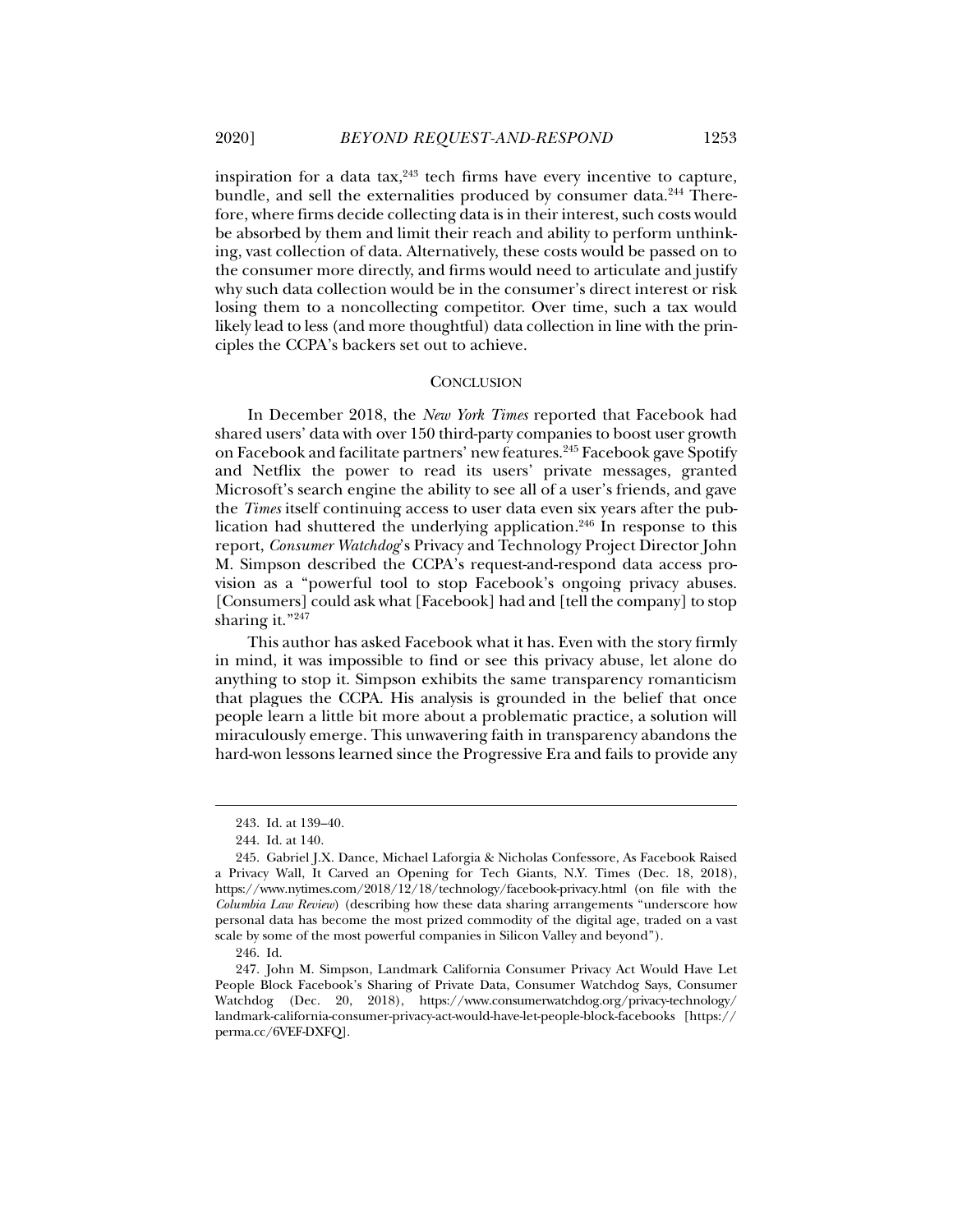inspiration for a data tax,[243] tech firms have every incentive to capture, bundle, and sell the externalities produced by consumer data.[244] Therefore, where firms decide collecting data is in their interest, such costs would be absorbed by them and limit their reach and ability to perform unthinking, vast collection of data. Alternatively, these costs would be passed on to the consumer more directly, and firms would need to articulate and justify why such data collection would be in the consumer's direct interest or risk losing them to a noncollecting competitor. Over time, such a tax would likely lead to less (and more thoughtful) data collection in line with the principles the CCPA's backers set out to achieve.

## CONCLUSION

In December 2018, the *New York Times* reported that Facebook had shared users' data with over 150 third-party companies to boost user growth on Facebook and facilitate partners' new features.[245] Facebook gave Spotify and Netflix the power to read its users' private messages, granted Microsoft's search engine the ability to see all of a user's friends, and gave the *Times* itself continuing access to user data even six years after the publication had shuttered the underlying application.[246] In response to this report, *Consumer Watchdog*'s Privacy and Technology Project Director John M. Simpson described the CCPA's request-and-respond data access provision as a "powerful tool to stop Facebook's ongoing privacy abuses. [Consumers] could ask what [Facebook] had and [tell the company] to stop sharing it."[247]

This author has asked Facebook what it has. Even with the story firmly in mind, it was impossible to find or see this privacy abuse, let alone do anything to stop it. Simpson exhibits the same transparency romanticism that plagues the CCPA. His analysis is grounded in the belief that once people learn a little bit more about a problematic practice, a solution will miraculously emerge. This unwavering faith in transparency abandons the hard-won lessons learned since the Progressive Era and fails to provide any

---

243. Id. at 139–40.

244. Id. at 140.

245. Gabriel J.X. Dance, Michael Laforgia & Nicholas Confessore, As Facebook Raised a Privacy Wall, It Carved an Opening for Tech Giants, N.Y. Times (Dec. 18, 2018), https://www.nytimes.com/2018/12/18/technology/facebook-privacy.html (on file with the *Columbia Law Review*) (describing how these data sharing arrangements "underscore how personal data has become the most prized commodity of the digital age, traded on a vast scale by some of the most powerful companies in Silicon Valley and beyond").

246. Id.

247. John M. Simpson, Landmark California Consumer Privacy Act Would Have Let People Block Facebook's Sharing of Private Data, Consumer Watchdog Says, Consumer Watchdog (Dec. 20, 2018), https://www.consumerwatchdog.org/privacy-technology/landmark-california-consumer-privacy-act-would-have-let-people-block-facebooks [https://perma.cc/6VEF-DXFQ].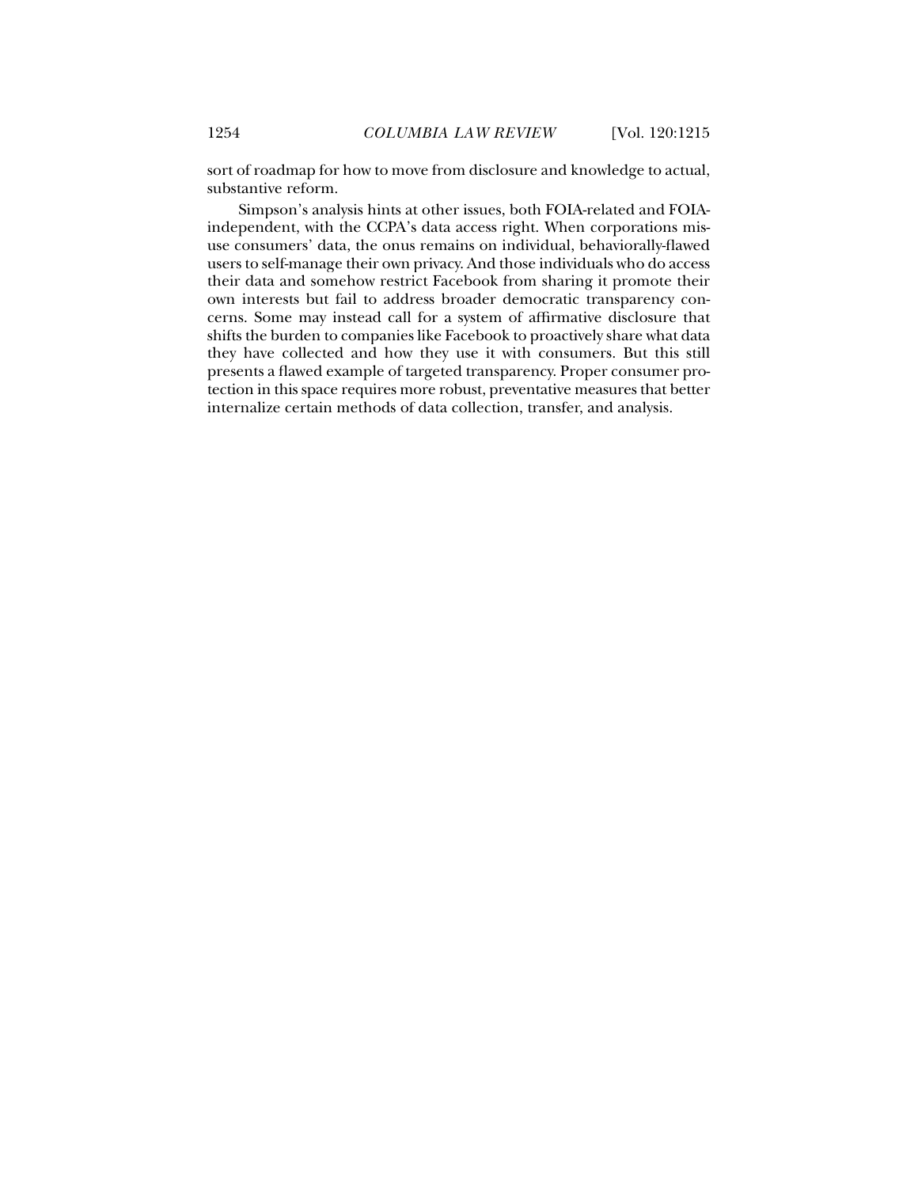sort of roadmap for how to move from disclosure and knowledge to actual, substantive reform.

Simpson's analysis hints at other issues, both FOIA-related and FOIA-independent, with the CCPA's data access right. When corporations misuse consumers' data, the onus remains on individual, behaviorally-flawed users to self-manage their own privacy. And those individuals who do access their data and somehow restrict Facebook from sharing it promote their own interests but fail to address broader democratic transparency concerns. Some may instead call for a system of affirmative disclosure that shifts the burden to companies like Facebook to proactively share what data they have collected and how they use it with consumers. But this still presents a flawed example of targeted transparency. Proper consumer protection in this space requires more robust, preventative measures that better internalize certain methods of data collection, transfer, and analysis.